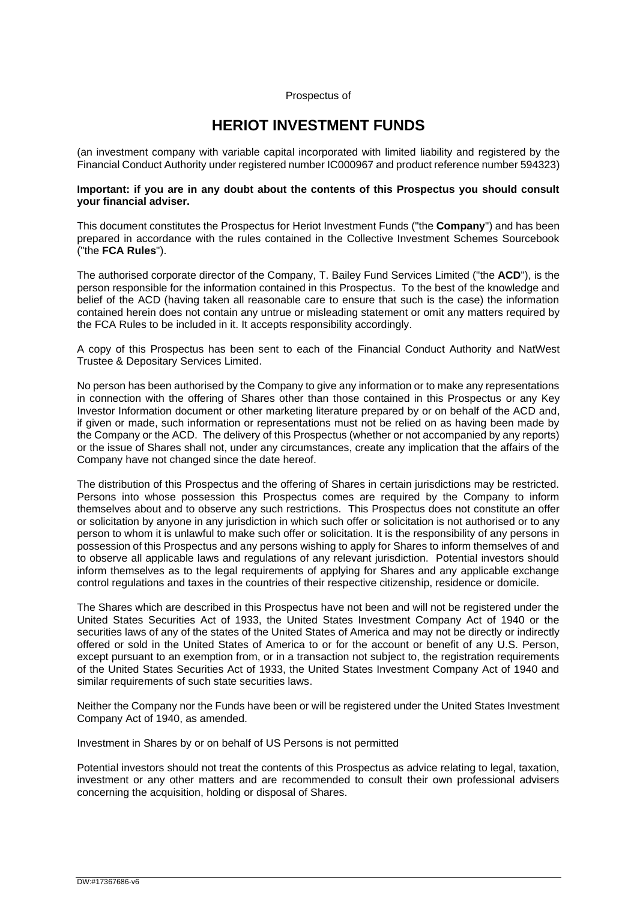Prospectus of

# HERIOT INVESTMENT FUNDS

(an investment company with variable capital incorporated with limited liability and registered by the Financial Conduct Authority under registered number IC000967 and product reference number 594323)

**Important: if you are in any doubt about the contents of this Prospectus you should consult your financial adviser.**

This document constitutes the Prospectus for Heriot Investment Funds ("the **Company**") and has been prepared in accordance with the rules contained in the Collective Investment Schemes Sourcebook ("the **FCA Rules**").

The authorised corporate director of the Company, T. Bailey Fund Services Limited ("the **ACD**"), is the person responsible for the information contained in this Prospectus. To the best of the knowledge and belief of the ACD (having taken all reasonable care to ensure that such is the case) the information contained herein does not contain any untrue or misleading statement or omit any matters required by the FCA Rules to be included in it. It accepts responsibility accordingly.

A copy of this Prospectus has been sent to each of the Financial Conduct Authority and NatWest Trustee & Depositary Services Limited.

No person has been authorised by the Company to give any information or to make any representations in connection with the offering of Shares other than those contained in this Prospectus or any Key Investor Information document or other marketing literature prepared by or on behalf of the ACD and, if given or made, such information or representations must not be relied on as having been made by the Company or the ACD. The delivery of this Prospectus (whether or not accompanied by any reports) or the issue of Shares shall not, under any circumstances, create any implication that the affairs of the Company have not changed since the date hereof.

The distribution of this Prospectus and the offering of Shares in certain jurisdictions may be restricted. Persons into whose possession this Prospectus comes are required by the Company to inform themselves about and to observe any such restrictions. This Prospectus does not constitute an offer or solicitation by anyone in any jurisdiction in which such offer or solicitation is not authorised or to any person to whom it is unlawful to make such offer or solicitation. It is the responsibility of any persons in possession of this Prospectus and any persons wishing to apply for Shares to inform themselves of and to observe all applicable laws and regulations of any relevant jurisdiction. Potential investors should inform themselves as to the legal requirements of applying for Shares and any applicable exchange control regulations and taxes in the countries of their respective citizenship, residence or domicile.

The Shares which are described in this Prospectus have not been and will not be registered under the United States Securities Act of 1933, the United States Investment Company Act of 1940 or the securities laws of any of the states of the United States of America and may not be directly or indirectly offered or sold in the United States of America to or for the account or benefit of any U.S. Person, except pursuant to an exemption from, or in a transaction not subject to, the registration requirements of the United States Securities Act of 1933, the United States Investment Company Act of 1940 and similar requirements of such state securities laws.

Neither the Company nor the Funds have been or will be registered under the United States Investment Company Act of 1940, as amended.

Investment in Shares by or on behalf of US Persons is not permitted

Potential investors should not treat the contents of this Prospectus as advice relating to legal, taxation, investment or any other matters and are recommended to consult their own professional advisers concerning the acquisition, holding or disposal of Shares.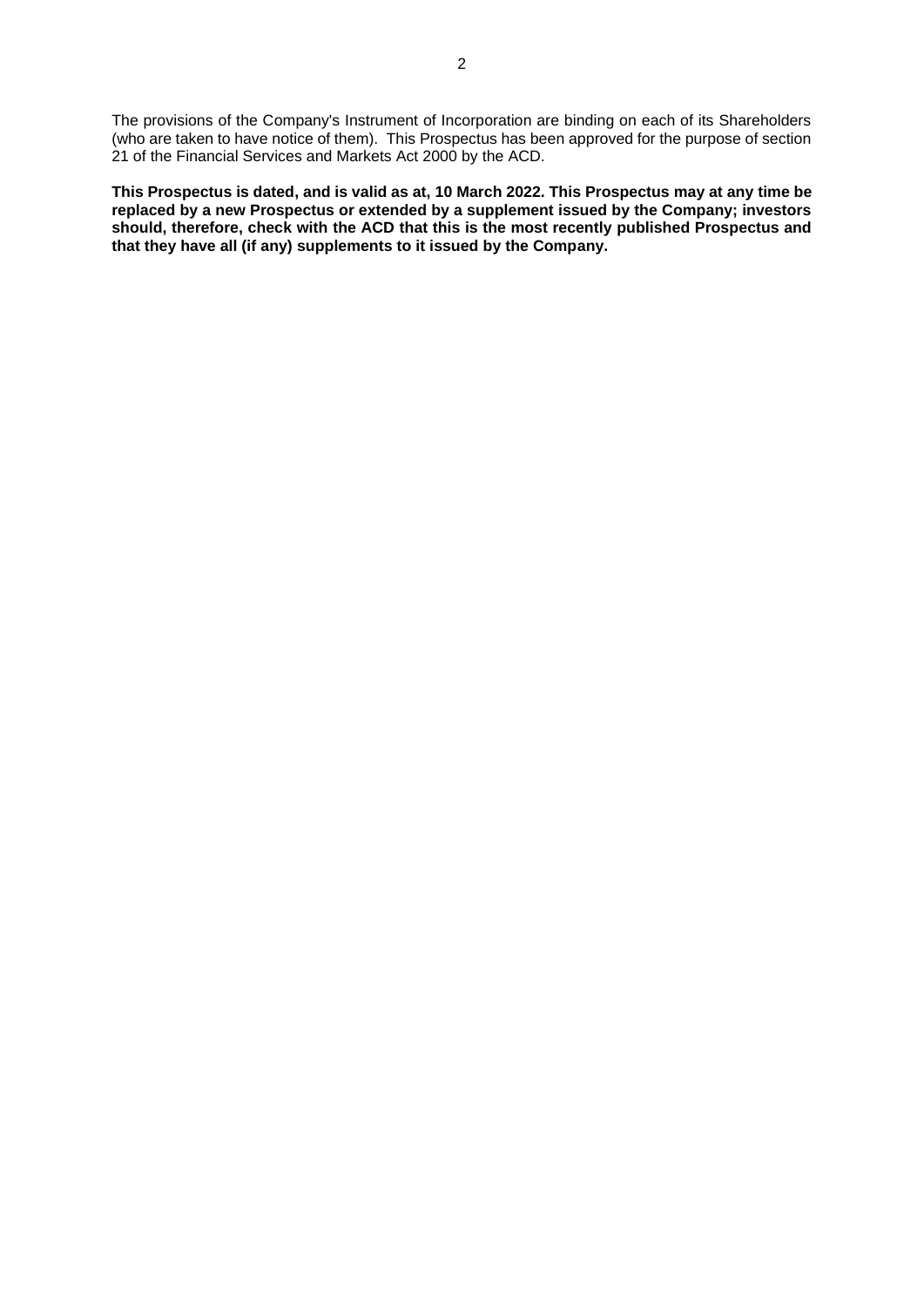The provisions of the Company's Instrument of Incorporation are binding on each of its Shareholders (who are taken to have notice of them). This Prospectus has been approved for the purpose of section 21 of the Financial Services and Markets Act 2000 by the ACD.

**This Prospectus is dated, and is valid as at, 10 March 2022. This Prospectus may at any time be replaced by a new Prospectus or extended by a supplement issued by the Company; investors should, therefore, check with the ACD that this is the most recently published Prospectus and that they have all (if any) supplements to it issued by the Company.**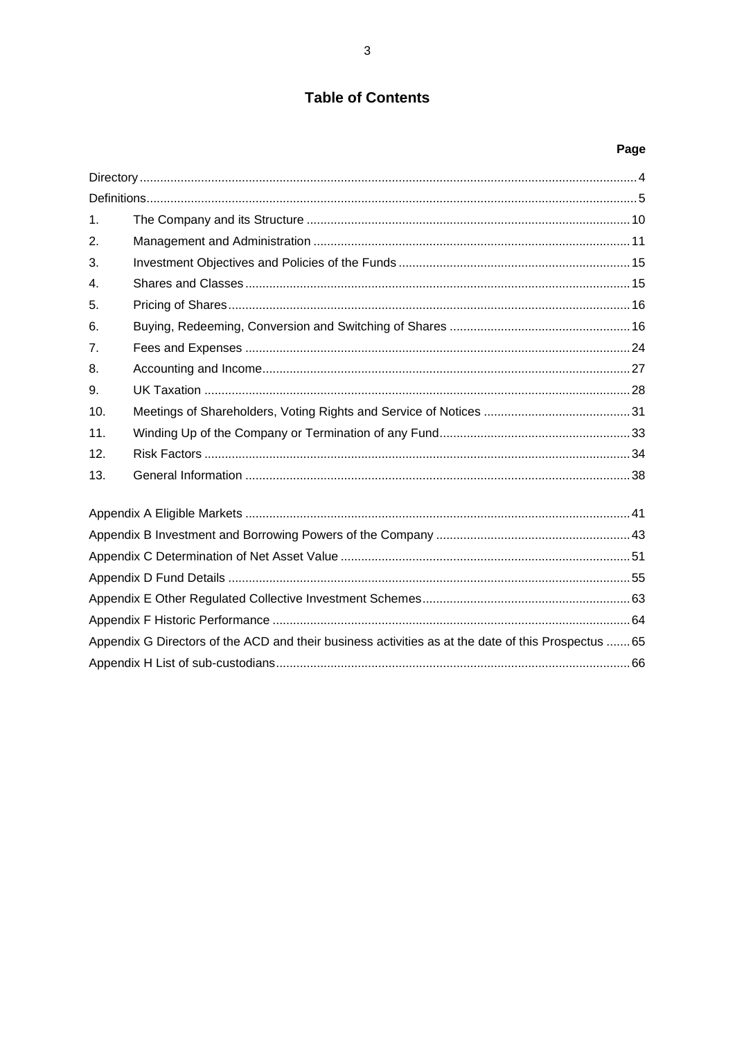# Table of Contents

| | | Page |
|---|---|---|
| Directory | | 4 |
| Definitions | | 5 |
| 1. | The Company and its Structure | 10 |
| 2. | Management and Administration | 11 |
| 3. | Investment Objectives and Policies of the Funds | 15 |
| 4. | Shares and Classes | 15 |
| 5. | Pricing of Shares | 16 |
| 6. | Buying, Redeeming, Conversion and Switching of Shares | 16 |
| 7. | Fees and Expenses | 24 |
| 8. | Accounting and Income | 27 |
| 9. | UK Taxation | 28 |
| 10. | Meetings of Shareholders, Voting Rights and Service of Notices | 31 |
| 11. | Winding Up of the Company or Termination of any Fund | 33 |
| 12. | Risk Factors | 34 |
| 13. | General Information | 38 |
| Appendix A Eligible Markets | | 41 |
| Appendix B Investment and Borrowing Powers of the Company | | 43 |
| Appendix C Determination of Net Asset Value | | 51 |
| Appendix D Fund Details | | 55 |
| Appendix E Other Regulated Collective Investment Schemes | | 63 |
| Appendix F Historic Performance | | 64 |
| Appendix G Directors of the ACD and their business activities as at the date of this Prospectus | | 65 |
| Appendix H List of sub-custodians | | 66 |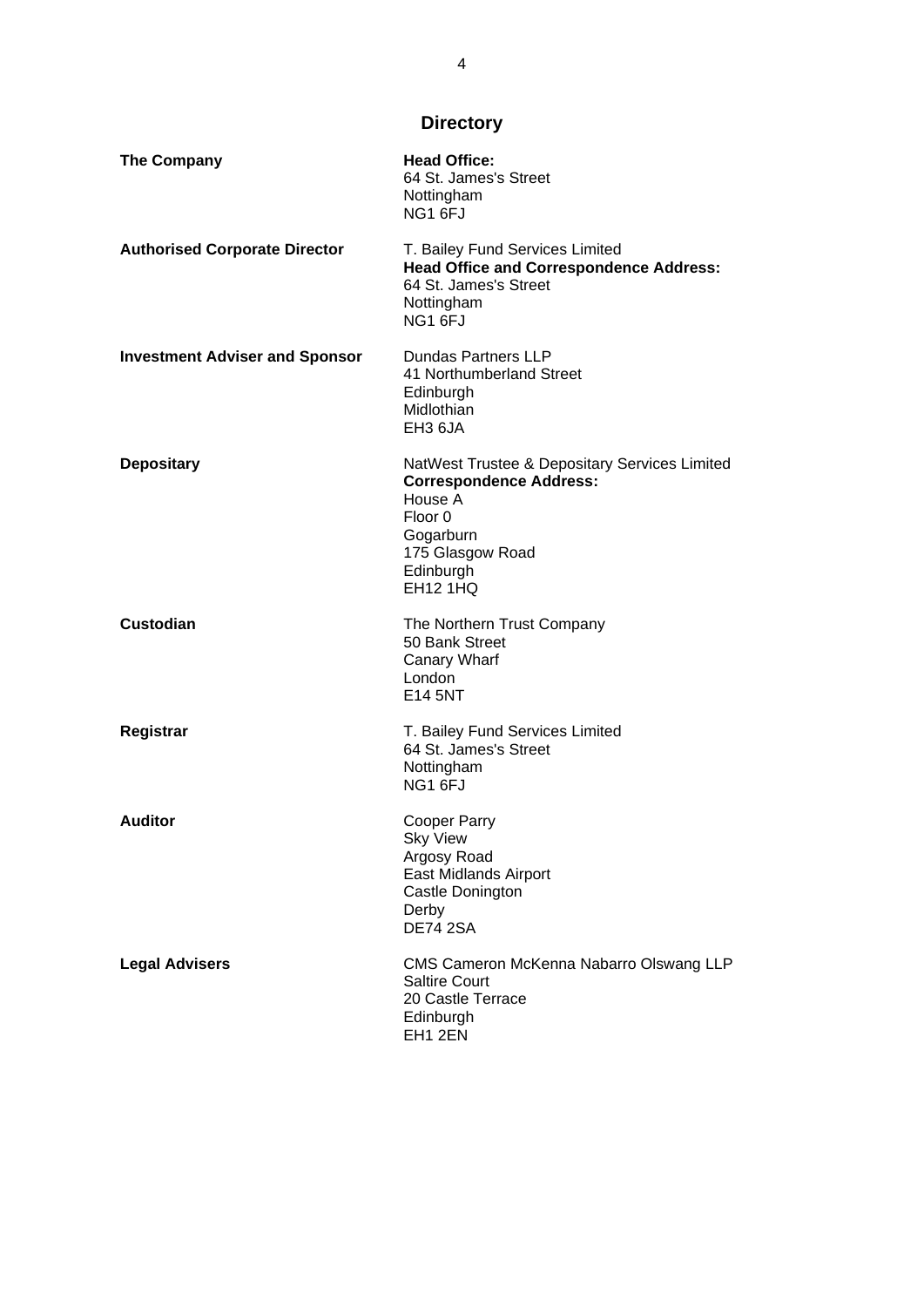# Directory

**The Company**

**Head Office:**
64 St. James's Street
Nottingham
NG1 6FJ

**Authorised Corporate Director**

T. Bailey Fund Services Limited
**Head Office and Correspondence Address:**
64 St. James's Street
Nottingham
NG1 6FJ

**Investment Adviser and Sponsor**

Dundas Partners LLP
41 Northumberland Street
Edinburgh
Midlothian
EH3 6JA

**Depositary**

NatWest Trustee & Depositary Services Limited
**Correspondence Address:**
House A
Floor 0
Gogarburn
175 Glasgow Road
Edinburgh
EH12 1HQ

**Custodian**

The Northern Trust Company
50 Bank Street
Canary Wharf
London
E14 5NT

**Registrar**

T. Bailey Fund Services Limited
64 St. James's Street
Nottingham
NG1 6FJ

**Auditor**

Cooper Parry
Sky View
Argosy Road
East Midlands Airport
Castle Donington
Derby
DE74 2SA

**Legal Advisers**

CMS Cameron McKenna Nabarro Olswang LLP
Saltire Court
20 Castle Terrace
Edinburgh
EH1 2EN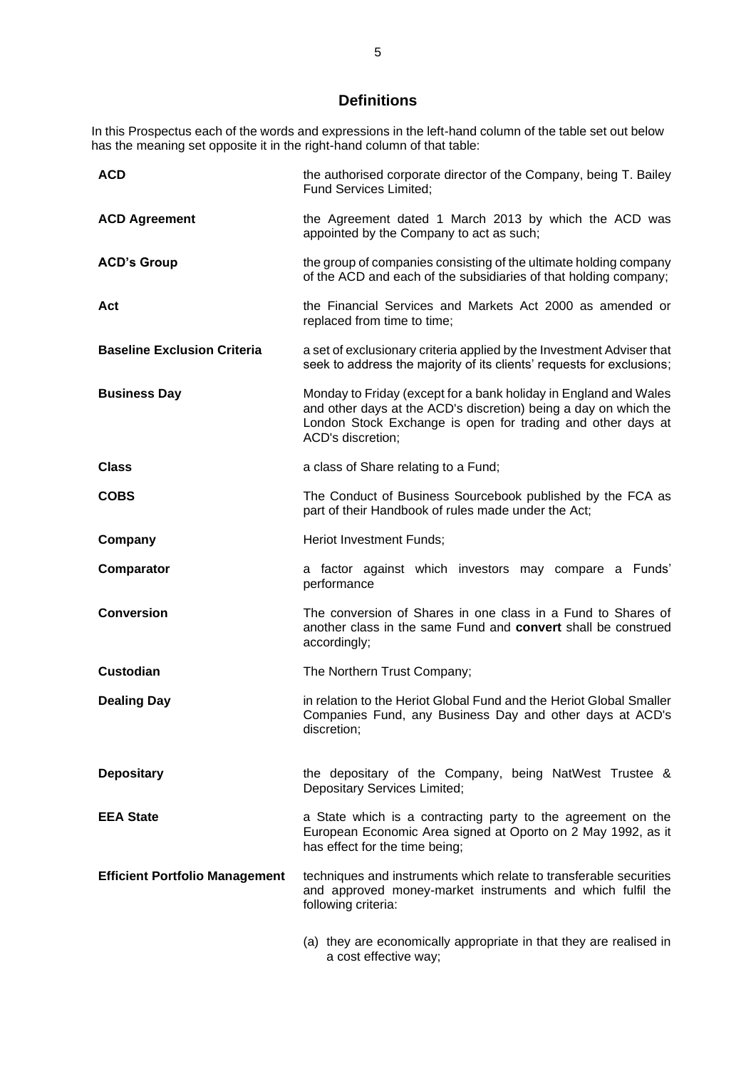# Definitions

In this Prospectus each of the words and expressions in the left-hand column of the table set out below has the meaning set opposite it in the right-hand column of that table:

| | |
|---|---|
| **ACD** | the authorised corporate director of the Company, being T. Bailey Fund Services Limited; |
| **ACD Agreement** | the Agreement dated 1 March 2013 by which the ACD was appointed by the Company to act as such; |
| **ACD's Group** | the group of companies consisting of the ultimate holding company of the ACD and each of the subsidiaries of that holding company; |
| **Act** | the Financial Services and Markets Act 2000 as amended or replaced from time to time; |
| **Baseline Exclusion Criteria** | a set of exclusionary criteria applied by the Investment Adviser that seek to address the majority of its clients' requests for exclusions; |
| **Business Day** | Monday to Friday (except for a bank holiday in England and Wales and other days at the ACD's discretion) being a day on which the London Stock Exchange is open for trading and other days at ACD's discretion; |
| **Class** | a class of Share relating to a Fund; |
| **COBS** | The Conduct of Business Sourcebook published by the FCA as part of their Handbook of rules made under the Act; |
| **Company** | Heriot Investment Funds; |
| **Comparator** | a factor against which investors may compare a Funds' performance |
| **Conversion** | The conversion of Shares in one class in a Fund to Shares of another class in the same Fund and **convert** shall be construed accordingly; |
| **Custodian** | The Northern Trust Company; |
| **Dealing Day** | in relation to the Heriot Global Fund and the Heriot Global Smaller Companies Fund, any Business Day and other days at ACD's discretion; |
| **Depositary** | the depositary of the Company, being NatWest Trustee & Depositary Services Limited; |
| **EEA State** | a State which is a contracting party to the agreement on the European Economic Area signed at Oporto on 2 May 1992, as it has effect for the time being; |
| **Efficient Portfolio Management** | techniques and instruments which relate to transferable securities and approved money-market instruments and which fulfil the following criteria:<br><br>(a) they are economically appropriate in that they are realised in a cost effective way; |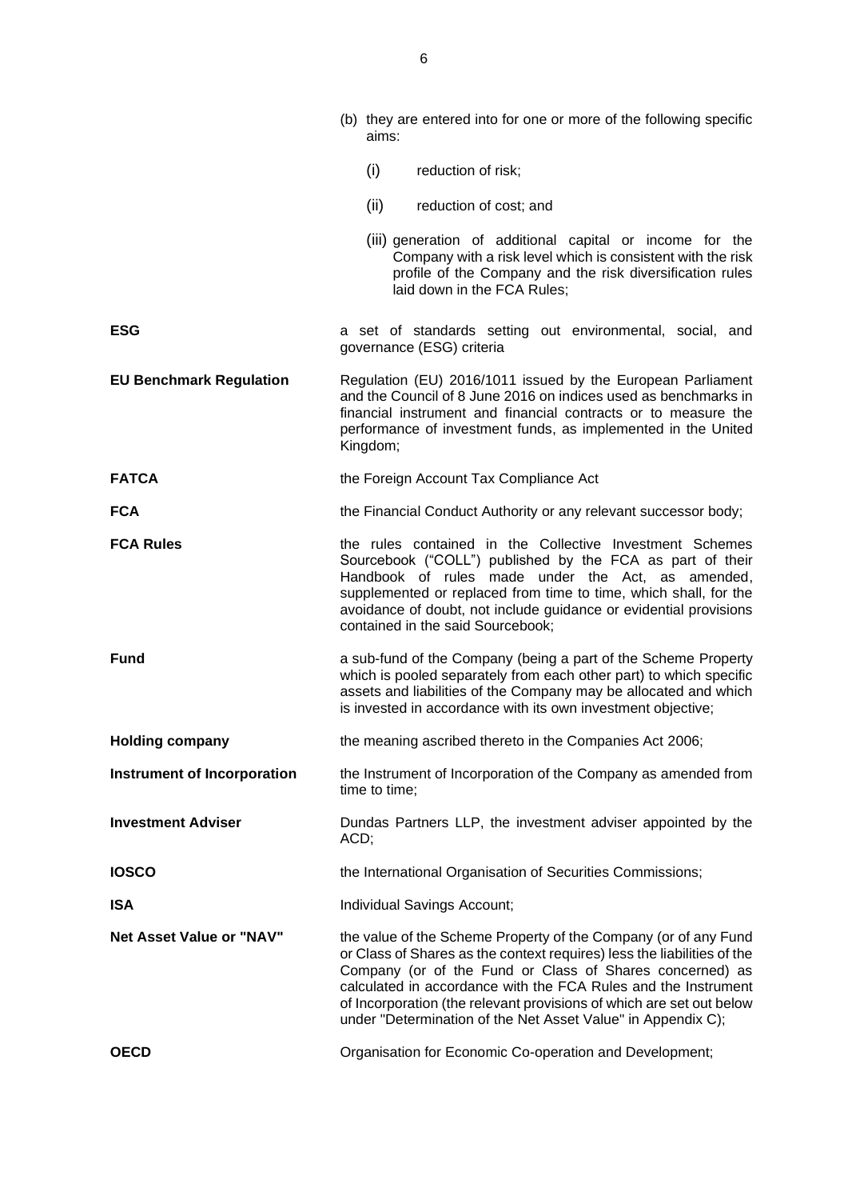(b) they are entered into for one or more of the following specific aims:

   (i) reduction of risk;

   (ii) reduction of cost; and

   (iii) generation of additional capital or income for the Company with a risk level which is consistent with the risk profile of the Company and the risk diversification rules laid down in the FCA Rules;

| | |
|---|---|
| **ESG** | a set of standards setting out environmental, social, and governance (ESG) criteria |
| **EU Benchmark Regulation** | Regulation (EU) 2016/1011 issued by the European Parliament and the Council of 8 June 2016 on indices used as benchmarks in financial instrument and financial contracts or to measure the performance of investment funds, as implemented in the United Kingdom; |
| **FATCA** | the Foreign Account Tax Compliance Act |
| **FCA** | the Financial Conduct Authority or any relevant successor body; |
| **FCA Rules** | the rules contained in the Collective Investment Schemes Sourcebook ("COLL") published by the FCA as part of their Handbook of rules made under the Act, as amended, supplemented or replaced from time to time, which shall, for the avoidance of doubt, not include guidance or evidential provisions contained in the said Sourcebook; |
| **Fund** | a sub-fund of the Company (being a part of the Scheme Property which is pooled separately from each other part) to which specific assets and liabilities of the Company may be allocated and which is invested in accordance with its own investment objective; |
| **Holding company** | the meaning ascribed thereto in the Companies Act 2006; |
| **Instrument of Incorporation** | the Instrument of Incorporation of the Company as amended from time to time; |
| **Investment Adviser** | Dundas Partners LLP, the investment adviser appointed by the ACD; |
| **IOSCO** | the International Organisation of Securities Commissions; |
| **ISA** | Individual Savings Account; |
| **Net Asset Value or "NAV"** | the value of the Scheme Property of the Company (or of any Fund or Class of Shares as the context requires) less the liabilities of the Company (or of the Fund or Class of Shares concerned) as calculated in accordance with the FCA Rules and the Instrument of Incorporation (the relevant provisions of which are set out below under "Determination of the Net Asset Value" in Appendix C); |
| **OECD** | Organisation for Economic Co-operation and Development; |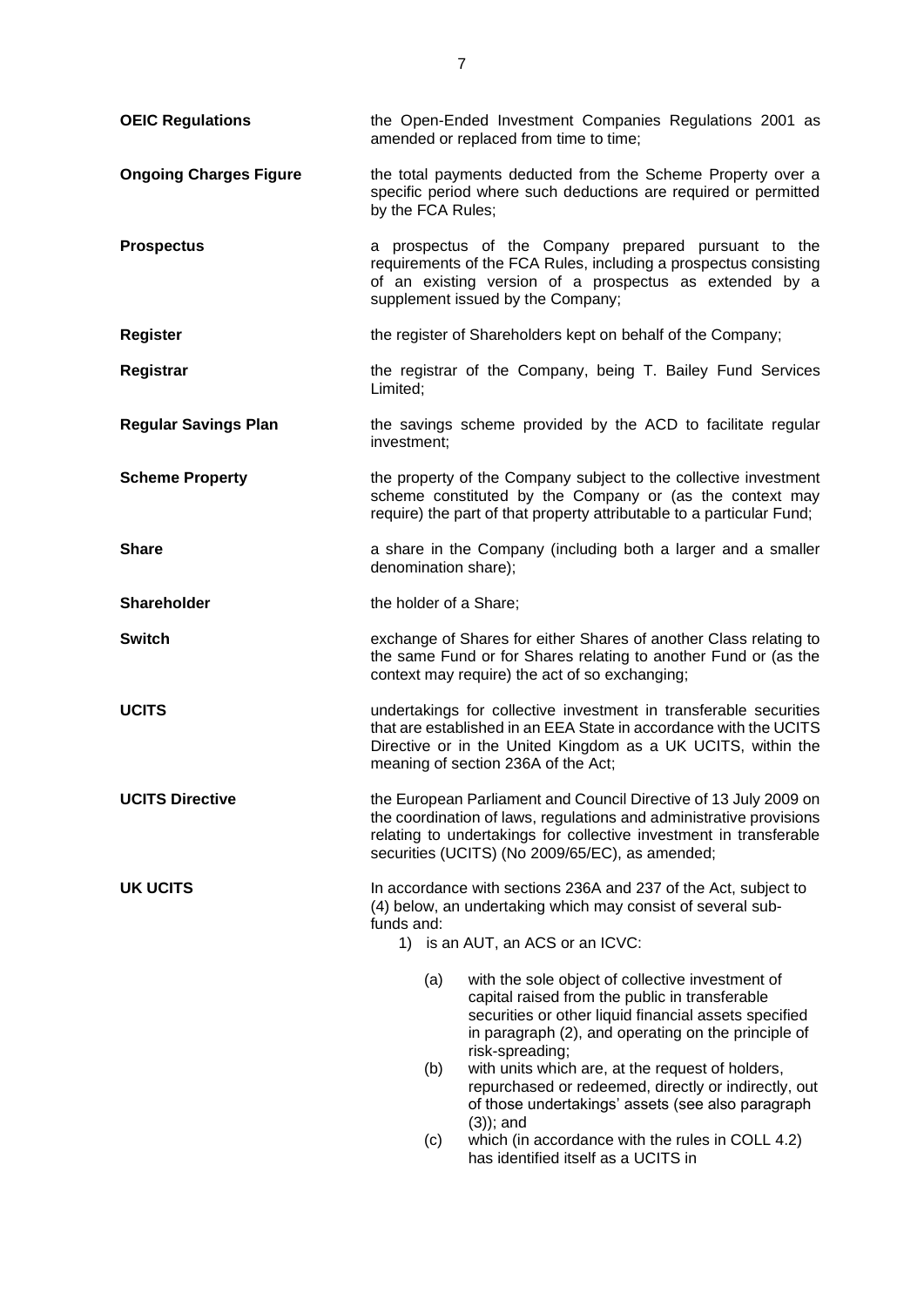**OEIC Regulations** — the Open-Ended Investment Companies Regulations 2001 as amended or replaced from time to time;

**Ongoing Charges Figure** — the total payments deducted from the Scheme Property over a specific period where such deductions are required or permitted by the FCA Rules;

**Prospectus** — a prospectus of the Company prepared pursuant to the requirements of the FCA Rules, including a prospectus consisting of an existing version of a prospectus as extended by a supplement issued by the Company;

**Register** — the register of Shareholders kept on behalf of the Company;

**Registrar** — the registrar of the Company, being T. Bailey Fund Services Limited;

**Regular Savings Plan** — the savings scheme provided by the ACD to facilitate regular investment;

**Scheme Property** — the property of the Company subject to the collective investment scheme constituted by the Company or (as the context may require) the part of that property attributable to a particular Fund;

**Share** — a share in the Company (including both a larger and a smaller denomination share);

**Shareholder** — the holder of a Share;

**Switch** — exchange of Shares for either Shares of another Class relating to the same Fund or for Shares relating to another Fund or (as the context may require) the act of so exchanging;

**UCITS** — undertakings for collective investment in transferable securities that are established in an EEA State in accordance with the UCITS Directive or in the United Kingdom as a UK UCITS, within the meaning of section 236A of the Act;

**UCITS Directive** — the European Parliament and Council Directive of 13 July 2009 on the coordination of laws, regulations and administrative provisions relating to undertakings for collective investment in transferable securities (UCITS) (No 2009/65/EC), as amended;

**UK UCITS** — In accordance with sections 236A and 237 of the Act, subject to (4) below, an undertaking which may consist of several sub-funds and:

1) is an AUT, an ACS or an ICVC:

   (a) with the sole object of collective investment of capital raised from the public in transferable securities or other liquid financial assets specified in paragraph (2), and operating on the principle of risk-spreading;

   (b) with units which are, at the request of holders, repurchased or redeemed, directly or indirectly, out of those undertakings' assets (see also paragraph (3)); and

   (c) which (in accordance with the rules in COLL 4.2) has identified itself as a UCITS in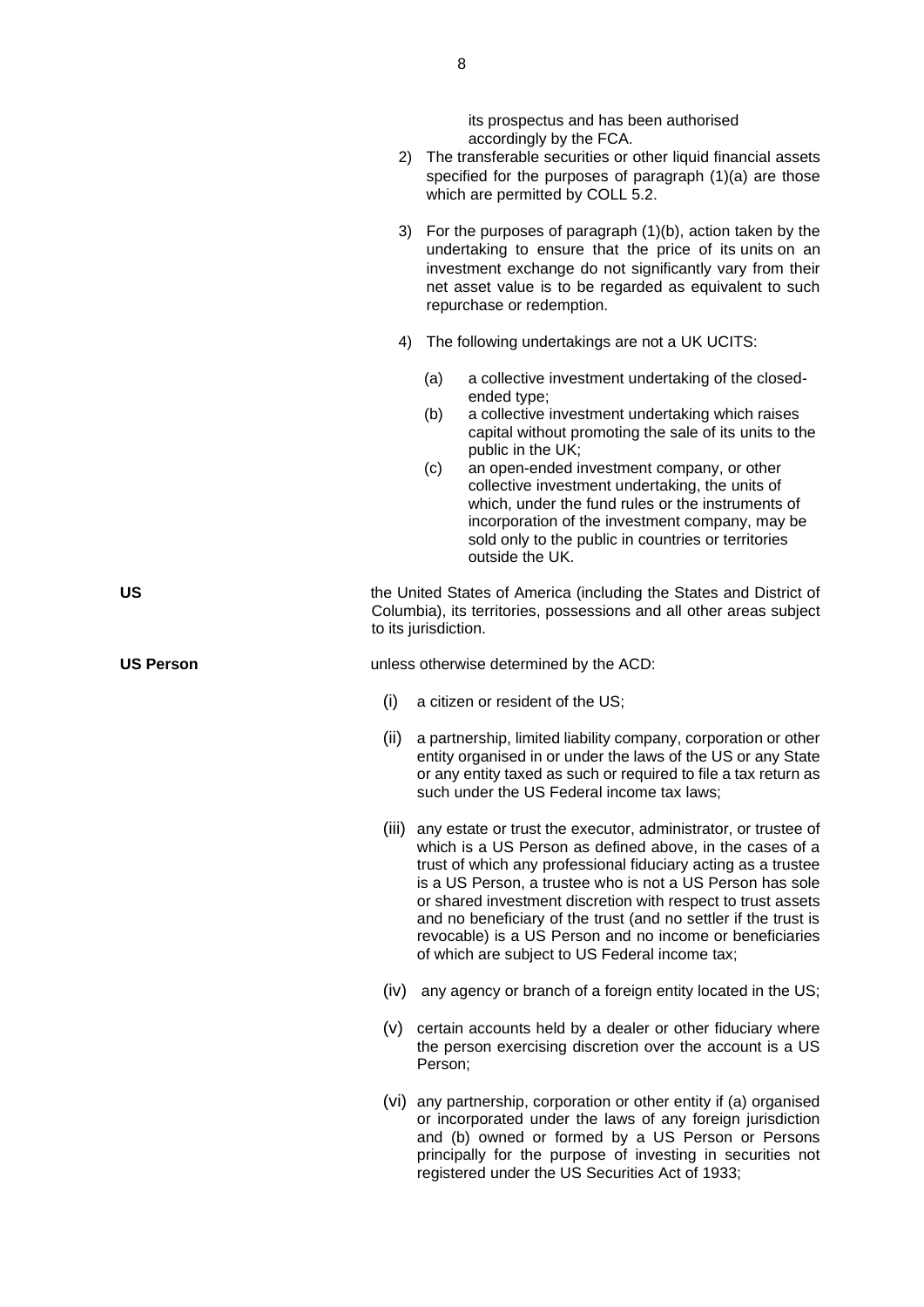its prospectus and has been authorised accordingly by the FCA.

2) The transferable securities or other liquid financial assets specified for the purposes of paragraph (1)(a) are those which are permitted by COLL 5.2.

3) For the purposes of paragraph (1)(b), action taken by the undertaking to ensure that the price of its units on an investment exchange do not significantly vary from their net asset value is to be regarded as equivalent to such repurchase or redemption.

4) The following undertakings are not a UK UCITS:

   (a) a collective investment undertaking of the closed-ended type;
   (b) a collective investment undertaking which raises capital without promoting the sale of its units to the public in the UK;
   (c) an open-ended investment company, or other collective investment undertaking, the units of which, under the fund rules or the instruments of incorporation of the investment company, may be sold only to the public in countries or territories outside the UK.

**US** — the United States of America (including the States and District of Columbia), its territories, possessions and all other areas subject to its jurisdiction.

**US Person** — unless otherwise determined by the ACD:

(i) a citizen or resident of the US;

(ii) a partnership, limited liability company, corporation or other entity organised in or under the laws of the US or any State or any entity taxed as such or required to file a tax return as such under the US Federal income tax laws;

(iii) any estate or trust the executor, administrator, or trustee of which is a US Person as defined above, in the cases of a trust of which any professional fiduciary acting as a trustee is a US Person, a trustee who is not a US Person has sole or shared investment discretion with respect to trust assets and no beneficiary of the trust (and no settler if the trust is revocable) is a US Person and no income or beneficiaries of which are subject to US Federal income tax;

(iv) any agency or branch of a foreign entity located in the US;

(v) certain accounts held by a dealer or other fiduciary where the person exercising discretion over the account is a US Person;

(vi) any partnership, corporation or other entity if (a) organised or incorporated under the laws of any foreign jurisdiction and (b) owned or formed by a US Person or Persons principally for the purpose of investing in securities not registered under the US Securities Act of 1933;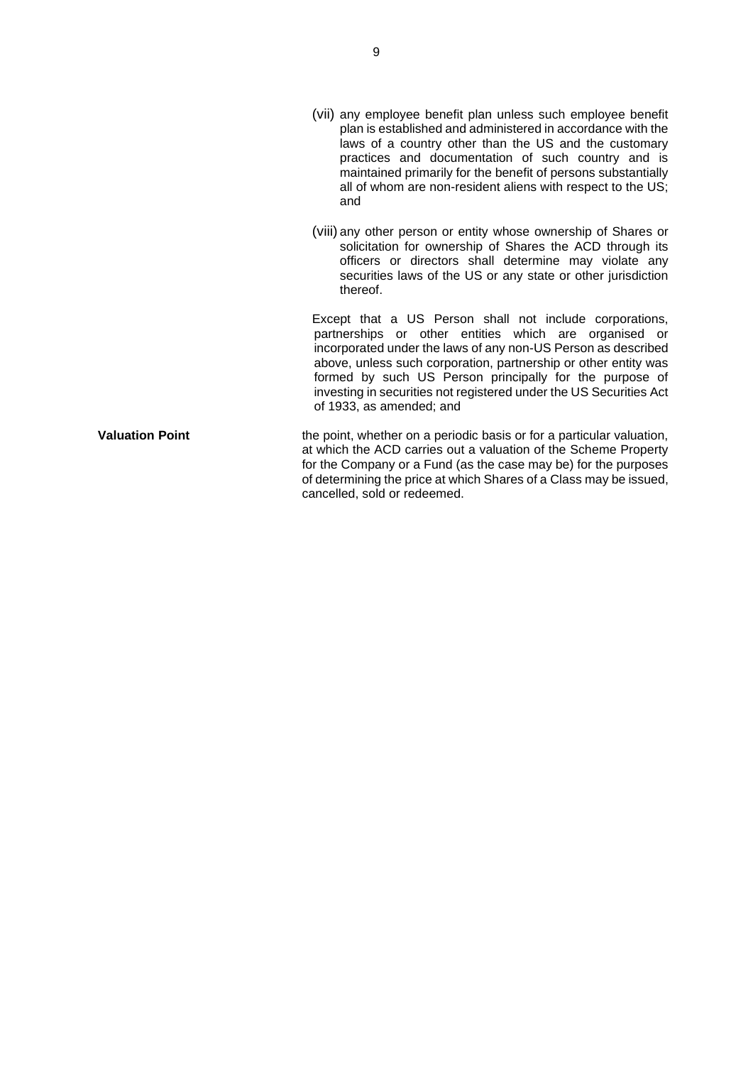(vii) any employee benefit plan unless such employee benefit plan is established and administered in accordance with the laws of a country other than the US and the customary practices and documentation of such country and is maintained primarily for the benefit of persons substantially all of whom are non-resident aliens with respect to the US; and

(viii) any other person or entity whose ownership of Shares or solicitation for ownership of Shares the ACD through its officers or directors shall determine may violate any securities laws of the US or any state or other jurisdiction thereof.

Except that a US Person shall not include corporations, partnerships or other entities which are organised or incorporated under the laws of any non-US Person as described above, unless such corporation, partnership or other entity was formed by such US Person principally for the purpose of investing in securities not registered under the US Securities Act of 1933, as amended; and

**Valuation Point** the point, whether on a periodic basis or for a particular valuation, at which the ACD carries out a valuation of the Scheme Property for the Company or a Fund (as the case may be) for the purposes of determining the price at which Shares of a Class may be issued, cancelled, sold or redeemed.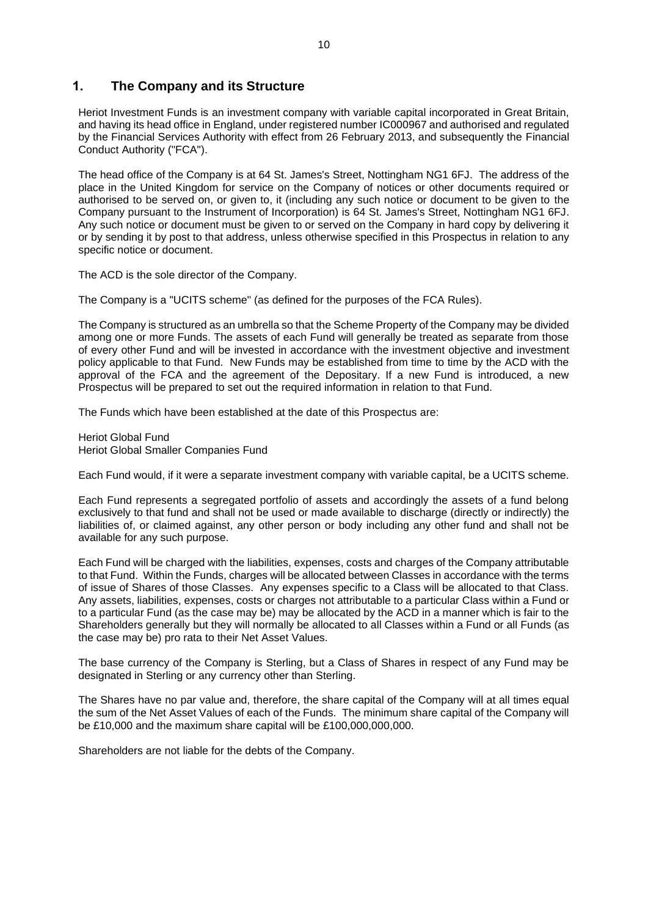## 1. The Company and its Structure

Heriot Investment Funds is an investment company with variable capital incorporated in Great Britain, and having its head office in England, under registered number IC000967 and authorised and regulated by the Financial Services Authority with effect from 26 February 2013, and subsequently the Financial Conduct Authority ("FCA").

The head office of the Company is at 64 St. James's Street, Nottingham NG1 6FJ. The address of the place in the United Kingdom for service on the Company of notices or other documents required or authorised to be served on, or given to, it (including any such notice or document to be given to the Company pursuant to the Instrument of Incorporation) is 64 St. James's Street, Nottingham NG1 6FJ. Any such notice or document must be given to or served on the Company in hard copy by delivering it or by sending it by post to that address, unless otherwise specified in this Prospectus in relation to any specific notice or document.

The ACD is the sole director of the Company.

The Company is a "UCITS scheme" (as defined for the purposes of the FCA Rules).

The Company is structured as an umbrella so that the Scheme Property of the Company may be divided among one or more Funds. The assets of each Fund will generally be treated as separate from those of every other Fund and will be invested in accordance with the investment objective and investment policy applicable to that Fund. New Funds may be established from time to time by the ACD with the approval of the FCA and the agreement of the Depositary. If a new Fund is introduced, a new Prospectus will be prepared to set out the required information in relation to that Fund.

The Funds which have been established at the date of this Prospectus are:

Heriot Global Fund
Heriot Global Smaller Companies Fund

Each Fund would, if it were a separate investment company with variable capital, be a UCITS scheme.

Each Fund represents a segregated portfolio of assets and accordingly the assets of a fund belong exclusively to that fund and shall not be used or made available to discharge (directly or indirectly) the liabilities of, or claimed against, any other person or body including any other fund and shall not be available for any such purpose.

Each Fund will be charged with the liabilities, expenses, costs and charges of the Company attributable to that Fund. Within the Funds, charges will be allocated between Classes in accordance with the terms of issue of Shares of those Classes. Any expenses specific to a Class will be allocated to that Class. Any assets, liabilities, expenses, costs or charges not attributable to a particular Class within a Fund or to a particular Fund (as the case may be) may be allocated by the ACD in a manner which is fair to the Shareholders generally but they will normally be allocated to all Classes within a Fund or all Funds (as the case may be) pro rata to their Net Asset Values.

The base currency of the Company is Sterling, but a Class of Shares in respect of any Fund may be designated in Sterling or any currency other than Sterling.

The Shares have no par value and, therefore, the share capital of the Company will at all times equal the sum of the Net Asset Values of each of the Funds. The minimum share capital of the Company will be £10,000 and the maximum share capital will be £100,000,000,000.

Shareholders are not liable for the debts of the Company.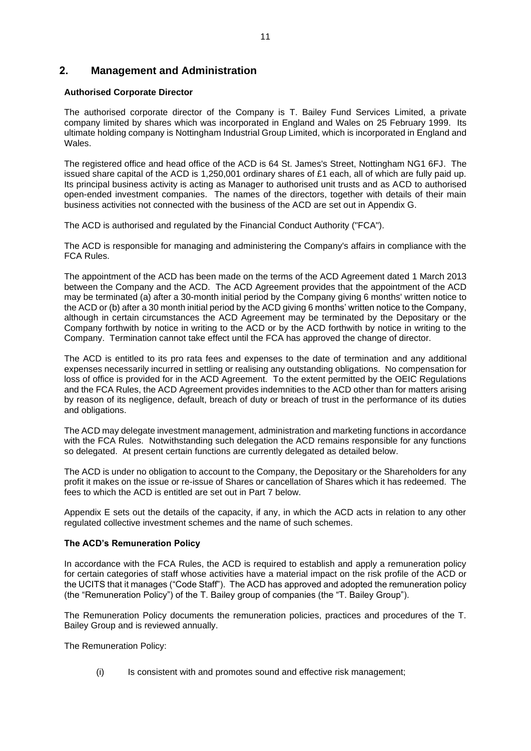## 2. Management and Administration

**Authorised Corporate Director**

The authorised corporate director of the Company is T. Bailey Fund Services Limited, a private company limited by shares which was incorporated in England and Wales on 25 February 1999. Its ultimate holding company is Nottingham Industrial Group Limited, which is incorporated in England and Wales.

The registered office and head office of the ACD is 64 St. James's Street, Nottingham NG1 6FJ. The issued share capital of the ACD is 1,250,001 ordinary shares of £1 each, all of which are fully paid up. Its principal business activity is acting as Manager to authorised unit trusts and as ACD to authorised open-ended investment companies. The names of the directors, together with details of their main business activities not connected with the business of the ACD are set out in Appendix G.

The ACD is authorised and regulated by the Financial Conduct Authority ("FCA").

The ACD is responsible for managing and administering the Company's affairs in compliance with the FCA Rules.

The appointment of the ACD has been made on the terms of the ACD Agreement dated 1 March 2013 between the Company and the ACD. The ACD Agreement provides that the appointment of the ACD may be terminated (a) after a 30-month initial period by the Company giving 6 months' written notice to the ACD or (b) after a 30 month initial period by the ACD giving 6 months' written notice to the Company, although in certain circumstances the ACD Agreement may be terminated by the Depositary or the Company forthwith by notice in writing to the ACD or by the ACD forthwith by notice in writing to the Company. Termination cannot take effect until the FCA has approved the change of director.

The ACD is entitled to its pro rata fees and expenses to the date of termination and any additional expenses necessarily incurred in settling or realising any outstanding obligations. No compensation for loss of office is provided for in the ACD Agreement. To the extent permitted by the OEIC Regulations and the FCA Rules, the ACD Agreement provides indemnities to the ACD other than for matters arising by reason of its negligence, default, breach of duty or breach of trust in the performance of its duties and obligations.

The ACD may delegate investment management, administration and marketing functions in accordance with the FCA Rules. Notwithstanding such delegation the ACD remains responsible for any functions so delegated. At present certain functions are currently delegated as detailed below.

The ACD is under no obligation to account to the Company, the Depositary or the Shareholders for any profit it makes on the issue or re-issue of Shares or cancellation of Shares which it has redeemed. The fees to which the ACD is entitled are set out in Part 7 below.

Appendix E sets out the details of the capacity, if any, in which the ACD acts in relation to any other regulated collective investment schemes and the name of such schemes.

**The ACD's Remuneration Policy**

In accordance with the FCA Rules, the ACD is required to establish and apply a remuneration policy for certain categories of staff whose activities have a material impact on the risk profile of the ACD or the UCITS that it manages ("Code Staff"). The ACD has approved and adopted the remuneration policy (the "Remuneration Policy") of the T. Bailey group of companies (the "T. Bailey Group").

The Remuneration Policy documents the remuneration policies, practices and procedures of the T. Bailey Group and is reviewed annually.

The Remuneration Policy:

(i) Is consistent with and promotes sound and effective risk management;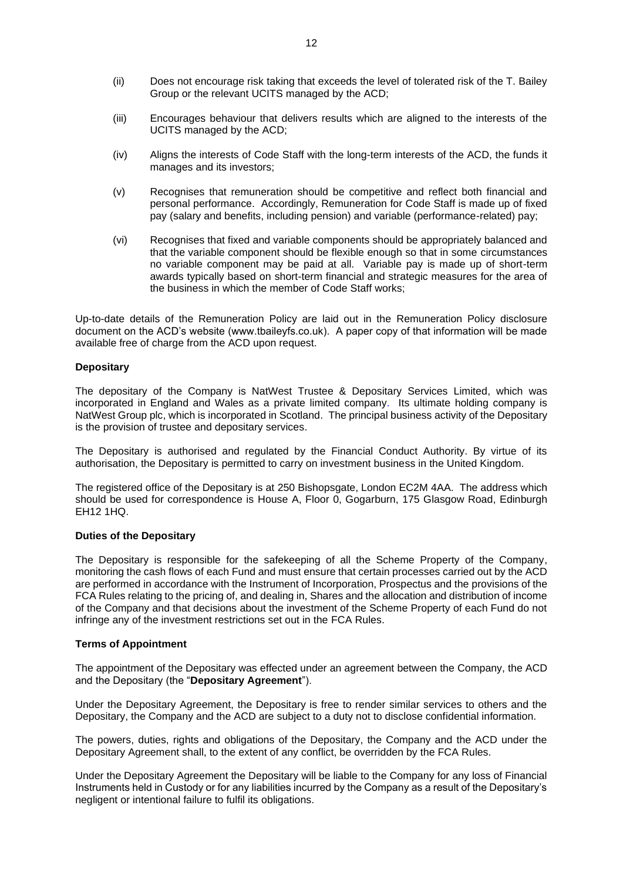(ii) Does not encourage risk taking that exceeds the level of tolerated risk of the T. Bailey Group or the relevant UCITS managed by the ACD;

(iii) Encourages behaviour that delivers results which are aligned to the interests of the UCITS managed by the ACD;

(iv) Aligns the interests of Code Staff with the long-term interests of the ACD, the funds it manages and its investors;

(v) Recognises that remuneration should be competitive and reflect both financial and personal performance. Accordingly, Remuneration for Code Staff is made up of fixed pay (salary and benefits, including pension) and variable (performance-related) pay;

(vi) Recognises that fixed and variable components should be appropriately balanced and that the variable component should be flexible enough so that in some circumstances no variable component may be paid at all. Variable pay is made up of short-term awards typically based on short-term financial and strategic measures for the area of the business in which the member of Code Staff works;

Up-to-date details of the Remuneration Policy are laid out in the Remuneration Policy disclosure document on the ACD's website (www.tbaileyfs.co.uk). A paper copy of that information will be made available free of charge from the ACD upon request.

**Depositary**

The depositary of the Company is NatWest Trustee & Depositary Services Limited, which was incorporated in England and Wales as a private limited company. Its ultimate holding company is NatWest Group plc, which is incorporated in Scotland. The principal business activity of the Depositary is the provision of trustee and depositary services.

The Depositary is authorised and regulated by the Financial Conduct Authority. By virtue of its authorisation, the Depositary is permitted to carry on investment business in the United Kingdom.

The registered office of the Depositary is at 250 Bishopsgate, London EC2M 4AA. The address which should be used for correspondence is House A, Floor 0, Gogarburn, 175 Glasgow Road, Edinburgh EH12 1HQ.

**Duties of the Depositary**

The Depositary is responsible for the safekeeping of all the Scheme Property of the Company, monitoring the cash flows of each Fund and must ensure that certain processes carried out by the ACD are performed in accordance with the Instrument of Incorporation, Prospectus and the provisions of the FCA Rules relating to the pricing of, and dealing in, Shares and the allocation and distribution of income of the Company and that decisions about the investment of the Scheme Property of each Fund do not infringe any of the investment restrictions set out in the FCA Rules.

**Terms of Appointment**

The appointment of the Depositary was effected under an agreement between the Company, the ACD and the Depositary (the "**Depositary Agreement**").

Under the Depositary Agreement, the Depositary is free to render similar services to others and the Depositary, the Company and the ACD are subject to a duty not to disclose confidential information.

The powers, duties, rights and obligations of the Depositary, the Company and the ACD under the Depositary Agreement shall, to the extent of any conflict, be overridden by the FCA Rules.

Under the Depositary Agreement the Depositary will be liable to the Company for any loss of Financial Instruments held in Custody or for any liabilities incurred by the Company as a result of the Depositary's negligent or intentional failure to fulfil its obligations.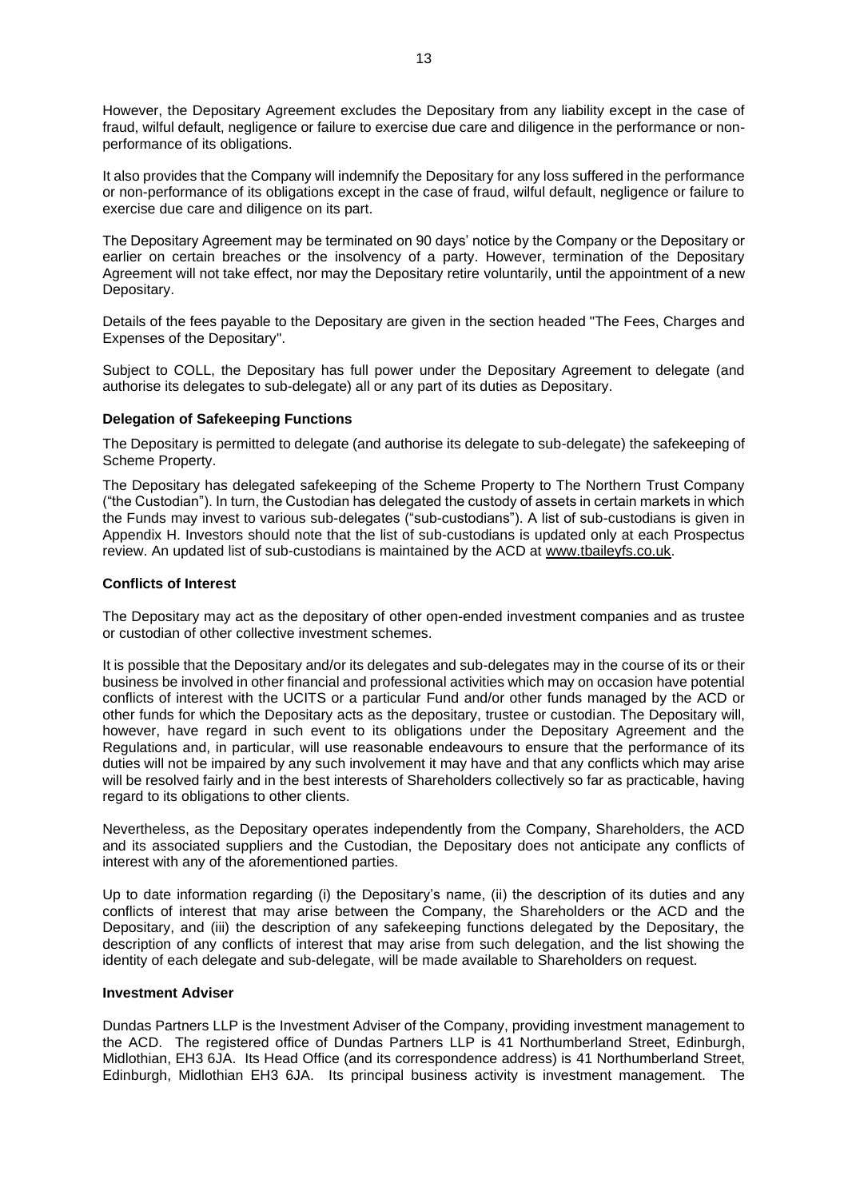However, the Depositary Agreement excludes the Depositary from any liability except in the case of fraud, wilful default, negligence or failure to exercise due care and diligence in the performance or non-performance of its obligations.

It also provides that the Company will indemnify the Depositary for any loss suffered in the performance or non-performance of its obligations except in the case of fraud, wilful default, negligence or failure to exercise due care and diligence on its part.

The Depositary Agreement may be terminated on 90 days' notice by the Company or the Depositary or earlier on certain breaches or the insolvency of a party. However, termination of the Depositary Agreement will not take effect, nor may the Depositary retire voluntarily, until the appointment of a new Depositary.

Details of the fees payable to the Depositary are given in the section headed "The Fees, Charges and Expenses of the Depositary".

Subject to COLL, the Depositary has full power under the Depositary Agreement to delegate (and authorise its delegates to sub-delegate) all or any part of its duties as Depositary.

**Delegation of Safekeeping Functions**

The Depositary is permitted to delegate (and authorise its delegate to sub-delegate) the safekeeping of Scheme Property.

The Depositary has delegated safekeeping of the Scheme Property to The Northern Trust Company ("the Custodian"). In turn, the Custodian has delegated the custody of assets in certain markets in which the Funds may invest to various sub-delegates ("sub-custodians"). A list of sub-custodians is given in Appendix H. Investors should note that the list of sub-custodians is updated only at each Prospectus review. An updated list of sub-custodians is maintained by the ACD at www.tbaileyfs.co.uk.

**Conflicts of Interest**

The Depositary may act as the depositary of other open-ended investment companies and as trustee or custodian of other collective investment schemes.

It is possible that the Depositary and/or its delegates and sub-delegates may in the course of its or their business be involved in other financial and professional activities which may on occasion have potential conflicts of interest with the UCITS or a particular Fund and/or other funds managed by the ACD or other funds for which the Depositary acts as the depositary, trustee or custodian. The Depositary will, however, have regard in such event to its obligations under the Depositary Agreement and the Regulations and, in particular, will use reasonable endeavours to ensure that the performance of its duties will not be impaired by any such involvement it may have and that any conflicts which may arise will be resolved fairly and in the best interests of Shareholders collectively so far as practicable, having regard to its obligations to other clients.

Nevertheless, as the Depositary operates independently from the Company, Shareholders, the ACD and its associated suppliers and the Custodian, the Depositary does not anticipate any conflicts of interest with any of the aforementioned parties.

Up to date information regarding (i) the Depositary's name, (ii) the description of its duties and any conflicts of interest that may arise between the Company, the Shareholders or the ACD and the Depositary, and (iii) the description of any safekeeping functions delegated by the Depositary, the description of any conflicts of interest that may arise from such delegation, and the list showing the identity of each delegate and sub-delegate, will be made available to Shareholders on request.

**Investment Adviser**

Dundas Partners LLP is the Investment Adviser of the Company, providing investment management to the ACD. The registered office of Dundas Partners LLP is 41 Northumberland Street, Edinburgh, Midlothian, EH3 6JA. Its Head Office (and its correspondence address) is 41 Northumberland Street, Edinburgh, Midlothian EH3 6JA. Its principal business activity is investment management. The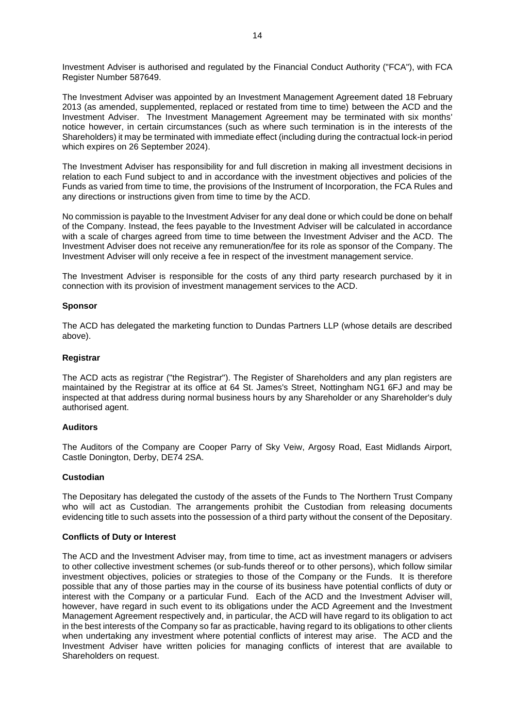Investment Adviser is authorised and regulated by the Financial Conduct Authority ("FCA"), with FCA Register Number 587649.

The Investment Adviser was appointed by an Investment Management Agreement dated 18 February 2013 (as amended, supplemented, replaced or restated from time to time) between the ACD and the Investment Adviser. The Investment Management Agreement may be terminated with six months' notice however, in certain circumstances (such as where such termination is in the interests of the Shareholders) it may be terminated with immediate effect (including during the contractual lock-in period which expires on 26 September 2024).

The Investment Adviser has responsibility for and full discretion in making all investment decisions in relation to each Fund subject to and in accordance with the investment objectives and policies of the Funds as varied from time to time, the provisions of the Instrument of Incorporation, the FCA Rules and any directions or instructions given from time to time by the ACD.

No commission is payable to the Investment Adviser for any deal done or which could be done on behalf of the Company. Instead, the fees payable to the Investment Adviser will be calculated in accordance with a scale of charges agreed from time to time between the Investment Adviser and the ACD. The Investment Adviser does not receive any remuneration/fee for its role as sponsor of the Company. The Investment Adviser will only receive a fee in respect of the investment management service.

The Investment Adviser is responsible for the costs of any third party research purchased by it in connection with its provision of investment management services to the ACD.

**Sponsor**

The ACD has delegated the marketing function to Dundas Partners LLP (whose details are described above).

**Registrar**

The ACD acts as registrar ("the Registrar"). The Register of Shareholders and any plan registers are maintained by the Registrar at its office at 64 St. James's Street, Nottingham NG1 6FJ and may be inspected at that address during normal business hours by any Shareholder or any Shareholder's duly authorised agent.

**Auditors**

The Auditors of the Company are Cooper Parry of Sky Veiw, Argosy Road, East Midlands Airport, Castle Donington, Derby, DE74 2SA.

**Custodian**

The Depositary has delegated the custody of the assets of the Funds to The Northern Trust Company who will act as Custodian. The arrangements prohibit the Custodian from releasing documents evidencing title to such assets into the possession of a third party without the consent of the Depositary.

**Conflicts of Duty or Interest**

The ACD and the Investment Adviser may, from time to time, act as investment managers or advisers to other collective investment schemes (or sub-funds thereof or to other persons), which follow similar investment objectives, policies or strategies to those of the Company or the Funds. It is therefore possible that any of those parties may in the course of its business have potential conflicts of duty or interest with the Company or a particular Fund. Each of the ACD and the Investment Adviser will, however, have regard in such event to its obligations under the ACD Agreement and the Investment Management Agreement respectively and, in particular, the ACD will have regard to its obligation to act in the best interests of the Company so far as practicable, having regard to its obligations to other clients when undertaking any investment where potential conflicts of interest may arise. The ACD and the Investment Adviser have written policies for managing conflicts of interest that are available to Shareholders on request.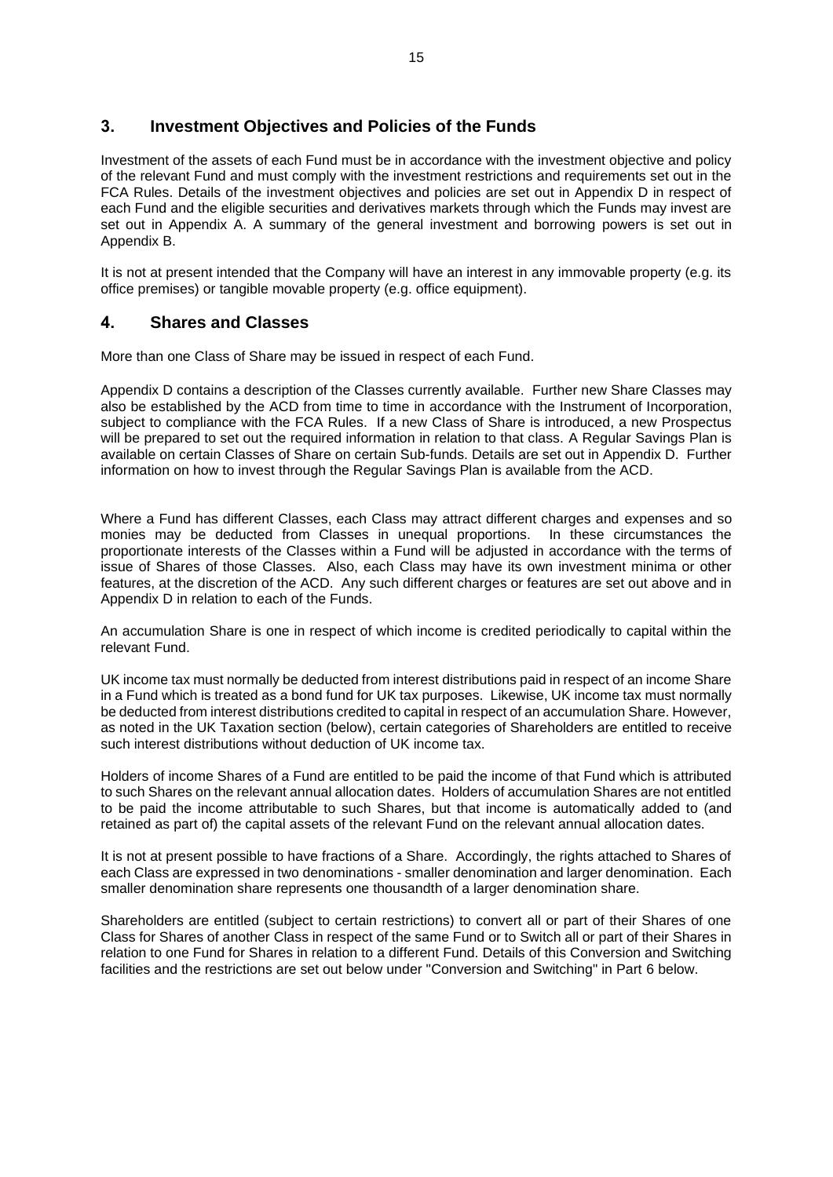## 3. Investment Objectives and Policies of the Funds

Investment of the assets of each Fund must be in accordance with the investment objective and policy of the relevant Fund and must comply with the investment restrictions and requirements set out in the FCA Rules. Details of the investment objectives and policies are set out in Appendix D in respect of each Fund and the eligible securities and derivatives markets through which the Funds may invest are set out in Appendix A. A summary of the general investment and borrowing powers is set out in Appendix B.

It is not at present intended that the Company will have an interest in any immovable property (e.g. its office premises) or tangible movable property (e.g. office equipment).

## 4. Shares and Classes

More than one Class of Share may be issued in respect of each Fund.

Appendix D contains a description of the Classes currently available. Further new Share Classes may also be established by the ACD from time to time in accordance with the Instrument of Incorporation, subject to compliance with the FCA Rules. If a new Class of Share is introduced, a new Prospectus will be prepared to set out the required information in relation to that class. A Regular Savings Plan is available on certain Classes of Share on certain Sub-funds. Details are set out in Appendix D. Further information on how to invest through the Regular Savings Plan is available from the ACD.

Where a Fund has different Classes, each Class may attract different charges and expenses and so monies may be deducted from Classes in unequal proportions. In these circumstances the proportionate interests of the Classes within a Fund will be adjusted in accordance with the terms of issue of Shares of those Classes. Also, each Class may have its own investment minima or other features, at the discretion of the ACD. Any such different charges or features are set out above and in Appendix D in relation to each of the Funds.

An accumulation Share is one in respect of which income is credited periodically to capital within the relevant Fund.

UK income tax must normally be deducted from interest distributions paid in respect of an income Share in a Fund which is treated as a bond fund for UK tax purposes. Likewise, UK income tax must normally be deducted from interest distributions credited to capital in respect of an accumulation Share. However, as noted in the UK Taxation section (below), certain categories of Shareholders are entitled to receive such interest distributions without deduction of UK income tax.

Holders of income Shares of a Fund are entitled to be paid the income of that Fund which is attributed to such Shares on the relevant annual allocation dates. Holders of accumulation Shares are not entitled to be paid the income attributable to such Shares, but that income is automatically added to (and retained as part of) the capital assets of the relevant Fund on the relevant annual allocation dates.

It is not at present possible to have fractions of a Share. Accordingly, the rights attached to Shares of each Class are expressed in two denominations - smaller denomination and larger denomination. Each smaller denomination share represents one thousandth of a larger denomination share.

Shareholders are entitled (subject to certain restrictions) to convert all or part of their Shares of one Class for Shares of another Class in respect of the same Fund or to Switch all or part of their Shares in relation to one Fund for Shares in relation to a different Fund. Details of this Conversion and Switching facilities and the restrictions are set out below under "Conversion and Switching" in Part 6 below.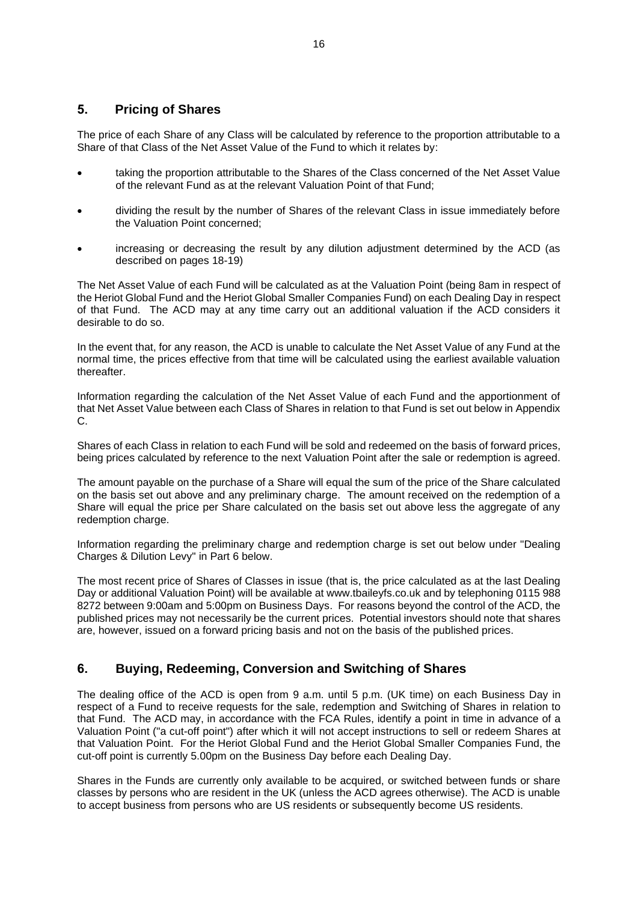## 5. Pricing of Shares

The price of each Share of any Class will be calculated by reference to the proportion attributable to a Share of that Class of the Net Asset Value of the Fund to which it relates by:

- taking the proportion attributable to the Shares of the Class concerned of the Net Asset Value of the relevant Fund as at the relevant Valuation Point of that Fund;
- dividing the result by the number of Shares of the relevant Class in issue immediately before the Valuation Point concerned;
- increasing or decreasing the result by any dilution adjustment determined by the ACD (as described on pages 18-19)

The Net Asset Value of each Fund will be calculated as at the Valuation Point (being 8am in respect of the Heriot Global Fund and the Heriot Global Smaller Companies Fund) on each Dealing Day in respect of that Fund. The ACD may at any time carry out an additional valuation if the ACD considers it desirable to do so.

In the event that, for any reason, the ACD is unable to calculate the Net Asset Value of any Fund at the normal time, the prices effective from that time will be calculated using the earliest available valuation thereafter.

Information regarding the calculation of the Net Asset Value of each Fund and the apportionment of that Net Asset Value between each Class of Shares in relation to that Fund is set out below in Appendix C.

Shares of each Class in relation to each Fund will be sold and redeemed on the basis of forward prices, being prices calculated by reference to the next Valuation Point after the sale or redemption is agreed.

The amount payable on the purchase of a Share will equal the sum of the price of the Share calculated on the basis set out above and any preliminary charge. The amount received on the redemption of a Share will equal the price per Share calculated on the basis set out above less the aggregate of any redemption charge.

Information regarding the preliminary charge and redemption charge is set out below under "Dealing Charges & Dilution Levy" in Part 6 below.

The most recent price of Shares of Classes in issue (that is, the price calculated as at the last Dealing Day or additional Valuation Point) will be available at www.tbaileyfs.co.uk and by telephoning 0115 988 8272 between 9:00am and 5:00pm on Business Days. For reasons beyond the control of the ACD, the published prices may not necessarily be the current prices. Potential investors should note that shares are, however, issued on a forward pricing basis and not on the basis of the published prices.

## 6. Buying, Redeeming, Conversion and Switching of Shares

The dealing office of the ACD is open from 9 a.m. until 5 p.m. (UK time) on each Business Day in respect of a Fund to receive requests for the sale, redemption and Switching of Shares in relation to that Fund. The ACD may, in accordance with the FCA Rules, identify a point in time in advance of a Valuation Point ("a cut-off point") after which it will not accept instructions to sell or redeem Shares at that Valuation Point. For the Heriot Global Fund and the Heriot Global Smaller Companies Fund, the cut-off point is currently 5.00pm on the Business Day before each Dealing Day.

Shares in the Funds are currently only available to be acquired, or switched between funds or share classes by persons who are resident in the UK (unless the ACD agrees otherwise). The ACD is unable to accept business from persons who are US residents or subsequently become US residents.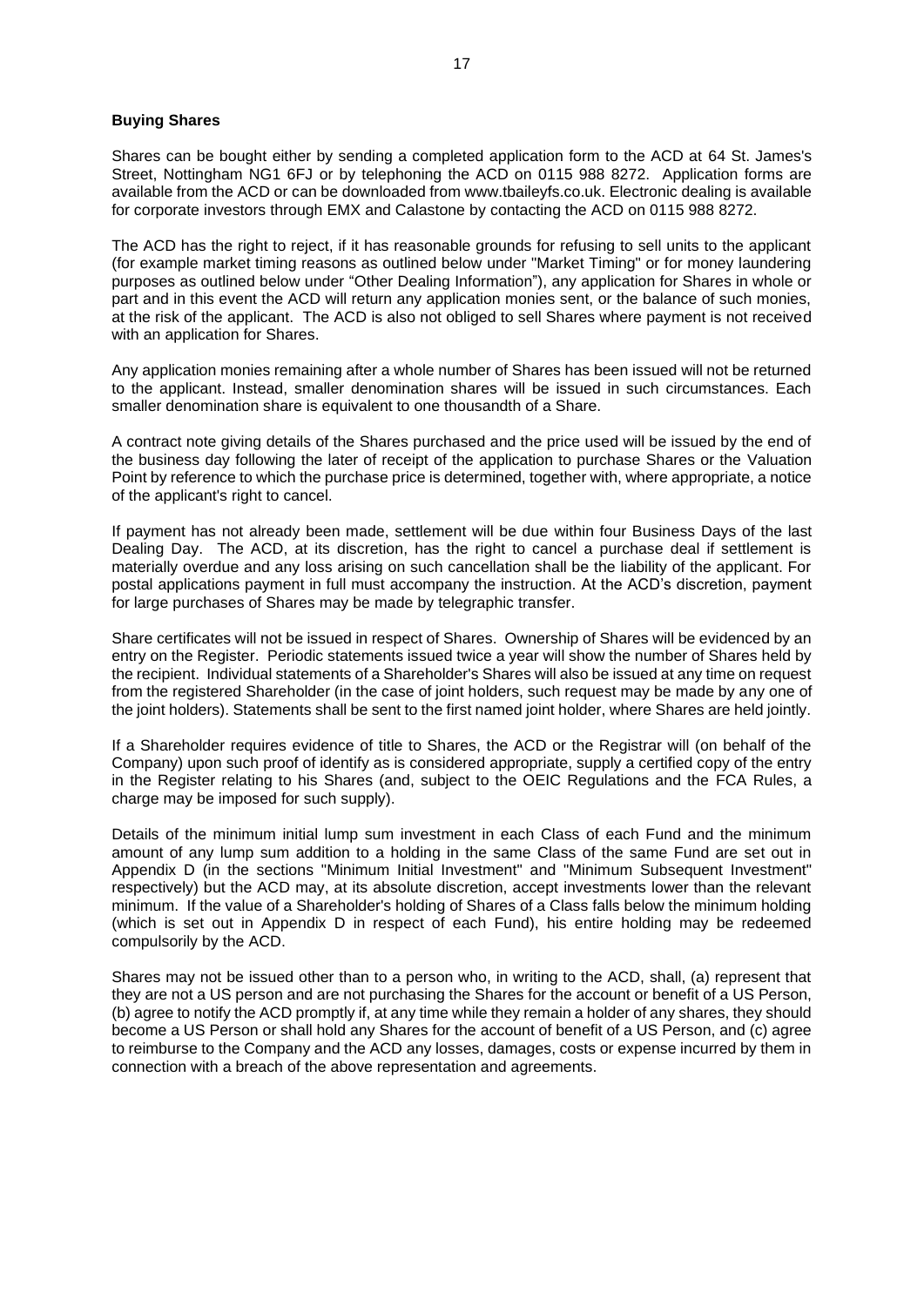**Buying Shares**

Shares can be bought either by sending a completed application form to the ACD at 64 St. James's Street, Nottingham NG1 6FJ or by telephoning the ACD on 0115 988 8272. Application forms are available from the ACD or can be downloaded from www.tbaileyfs.co.uk. Electronic dealing is available for corporate investors through EMX and Calastone by contacting the ACD on 0115 988 8272.

The ACD has the right to reject, if it has reasonable grounds for refusing to sell units to the applicant (for example market timing reasons as outlined below under "Market Timing" or for money laundering purposes as outlined below under "Other Dealing Information"), any application for Shares in whole or part and in this event the ACD will return any application monies sent, or the balance of such monies, at the risk of the applicant. The ACD is also not obliged to sell Shares where payment is not received with an application for Shares.

Any application monies remaining after a whole number of Shares has been issued will not be returned to the applicant. Instead, smaller denomination shares will be issued in such circumstances. Each smaller denomination share is equivalent to one thousandth of a Share.

A contract note giving details of the Shares purchased and the price used will be issued by the end of the business day following the later of receipt of the application to purchase Shares or the Valuation Point by reference to which the purchase price is determined, together with, where appropriate, a notice of the applicant's right to cancel.

If payment has not already been made, settlement will be due within four Business Days of the last Dealing Day. The ACD, at its discretion, has the right to cancel a purchase deal if settlement is materially overdue and any loss arising on such cancellation shall be the liability of the applicant. For postal applications payment in full must accompany the instruction. At the ACD's discretion, payment for large purchases of Shares may be made by telegraphic transfer.

Share certificates will not be issued in respect of Shares. Ownership of Shares will be evidenced by an entry on the Register. Periodic statements issued twice a year will show the number of Shares held by the recipient. Individual statements of a Shareholder's Shares will also be issued at any time on request from the registered Shareholder (in the case of joint holders, such request may be made by any one of the joint holders). Statements shall be sent to the first named joint holder, where Shares are held jointly.

If a Shareholder requires evidence of title to Shares, the ACD or the Registrar will (on behalf of the Company) upon such proof of identify as is considered appropriate, supply a certified copy of the entry in the Register relating to his Shares (and, subject to the OEIC Regulations and the FCA Rules, a charge may be imposed for such supply).

Details of the minimum initial lump sum investment in each Class of each Fund and the minimum amount of any lump sum addition to a holding in the same Class of the same Fund are set out in Appendix D (in the sections "Minimum Initial Investment" and "Minimum Subsequent Investment" respectively) but the ACD may, at its absolute discretion, accept investments lower than the relevant minimum. If the value of a Shareholder's holding of Shares of a Class falls below the minimum holding (which is set out in Appendix D in respect of each Fund), his entire holding may be redeemed compulsorily by the ACD.

Shares may not be issued other than to a person who, in writing to the ACD, shall, (a) represent that they are not a US person and are not purchasing the Shares for the account or benefit of a US Person, (b) agree to notify the ACD promptly if, at any time while they remain a holder of any shares, they should become a US Person or shall hold any Shares for the account of benefit of a US Person, and (c) agree to reimburse to the Company and the ACD any losses, damages, costs or expense incurred by them in connection with a breach of the above representation and agreements.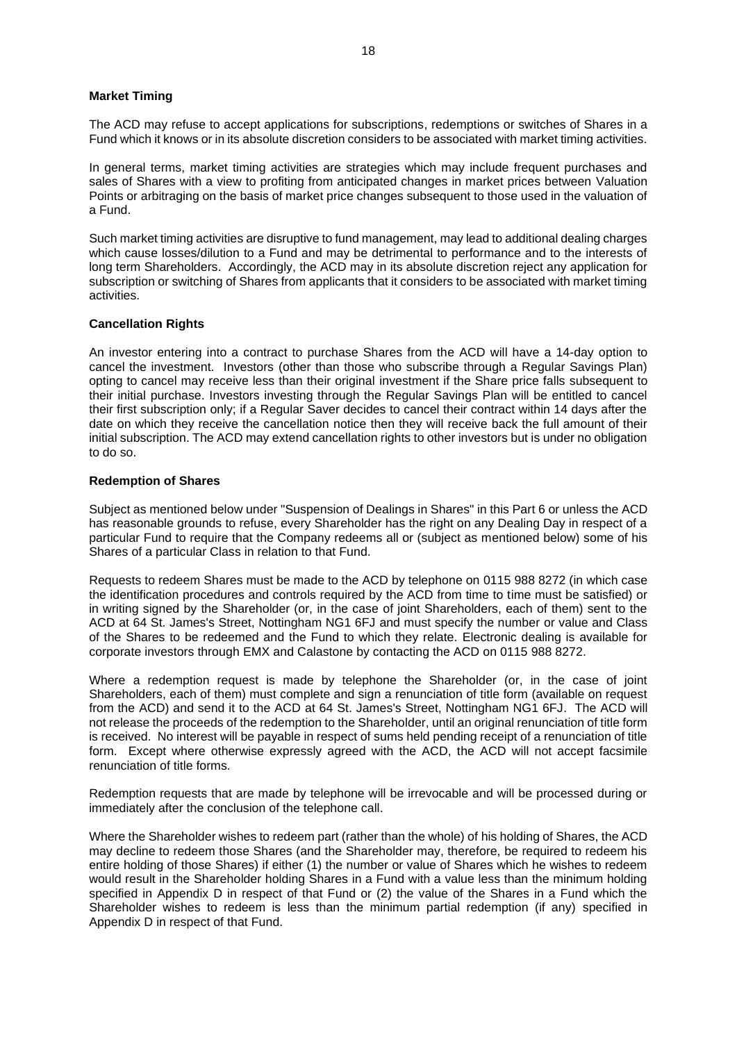**Market Timing**

The ACD may refuse to accept applications for subscriptions, redemptions or switches of Shares in a Fund which it knows or in its absolute discretion considers to be associated with market timing activities.

In general terms, market timing activities are strategies which may include frequent purchases and sales of Shares with a view to profiting from anticipated changes in market prices between Valuation Points or arbitraging on the basis of market price changes subsequent to those used in the valuation of a Fund.

Such market timing activities are disruptive to fund management, may lead to additional dealing charges which cause losses/dilution to a Fund and may be detrimental to performance and to the interests of long term Shareholders. Accordingly, the ACD may in its absolute discretion reject any application for subscription or switching of Shares from applicants that it considers to be associated with market timing activities.

**Cancellation Rights**

An investor entering into a contract to purchase Shares from the ACD will have a 14-day option to cancel the investment. Investors (other than those who subscribe through a Regular Savings Plan) opting to cancel may receive less than their original investment if the Share price falls subsequent to their initial purchase. Investors investing through the Regular Savings Plan will be entitled to cancel their first subscription only; if a Regular Saver decides to cancel their contract within 14 days after the date on which they receive the cancellation notice then they will receive back the full amount of their initial subscription. The ACD may extend cancellation rights to other investors but is under no obligation to do so.

**Redemption of Shares**

Subject as mentioned below under "Suspension of Dealings in Shares" in this Part 6 or unless the ACD has reasonable grounds to refuse, every Shareholder has the right on any Dealing Day in respect of a particular Fund to require that the Company redeems all or (subject as mentioned below) some of his Shares of a particular Class in relation to that Fund.

Requests to redeem Shares must be made to the ACD by telephone on 0115 988 8272 (in which case the identification procedures and controls required by the ACD from time to time must be satisfied) or in writing signed by the Shareholder (or, in the case of joint Shareholders, each of them) sent to the ACD at 64 St. James's Street, Nottingham NG1 6FJ and must specify the number or value and Class of the Shares to be redeemed and the Fund to which they relate. Electronic dealing is available for corporate investors through EMX and Calastone by contacting the ACD on 0115 988 8272.

Where a redemption request is made by telephone the Shareholder (or, in the case of joint Shareholders, each of them) must complete and sign a renunciation of title form (available on request from the ACD) and send it to the ACD at 64 St. James's Street, Nottingham NG1 6FJ. The ACD will not release the proceeds of the redemption to the Shareholder, until an original renunciation of title form is received. No interest will be payable in respect of sums held pending receipt of a renunciation of title form. Except where otherwise expressly agreed with the ACD, the ACD will not accept facsimile renunciation of title forms.

Redemption requests that are made by telephone will be irrevocable and will be processed during or immediately after the conclusion of the telephone call.

Where the Shareholder wishes to redeem part (rather than the whole) of his holding of Shares, the ACD may decline to redeem those Shares (and the Shareholder may, therefore, be required to redeem his entire holding of those Shares) if either (1) the number or value of Shares which he wishes to redeem would result in the Shareholder holding Shares in a Fund with a value less than the minimum holding specified in Appendix D in respect of that Fund or (2) the value of the Shares in a Fund which the Shareholder wishes to redeem is less than the minimum partial redemption (if any) specified in Appendix D in respect of that Fund.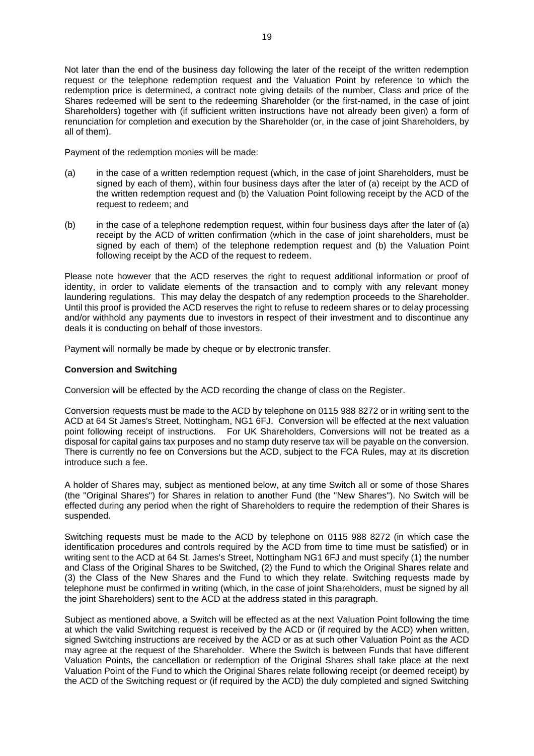Not later than the end of the business day following the later of the receipt of the written redemption request or the telephone redemption request and the Valuation Point by reference to which the redemption price is determined, a contract note giving details of the number, Class and price of the Shares redeemed will be sent to the redeeming Shareholder (or the first-named, in the case of joint Shareholders) together with (if sufficient written instructions have not already been given) a form of renunciation for completion and execution by the Shareholder (or, in the case of joint Shareholders, by all of them).

Payment of the redemption monies will be made:

(a) in the case of a written redemption request (which, in the case of joint Shareholders, must be signed by each of them), within four business days after the later of (a) receipt by the ACD of the written redemption request and (b) the Valuation Point following receipt by the ACD of the request to redeem; and

(b) in the case of a telephone redemption request, within four business days after the later of (a) receipt by the ACD of written confirmation (which in the case of joint shareholders, must be signed by each of them) of the telephone redemption request and (b) the Valuation Point following receipt by the ACD of the request to redeem.

Please note however that the ACD reserves the right to request additional information or proof of identity, in order to validate elements of the transaction and to comply with any relevant money laundering regulations. This may delay the despatch of any redemption proceeds to the Shareholder. Until this proof is provided the ACD reserves the right to refuse to redeem shares or to delay processing and/or withhold any payments due to investors in respect of their investment and to discontinue any deals it is conducting on behalf of those investors.

Payment will normally be made by cheque or by electronic transfer.

**Conversion and Switching**

Conversion will be effected by the ACD recording the change of class on the Register.

Conversion requests must be made to the ACD by telephone on 0115 988 8272 or in writing sent to the ACD at 64 St James's Street, Nottingham, NG1 6FJ. Conversion will be effected at the next valuation point following receipt of instructions. For UK Shareholders, Conversions will not be treated as a disposal for capital gains tax purposes and no stamp duty reserve tax will be payable on the conversion. There is currently no fee on Conversions but the ACD, subject to the FCA Rules, may at its discretion introduce such a fee.

A holder of Shares may, subject as mentioned below, at any time Switch all or some of those Shares (the "Original Shares") for Shares in relation to another Fund (the "New Shares"). No Switch will be effected during any period when the right of Shareholders to require the redemption of their Shares is suspended.

Switching requests must be made to the ACD by telephone on 0115 988 8272 (in which case the identification procedures and controls required by the ACD from time to time must be satisfied) or in writing sent to the ACD at 64 St. James's Street, Nottingham NG1 6FJ and must specify (1) the number and Class of the Original Shares to be Switched, (2) the Fund to which the Original Shares relate and (3) the Class of the New Shares and the Fund to which they relate. Switching requests made by telephone must be confirmed in writing (which, in the case of joint Shareholders, must be signed by all the joint Shareholders) sent to the ACD at the address stated in this paragraph.

Subject as mentioned above, a Switch will be effected as at the next Valuation Point following the time at which the valid Switching request is received by the ACD or (if required by the ACD) when written, signed Switching instructions are received by the ACD or as at such other Valuation Point as the ACD may agree at the request of the Shareholder. Where the Switch is between Funds that have different Valuation Points, the cancellation or redemption of the Original Shares shall take place at the next Valuation Point of the Fund to which the Original Shares relate following receipt (or deemed receipt) by the ACD of the Switching request or (if required by the ACD) the duly completed and signed Switching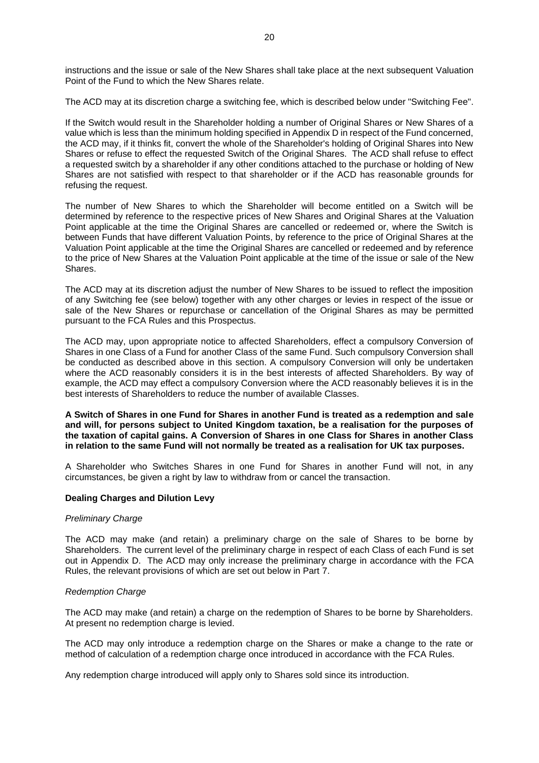instructions and the issue or sale of the New Shares shall take place at the next subsequent Valuation Point of the Fund to which the New Shares relate.

The ACD may at its discretion charge a switching fee, which is described below under "Switching Fee".

If the Switch would result in the Shareholder holding a number of Original Shares or New Shares of a value which is less than the minimum holding specified in Appendix D in respect of the Fund concerned, the ACD may, if it thinks fit, convert the whole of the Shareholder's holding of Original Shares into New Shares or refuse to effect the requested Switch of the Original Shares. The ACD shall refuse to effect a requested switch by a shareholder if any other conditions attached to the purchase or holding of New Shares are not satisfied with respect to that shareholder or if the ACD has reasonable grounds for refusing the request.

The number of New Shares to which the Shareholder will become entitled on a Switch will be determined by reference to the respective prices of New Shares and Original Shares at the Valuation Point applicable at the time the Original Shares are cancelled or redeemed or, where the Switch is between Funds that have different Valuation Points, by reference to the price of Original Shares at the Valuation Point applicable at the time the Original Shares are cancelled or redeemed and by reference to the price of New Shares at the Valuation Point applicable at the time of the issue or sale of the New Shares.

The ACD may at its discretion adjust the number of New Shares to be issued to reflect the imposition of any Switching fee (see below) together with any other charges or levies in respect of the issue or sale of the New Shares or repurchase or cancellation of the Original Shares as may be permitted pursuant to the FCA Rules and this Prospectus.

The ACD may, upon appropriate notice to affected Shareholders, effect a compulsory Conversion of Shares in one Class of a Fund for another Class of the same Fund. Such compulsory Conversion shall be conducted as described above in this section. A compulsory Conversion will only be undertaken where the ACD reasonably considers it is in the best interests of affected Shareholders. By way of example, the ACD may effect a compulsory Conversion where the ACD reasonably believes it is in the best interests of Shareholders to reduce the number of available Classes.

**A Switch of Shares in one Fund for Shares in another Fund is treated as a redemption and sale and will, for persons subject to United Kingdom taxation, be a realisation for the purposes of the taxation of capital gains. A Conversion of Shares in one Class for Shares in another Class in relation to the same Fund will not normally be treated as a realisation for UK tax purposes.**

A Shareholder who Switches Shares in one Fund for Shares in another Fund will not, in any circumstances, be given a right by law to withdraw from or cancel the transaction.

**Dealing Charges and Dilution Levy**

*Preliminary Charge*

The ACD may make (and retain) a preliminary charge on the sale of Shares to be borne by Shareholders. The current level of the preliminary charge in respect of each Class of each Fund is set out in Appendix D. The ACD may only increase the preliminary charge in accordance with the FCA Rules, the relevant provisions of which are set out below in Part 7.

*Redemption Charge*

The ACD may make (and retain) a charge on the redemption of Shares to be borne by Shareholders. At present no redemption charge is levied.

The ACD may only introduce a redemption charge on the Shares or make a change to the rate or method of calculation of a redemption charge once introduced in accordance with the FCA Rules.

Any redemption charge introduced will apply only to Shares sold since its introduction.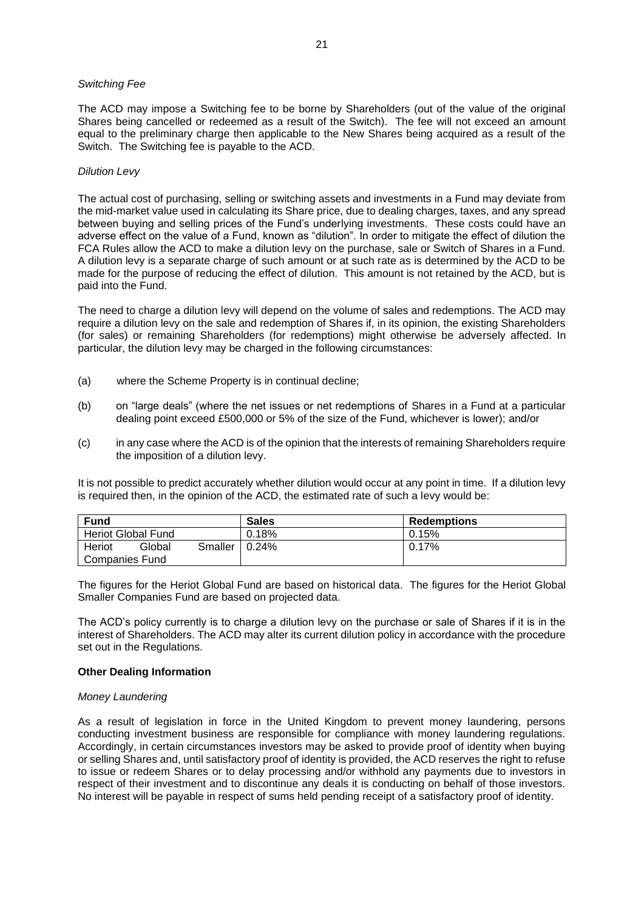*Switching Fee*

The ACD may impose a Switching fee to be borne by Shareholders (out of the value of the original Shares being cancelled or redeemed as a result of the Switch). The fee will not exceed an amount equal to the preliminary charge then applicable to the New Shares being acquired as a result of the Switch. The Switching fee is payable to the ACD.

*Dilution Levy*

The actual cost of purchasing, selling or switching assets and investments in a Fund may deviate from the mid-market value used in calculating its Share price, due to dealing charges, taxes, and any spread between buying and selling prices of the Fund's underlying investments. These costs could have an adverse effect on the value of a Fund, known as "dilution". In order to mitigate the effect of dilution the FCA Rules allow the ACD to make a dilution levy on the purchase, sale or Switch of Shares in a Fund. A dilution levy is a separate charge of such amount or at such rate as is determined by the ACD to be made for the purpose of reducing the effect of dilution. This amount is not retained by the ACD, but is paid into the Fund.

The need to charge a dilution levy will depend on the volume of sales and redemptions. The ACD may require a dilution levy on the sale and redemption of Shares if, in its opinion, the existing Shareholders (for sales) or remaining Shareholders (for redemptions) might otherwise be adversely affected. In particular, the dilution levy may be charged in the following circumstances:

(a) where the Scheme Property is in continual decline;

(b) on "large deals" (where the net issues or net redemptions of Shares in a Fund at a particular dealing point exceed £500,000 or 5% of the size of the Fund, whichever is lower); and/or

(c) in any case where the ACD is of the opinion that the interests of remaining Shareholders require the imposition of a dilution levy.

It is not possible to predict accurately whether dilution would occur at any point in time. If a dilution levy is required then, in the opinion of the ACD, the estimated rate of such a levy would be:

| Fund | Sales | Redemptions |
|---|---|---|
| Heriot Global Fund | 0.18% | 0.15% |
| Heriot Global Smaller Companies Fund | 0.24% | 0.17% |

The figures for the Heriot Global Fund are based on historical data. The figures for the Heriot Global Smaller Companies Fund are based on projected data.

The ACD's policy currently is to charge a dilution levy on the purchase or sale of Shares if it is in the interest of Shareholders. The ACD may alter its current dilution policy in accordance with the procedure set out in the Regulations.

**Other Dealing Information**

*Money Laundering*

As a result of legislation in force in the United Kingdom to prevent money laundering, persons conducting investment business are responsible for compliance with money laundering regulations. Accordingly, in certain circumstances investors may be asked to provide proof of identity when buying or selling Shares and, until satisfactory proof of identity is provided, the ACD reserves the right to refuse to issue or redeem Shares or to delay processing and/or withhold any payments due to investors in respect of their investment and to discontinue any deals it is conducting on behalf of those investors. No interest will be payable in respect of sums held pending receipt of a satisfactory proof of identity.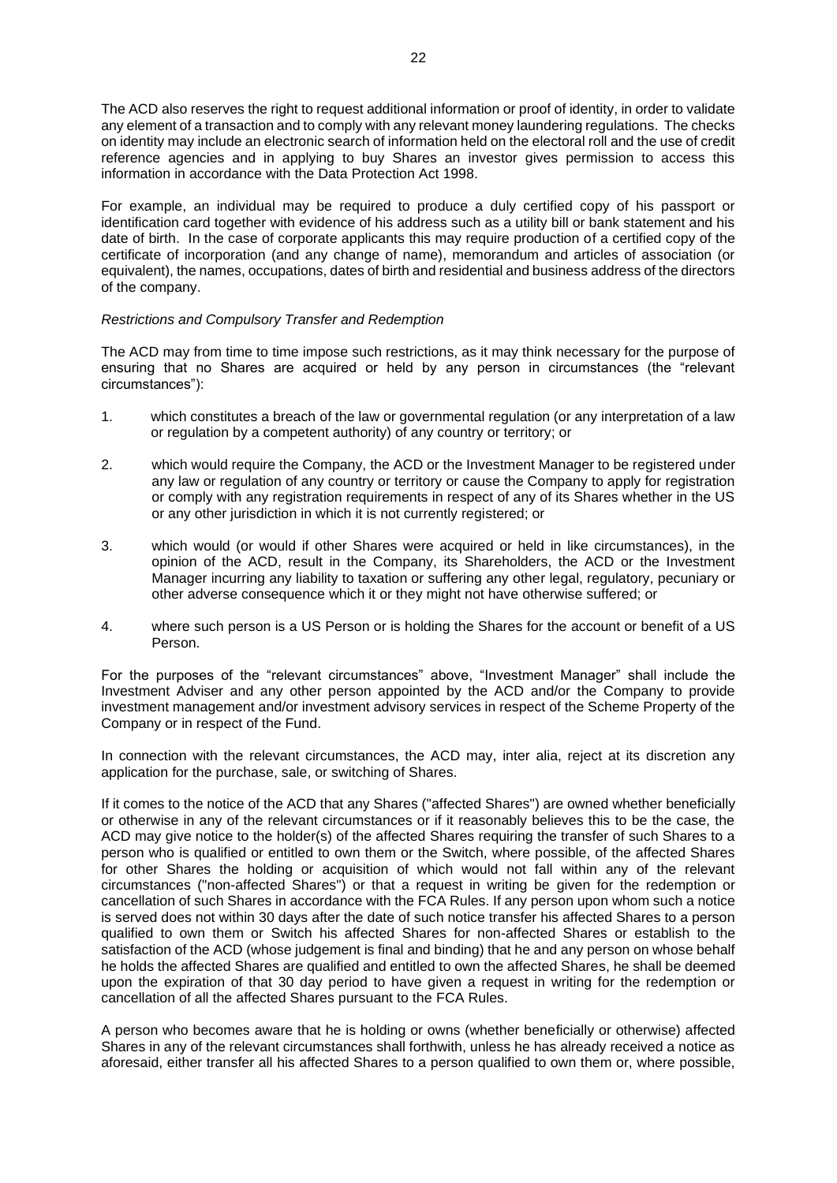The ACD also reserves the right to request additional information or proof of identity, in order to validate any element of a transaction and to comply with any relevant money laundering regulations. The checks on identity may include an electronic search of information held on the electoral roll and the use of credit reference agencies and in applying to buy Shares an investor gives permission to access this information in accordance with the Data Protection Act 1998.

For example, an individual may be required to produce a duly certified copy of his passport or identification card together with evidence of his address such as a utility bill or bank statement and his date of birth. In the case of corporate applicants this may require production of a certified copy of the certificate of incorporation (and any change of name), memorandum and articles of association (or equivalent), the names, occupations, dates of birth and residential and business address of the directors of the company.

*Restrictions and Compulsory Transfer and Redemption*

The ACD may from time to time impose such restrictions, as it may think necessary for the purpose of ensuring that no Shares are acquired or held by any person in circumstances (the "relevant circumstances"):

1. which constitutes a breach of the law or governmental regulation (or any interpretation of a law or regulation by a competent authority) of any country or territory; or
2. which would require the Company, the ACD or the Investment Manager to be registered under any law or regulation of any country or territory or cause the Company to apply for registration or comply with any registration requirements in respect of any of its Shares whether in the US or any other jurisdiction in which it is not currently registered; or
3. which would (or would if other Shares were acquired or held in like circumstances), in the opinion of the ACD, result in the Company, its Shareholders, the ACD or the Investment Manager incurring any liability to taxation or suffering any other legal, regulatory, pecuniary or other adverse consequence which it or they might not have otherwise suffered; or
4. where such person is a US Person or is holding the Shares for the account or benefit of a US Person.

For the purposes of the "relevant circumstances" above, "Investment Manager" shall include the Investment Adviser and any other person appointed by the ACD and/or the Company to provide investment management and/or investment advisory services in respect of the Scheme Property of the Company or in respect of the Fund.

In connection with the relevant circumstances, the ACD may, inter alia, reject at its discretion any application for the purchase, sale, or switching of Shares.

If it comes to the notice of the ACD that any Shares ("affected Shares") are owned whether beneficially or otherwise in any of the relevant circumstances or if it reasonably believes this to be the case, the ACD may give notice to the holder(s) of the affected Shares requiring the transfer of such Shares to a person who is qualified or entitled to own them or the Switch, where possible, of the affected Shares for other Shares the holding or acquisition of which would not fall within any of the relevant circumstances ("non-affected Shares") or that a request in writing be given for the redemption or cancellation of such Shares in accordance with the FCA Rules. If any person upon whom such a notice is served does not within 30 days after the date of such notice transfer his affected Shares to a person qualified to own them or Switch his affected Shares for non-affected Shares or establish to the satisfaction of the ACD (whose judgement is final and binding) that he and any person on whose behalf he holds the affected Shares are qualified and entitled to own the affected Shares, he shall be deemed upon the expiration of that 30 day period to have given a request in writing for the redemption or cancellation of all the affected Shares pursuant to the FCA Rules.

A person who becomes aware that he is holding or owns (whether beneficially or otherwise) affected Shares in any of the relevant circumstances shall forthwith, unless he has already received a notice as aforesaid, either transfer all his affected Shares to a person qualified to own them or, where possible,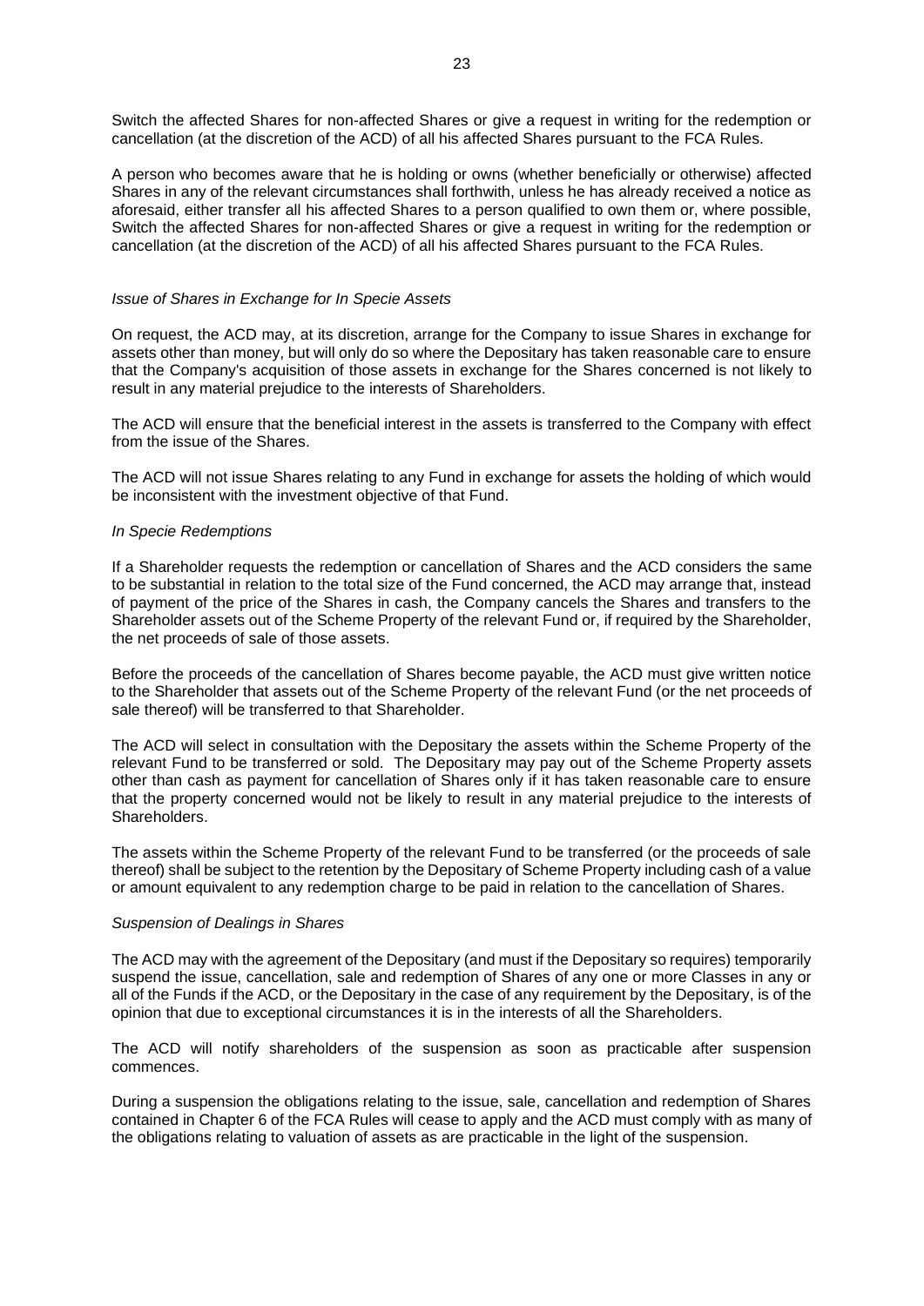Switch the affected Shares for non-affected Shares or give a request in writing for the redemption or cancellation (at the discretion of the ACD) of all his affected Shares pursuant to the FCA Rules.

A person who becomes aware that he is holding or owns (whether beneficially or otherwise) affected Shares in any of the relevant circumstances shall forthwith, unless he has already received a notice as aforesaid, either transfer all his affected Shares to a person qualified to own them or, where possible, Switch the affected Shares for non-affected Shares or give a request in writing for the redemption or cancellation (at the discretion of the ACD) of all his affected Shares pursuant to the FCA Rules.

*Issue of Shares in Exchange for In Specie Assets*

On request, the ACD may, at its discretion, arrange for the Company to issue Shares in exchange for assets other than money, but will only do so where the Depositary has taken reasonable care to ensure that the Company's acquisition of those assets in exchange for the Shares concerned is not likely to result in any material prejudice to the interests of Shareholders.

The ACD will ensure that the beneficial interest in the assets is transferred to the Company with effect from the issue of the Shares.

The ACD will not issue Shares relating to any Fund in exchange for assets the holding of which would be inconsistent with the investment objective of that Fund.

*In Specie Redemptions*

If a Shareholder requests the redemption or cancellation of Shares and the ACD considers the same to be substantial in relation to the total size of the Fund concerned, the ACD may arrange that, instead of payment of the price of the Shares in cash, the Company cancels the Shares and transfers to the Shareholder assets out of the Scheme Property of the relevant Fund or, if required by the Shareholder, the net proceeds of sale of those assets.

Before the proceeds of the cancellation of Shares become payable, the ACD must give written notice to the Shareholder that assets out of the Scheme Property of the relevant Fund (or the net proceeds of sale thereof) will be transferred to that Shareholder.

The ACD will select in consultation with the Depositary the assets within the Scheme Property of the relevant Fund to be transferred or sold. The Depositary may pay out of the Scheme Property assets other than cash as payment for cancellation of Shares only if it has taken reasonable care to ensure that the property concerned would not be likely to result in any material prejudice to the interests of Shareholders.

The assets within the Scheme Property of the relevant Fund to be transferred (or the proceeds of sale thereof) shall be subject to the retention by the Depositary of Scheme Property including cash of a value or amount equivalent to any redemption charge to be paid in relation to the cancellation of Shares.

*Suspension of Dealings in Shares*

The ACD may with the agreement of the Depositary (and must if the Depositary so requires) temporarily suspend the issue, cancellation, sale and redemption of Shares of any one or more Classes in any or all of the Funds if the ACD, or the Depositary in the case of any requirement by the Depositary, is of the opinion that due to exceptional circumstances it is in the interests of all the Shareholders.

The ACD will notify shareholders of the suspension as soon as practicable after suspension commences.

During a suspension the obligations relating to the issue, sale, cancellation and redemption of Shares contained in Chapter 6 of the FCA Rules will cease to apply and the ACD must comply with as many of the obligations relating to valuation of assets as are practicable in the light of the suspension.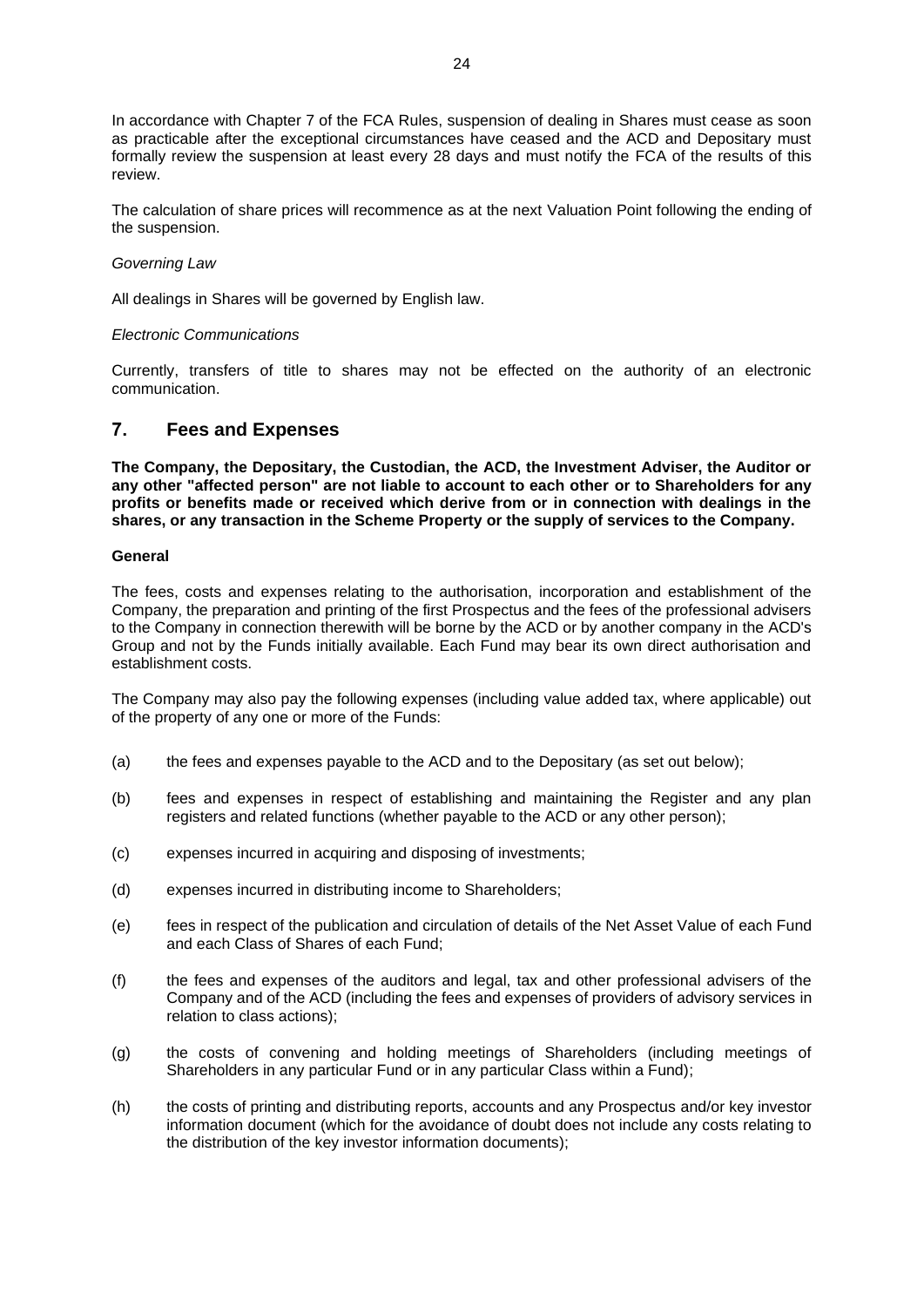In accordance with Chapter 7 of the FCA Rules, suspension of dealing in Shares must cease as soon as practicable after the exceptional circumstances have ceased and the ACD and Depositary must formally review the suspension at least every 28 days and must notify the FCA of the results of this review.

The calculation of share prices will recommence as at the next Valuation Point following the ending of the suspension.

*Governing Law*

All dealings in Shares will be governed by English law.

*Electronic Communications*

Currently, transfers of title to shares may not be effected on the authority of an electronic communication.

## 7. Fees and Expenses

**The Company, the Depositary, the Custodian, the ACD, the Investment Adviser, the Auditor or any other "affected person" are not liable to account to each other or to Shareholders for any profits or benefits made or received which derive from or in connection with dealings in the shares, or any transaction in the Scheme Property or the supply of services to the Company.**

**General**

The fees, costs and expenses relating to the authorisation, incorporation and establishment of the Company, the preparation and printing of the first Prospectus and the fees of the professional advisers to the Company in connection therewith will be borne by the ACD or by another company in the ACD's Group and not by the Funds initially available. Each Fund may bear its own direct authorisation and establishment costs.

The Company may also pay the following expenses (including value added tax, where applicable) out of the property of any one or more of the Funds:

(a) the fees and expenses payable to the ACD and to the Depositary (as set out below);

(b) fees and expenses in respect of establishing and maintaining the Register and any plan registers and related functions (whether payable to the ACD or any other person);

(c) expenses incurred in acquiring and disposing of investments;

(d) expenses incurred in distributing income to Shareholders;

(e) fees in respect of the publication and circulation of details of the Net Asset Value of each Fund and each Class of Shares of each Fund;

(f) the fees and expenses of the auditors and legal, tax and other professional advisers of the Company and of the ACD (including the fees and expenses of providers of advisory services in relation to class actions);

(g) the costs of convening and holding meetings of Shareholders (including meetings of Shareholders in any particular Fund or in any particular Class within a Fund);

(h) the costs of printing and distributing reports, accounts and any Prospectus and/or key investor information document (which for the avoidance of doubt does not include any costs relating to the distribution of the key investor information documents);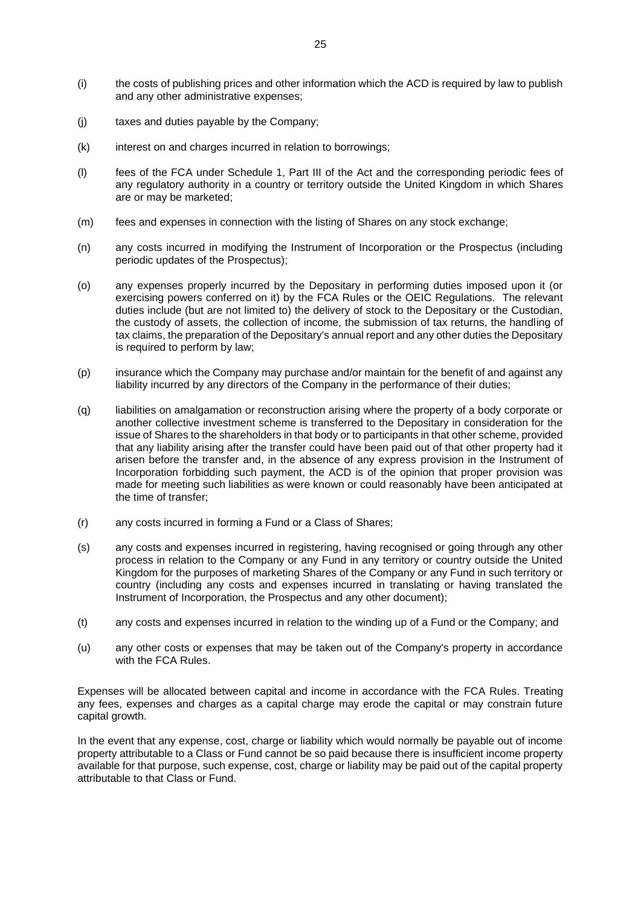(i) the costs of publishing prices and other information which the ACD is required by law to publish and any other administrative expenses;

(j) taxes and duties payable by the Company;

(k) interest on and charges incurred in relation to borrowings;

(l) fees of the FCA under Schedule 1, Part III of the Act and the corresponding periodic fees of any regulatory authority in a country or territory outside the United Kingdom in which Shares are or may be marketed;

(m) fees and expenses in connection with the listing of Shares on any stock exchange;

(n) any costs incurred in modifying the Instrument of Incorporation or the Prospectus (including periodic updates of the Prospectus);

(o) any expenses properly incurred by the Depositary in performing duties imposed upon it (or exercising powers conferred on it) by the FCA Rules or the OEIC Regulations. The relevant duties include (but are not limited to) the delivery of stock to the Depositary or the Custodian, the custody of assets, the collection of income, the submission of tax returns, the handling of tax claims, the preparation of the Depositary's annual report and any other duties the Depositary is required to perform by law;

(p) insurance which the Company may purchase and/or maintain for the benefit of and against any liability incurred by any directors of the Company in the performance of their duties;

(q) liabilities on amalgamation or reconstruction arising where the property of a body corporate or another collective investment scheme is transferred to the Depositary in consideration for the issue of Shares to the shareholders in that body or to participants in that other scheme, provided that any liability arising after the transfer could have been paid out of that other property had it arisen before the transfer and, in the absence of any express provision in the Instrument of Incorporation forbidding such payment, the ACD is of the opinion that proper provision was made for meeting such liabilities as were known or could reasonably have been anticipated at the time of transfer;

(r) any costs incurred in forming a Fund or a Class of Shares;

(s) any costs and expenses incurred in registering, having recognised or going through any other process in relation to the Company or any Fund in any territory or country outside the United Kingdom for the purposes of marketing Shares of the Company or any Fund in such territory or country (including any costs and expenses incurred in translating or having translated the Instrument of Incorporation, the Prospectus and any other document);

(t) any costs and expenses incurred in relation to the winding up of a Fund or the Company; and

(u) any other costs or expenses that may be taken out of the Company's property in accordance with the FCA Rules.

Expenses will be allocated between capital and income in accordance with the FCA Rules. Treating any fees, expenses and charges as a capital charge may erode the capital or may constrain future capital growth.

In the event that any expense, cost, charge or liability which would normally be payable out of income property attributable to a Class or Fund cannot be so paid because there is insufficient income property available for that purpose, such expense, cost, charge or liability may be paid out of the capital property attributable to that Class or Fund.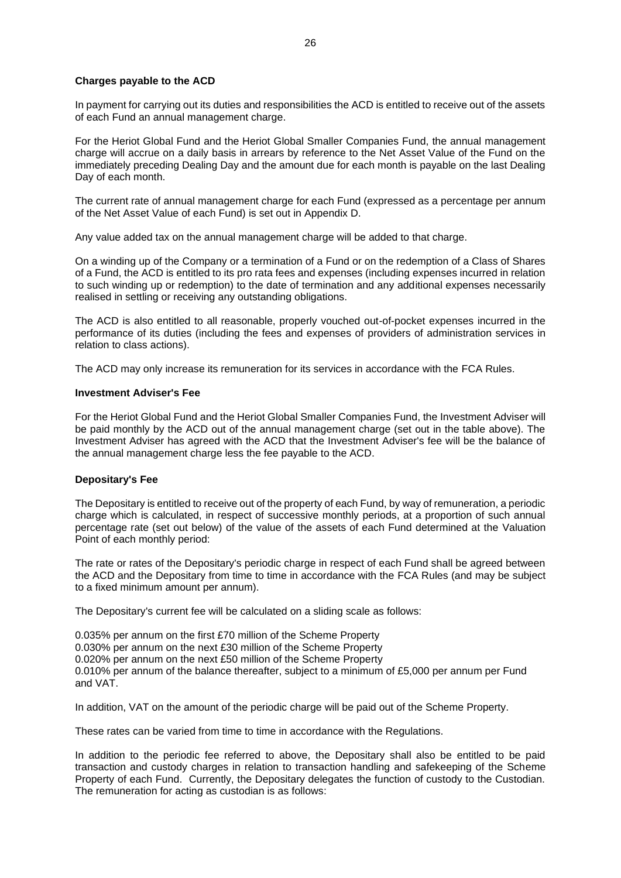**Charges payable to the ACD**

In payment for carrying out its duties and responsibilities the ACD is entitled to receive out of the assets of each Fund an annual management charge.

For the Heriot Global Fund and the Heriot Global Smaller Companies Fund, the annual management charge will accrue on a daily basis in arrears by reference to the Net Asset Value of the Fund on the immediately preceding Dealing Day and the amount due for each month is payable on the last Dealing Day of each month.

The current rate of annual management charge for each Fund (expressed as a percentage per annum of the Net Asset Value of each Fund) is set out in Appendix D.

Any value added tax on the annual management charge will be added to that charge.

On a winding up of the Company or a termination of a Fund or on the redemption of a Class of Shares of a Fund, the ACD is entitled to its pro rata fees and expenses (including expenses incurred in relation to such winding up or redemption) to the date of termination and any additional expenses necessarily realised in settling or receiving any outstanding obligations.

The ACD is also entitled to all reasonable, properly vouched out-of-pocket expenses incurred in the performance of its duties (including the fees and expenses of providers of administration services in relation to class actions).

The ACD may only increase its remuneration for its services in accordance with the FCA Rules.

**Investment Adviser's Fee**

For the Heriot Global Fund and the Heriot Global Smaller Companies Fund, the Investment Adviser will be paid monthly by the ACD out of the annual management charge (set out in the table above). The Investment Adviser has agreed with the ACD that the Investment Adviser's fee will be the balance of the annual management charge less the fee payable to the ACD.

**Depositary's Fee**

The Depositary is entitled to receive out of the property of each Fund, by way of remuneration, a periodic charge which is calculated, in respect of successive monthly periods, at a proportion of such annual percentage rate (set out below) of the value of the assets of each Fund determined at the Valuation Point of each monthly period:

The rate or rates of the Depositary's periodic charge in respect of each Fund shall be agreed between the ACD and the Depositary from time to time in accordance with the FCA Rules (and may be subject to a fixed minimum amount per annum).

The Depositary's current fee will be calculated on a sliding scale as follows:

0.035% per annum on the first £70 million of the Scheme Property
0.030% per annum on the next £30 million of the Scheme Property
0.020% per annum on the next £50 million of the Scheme Property
0.010% per annum of the balance thereafter, subject to a minimum of £5,000 per annum per Fund and VAT.

In addition, VAT on the amount of the periodic charge will be paid out of the Scheme Property.

These rates can be varied from time to time in accordance with the Regulations.

In addition to the periodic fee referred to above, the Depositary shall also be entitled to be paid transaction and custody charges in relation to transaction handling and safekeeping of the Scheme Property of each Fund. Currently, the Depositary delegates the function of custody to the Custodian. The remuneration for acting as custodian is as follows: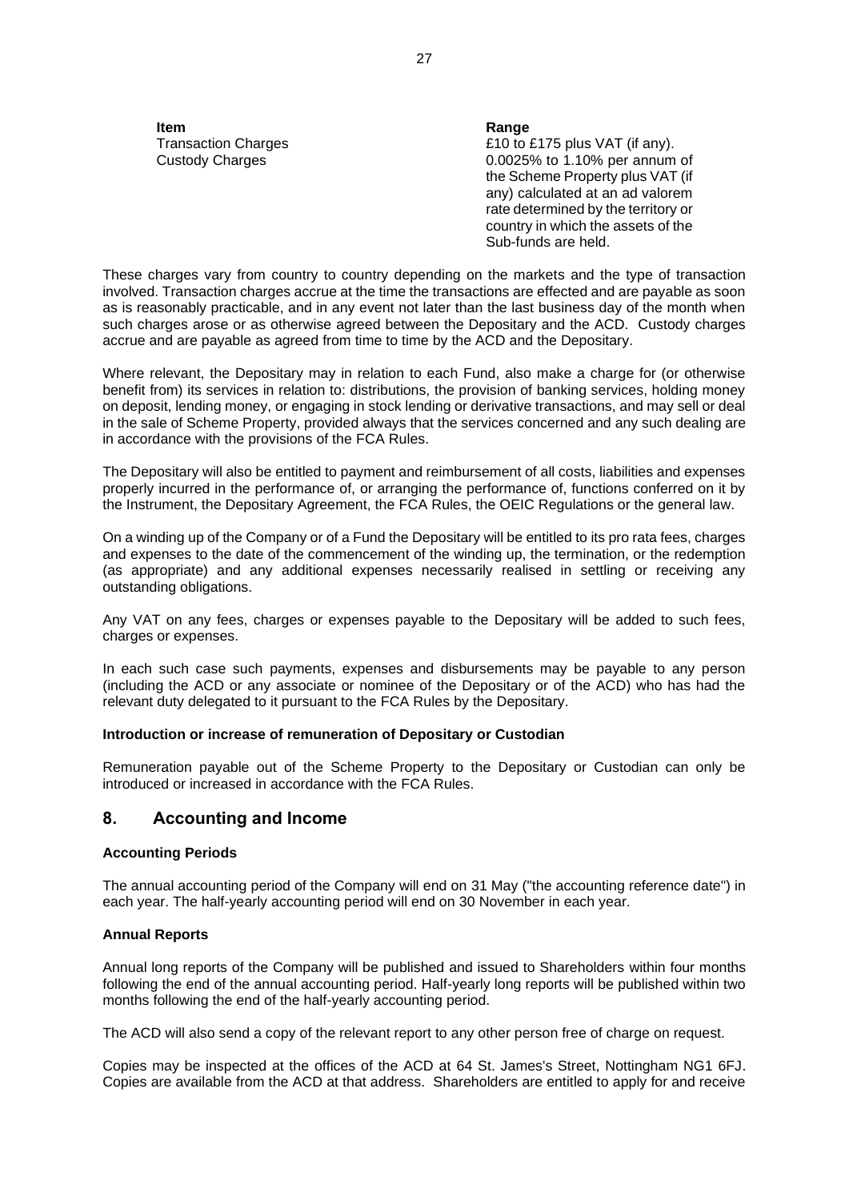| Item | Range |
| --- | --- |
| Transaction Charges | £10 to £175 plus VAT (if any). |
| Custody Charges | 0.0025% to 1.10% per annum of the Scheme Property plus VAT (if any) calculated at an ad valorem rate determined by the territory or country in which the assets of the Sub-funds are held. |

These charges vary from country to country depending on the markets and the type of transaction involved. Transaction charges accrue at the time the transactions are effected and are payable as soon as is reasonably practicable, and in any event not later than the last business day of the month when such charges arose or as otherwise agreed between the Depositary and the ACD. Custody charges accrue and are payable as agreed from time to time by the ACD and the Depositary.

Where relevant, the Depositary may in relation to each Fund, also make a charge for (or otherwise benefit from) its services in relation to: distributions, the provision of banking services, holding money on deposit, lending money, or engaging in stock lending or derivative transactions, and may sell or deal in the sale of Scheme Property, provided always that the services concerned and any such dealing are in accordance with the provisions of the FCA Rules.

The Depositary will also be entitled to payment and reimbursement of all costs, liabilities and expenses properly incurred in the performance of, or arranging the performance of, functions conferred on it by the Instrument, the Depositary Agreement, the FCA Rules, the OEIC Regulations or the general law.

On a winding up of the Company or of a Fund the Depositary will be entitled to its pro rata fees, charges and expenses to the date of the commencement of the winding up, the termination, or the redemption (as appropriate) and any additional expenses necessarily realised in settling or receiving any outstanding obligations.

Any VAT on any fees, charges or expenses payable to the Depositary will be added to such fees, charges or expenses.

In each such case such payments, expenses and disbursements may be payable to any person (including the ACD or any associate or nominee of the Depositary or of the ACD) who has had the relevant duty delegated to it pursuant to the FCA Rules by the Depositary.

**Introduction or increase of remuneration of Depositary or Custodian**

Remuneration payable out of the Scheme Property to the Depositary or Custodian can only be introduced or increased in accordance with the FCA Rules.

## 8. Accounting and Income

**Accounting Periods**

The annual accounting period of the Company will end on 31 May ("the accounting reference date") in each year. The half-yearly accounting period will end on 30 November in each year.

**Annual Reports**

Annual long reports of the Company will be published and issued to Shareholders within four months following the end of the annual accounting period. Half-yearly long reports will be published within two months following the end of the half-yearly accounting period.

The ACD will also send a copy of the relevant report to any other person free of charge on request.

Copies may be inspected at the offices of the ACD at 64 St. James's Street, Nottingham NG1 6FJ. Copies are available from the ACD at that address. Shareholders are entitled to apply for and receive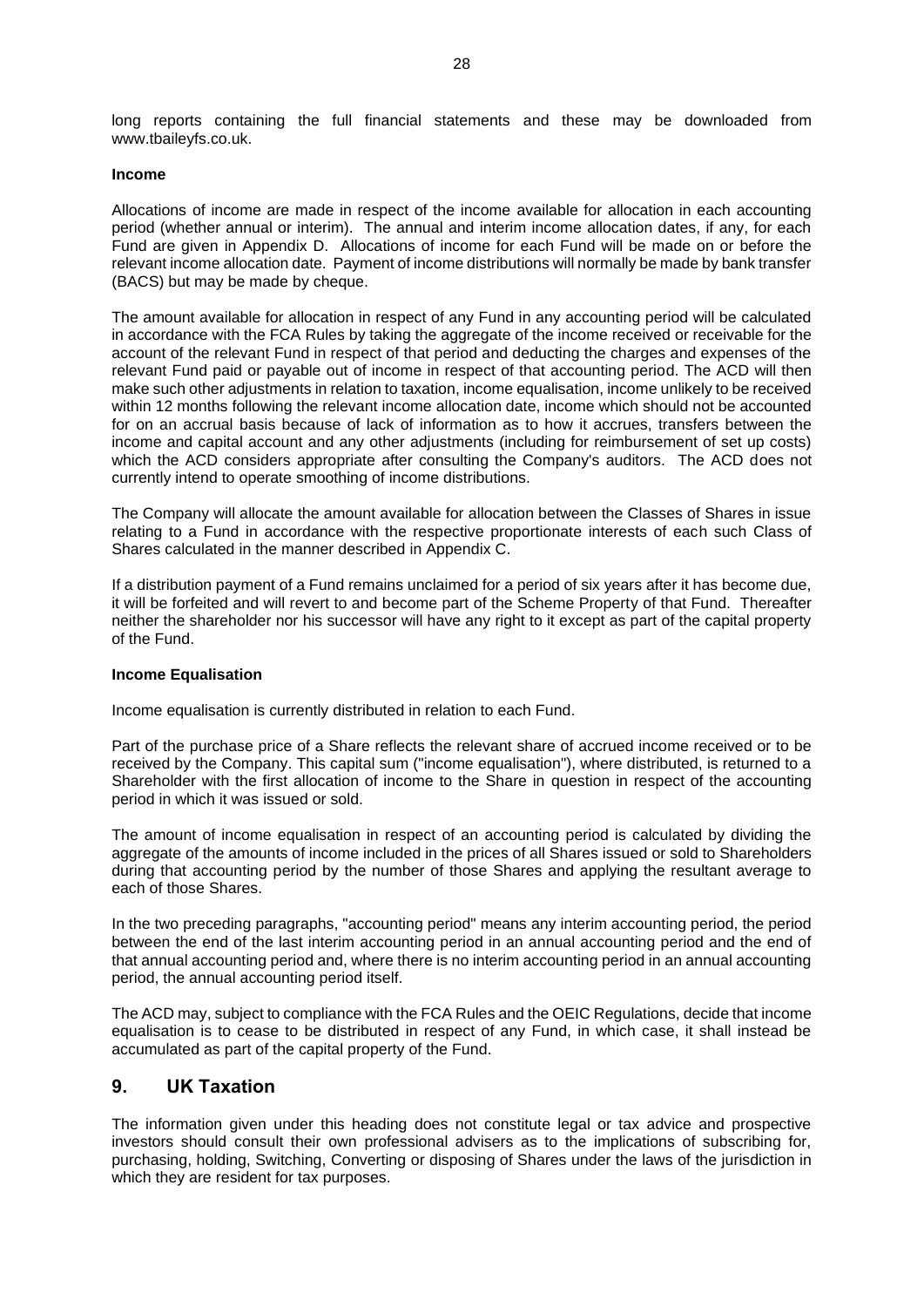long reports containing the full financial statements and these may be downloaded from www.tbaileyfs.co.uk.

**Income**

Allocations of income are made in respect of the income available for allocation in each accounting period (whether annual or interim). The annual and interim income allocation dates, if any, for each Fund are given in Appendix D. Allocations of income for each Fund will be made on or before the relevant income allocation date. Payment of income distributions will normally be made by bank transfer (BACS) but may be made by cheque.

The amount available for allocation in respect of any Fund in any accounting period will be calculated in accordance with the FCA Rules by taking the aggregate of the income received or receivable for the account of the relevant Fund in respect of that period and deducting the charges and expenses of the relevant Fund paid or payable out of income in respect of that accounting period. The ACD will then make such other adjustments in relation to taxation, income equalisation, income unlikely to be received within 12 months following the relevant income allocation date, income which should not be accounted for on an accrual basis because of lack of information as to how it accrues, transfers between the income and capital account and any other adjustments (including for reimbursement of set up costs) which the ACD considers appropriate after consulting the Company's auditors. The ACD does not currently intend to operate smoothing of income distributions.

The Company will allocate the amount available for allocation between the Classes of Shares in issue relating to a Fund in accordance with the respective proportionate interests of each such Class of Shares calculated in the manner described in Appendix C.

If a distribution payment of a Fund remains unclaimed for a period of six years after it has become due, it will be forfeited and will revert to and become part of the Scheme Property of that Fund. Thereafter neither the shareholder nor his successor will have any right to it except as part of the capital property of the Fund.

**Income Equalisation**

Income equalisation is currently distributed in relation to each Fund.

Part of the purchase price of a Share reflects the relevant share of accrued income received or to be received by the Company. This capital sum ("income equalisation"), where distributed, is returned to a Shareholder with the first allocation of income to the Share in question in respect of the accounting period in which it was issued or sold.

The amount of income equalisation in respect of an accounting period is calculated by dividing the aggregate of the amounts of income included in the prices of all Shares issued or sold to Shareholders during that accounting period by the number of those Shares and applying the resultant average to each of those Shares.

In the two preceding paragraphs, "accounting period" means any interim accounting period, the period between the end of the last interim accounting period in an annual accounting period and the end of that annual accounting period and, where there is no interim accounting period in an annual accounting period, the annual accounting period itself.

The ACD may, subject to compliance with the FCA Rules and the OEIC Regulations, decide that income equalisation is to cease to be distributed in respect of any Fund, in which case, it shall instead be accumulated as part of the capital property of the Fund.

## 9. UK Taxation

The information given under this heading does not constitute legal or tax advice and prospective investors should consult their own professional advisers as to the implications of subscribing for, purchasing, holding, Switching, Converting or disposing of Shares under the laws of the jurisdiction in which they are resident for tax purposes.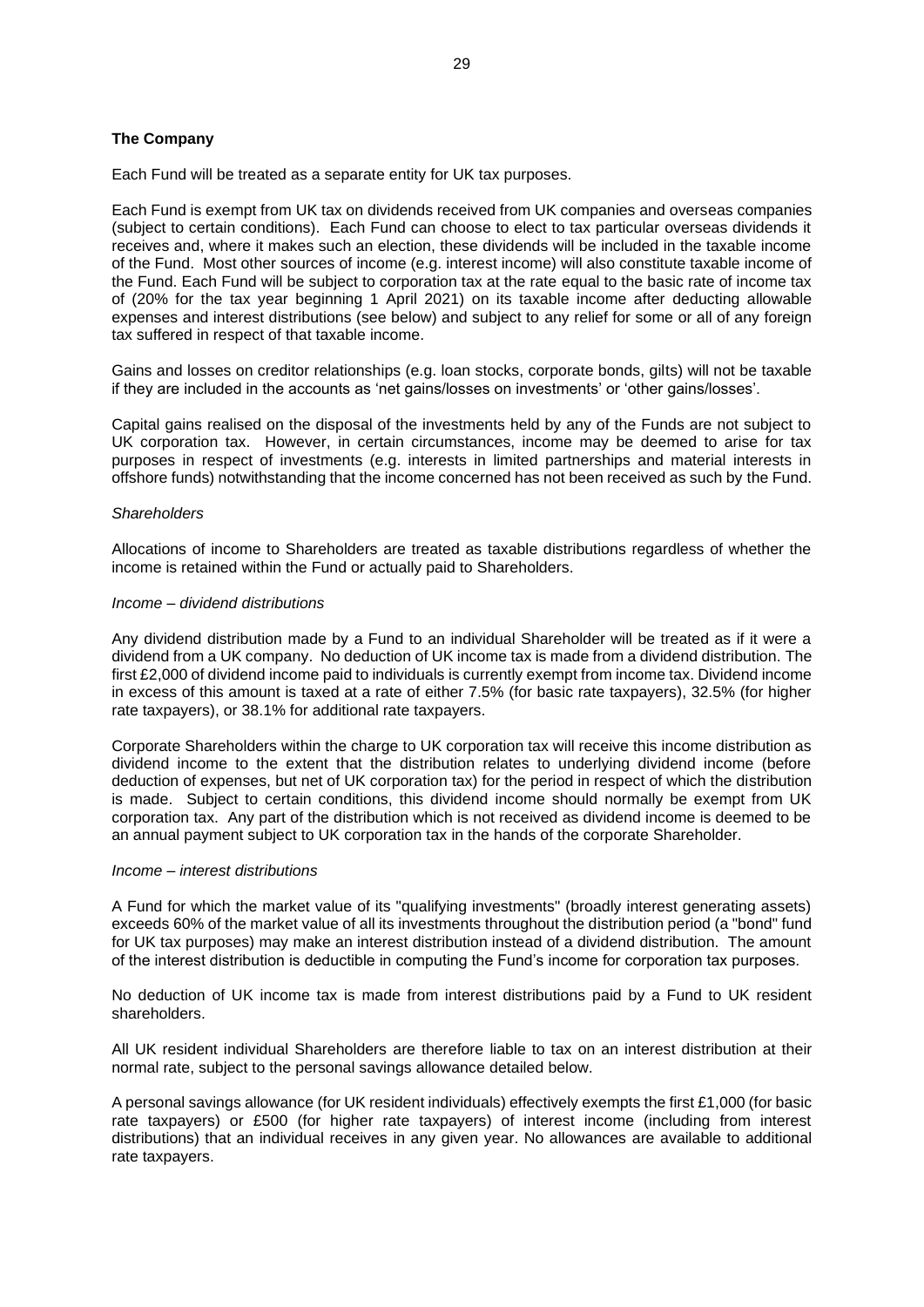**The Company**

Each Fund will be treated as a separate entity for UK tax purposes.

Each Fund is exempt from UK tax on dividends received from UK companies and overseas companies (subject to certain conditions). Each Fund can choose to elect to tax particular overseas dividends it receives and, where it makes such an election, these dividends will be included in the taxable income of the Fund. Most other sources of income (e.g. interest income) will also constitute taxable income of the Fund. Each Fund will be subject to corporation tax at the rate equal to the basic rate of income tax of (20% for the tax year beginning 1 April 2021) on its taxable income after deducting allowable expenses and interest distributions (see below) and subject to any relief for some or all of any foreign tax suffered in respect of that taxable income.

Gains and losses on creditor relationships (e.g. loan stocks, corporate bonds, gilts) will not be taxable if they are included in the accounts as 'net gains/losses on investments' or 'other gains/losses'.

Capital gains realised on the disposal of the investments held by any of the Funds are not subject to UK corporation tax. However, in certain circumstances, income may be deemed to arise for tax purposes in respect of investments (e.g. interests in limited partnerships and material interests in offshore funds) notwithstanding that the income concerned has not been received as such by the Fund.

*Shareholders*

Allocations of income to Shareholders are treated as taxable distributions regardless of whether the income is retained within the Fund or actually paid to Shareholders.

*Income – dividend distributions*

Any dividend distribution made by a Fund to an individual Shareholder will be treated as if it were a dividend from a UK company. No deduction of UK income tax is made from a dividend distribution. The first £2,000 of dividend income paid to individuals is currently exempt from income tax. Dividend income in excess of this amount is taxed at a rate of either 7.5% (for basic rate taxpayers), 32.5% (for higher rate taxpayers), or 38.1% for additional rate taxpayers.

Corporate Shareholders within the charge to UK corporation tax will receive this income distribution as dividend income to the extent that the distribution relates to underlying dividend income (before deduction of expenses, but net of UK corporation tax) for the period in respect of which the distribution is made. Subject to certain conditions, this dividend income should normally be exempt from UK corporation tax. Any part of the distribution which is not received as dividend income is deemed to be an annual payment subject to UK corporation tax in the hands of the corporate Shareholder.

*Income – interest distributions*

A Fund for which the market value of its "qualifying investments" (broadly interest generating assets) exceeds 60% of the market value of all its investments throughout the distribution period (a "bond" fund for UK tax purposes) may make an interest distribution instead of a dividend distribution. The amount of the interest distribution is deductible in computing the Fund's income for corporation tax purposes.

No deduction of UK income tax is made from interest distributions paid by a Fund to UK resident shareholders.

All UK resident individual Shareholders are therefore liable to tax on an interest distribution at their normal rate, subject to the personal savings allowance detailed below.

A personal savings allowance (for UK resident individuals) effectively exempts the first £1,000 (for basic rate taxpayers) or £500 (for higher rate taxpayers) of interest income (including from interest distributions) that an individual receives in any given year. No allowances are available to additional rate taxpayers.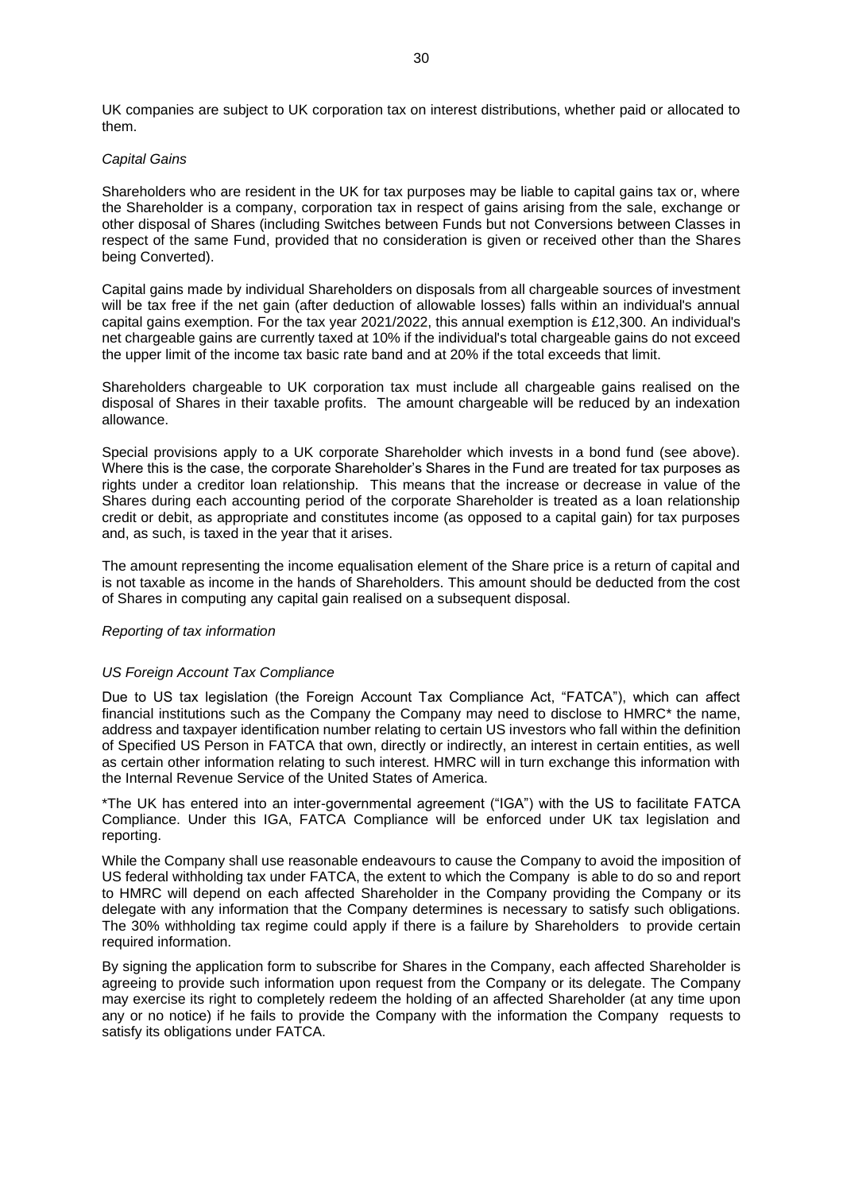UK companies are subject to UK corporation tax on interest distributions, whether paid or allocated to them.

*Capital Gains*

Shareholders who are resident in the UK for tax purposes may be liable to capital gains tax or, where the Shareholder is a company, corporation tax in respect of gains arising from the sale, exchange or other disposal of Shares (including Switches between Funds but not Conversions between Classes in respect of the same Fund, provided that no consideration is given or received other than the Shares being Converted).

Capital gains made by individual Shareholders on disposals from all chargeable sources of investment will be tax free if the net gain (after deduction of allowable losses) falls within an individual's annual capital gains exemption. For the tax year 2021/2022, this annual exemption is £12,300. An individual's net chargeable gains are currently taxed at 10% if the individual's total chargeable gains do not exceed the upper limit of the income tax basic rate band and at 20% if the total exceeds that limit.

Shareholders chargeable to UK corporation tax must include all chargeable gains realised on the disposal of Shares in their taxable profits. The amount chargeable will be reduced by an indexation allowance.

Special provisions apply to a UK corporate Shareholder which invests in a bond fund (see above). Where this is the case, the corporate Shareholder's Shares in the Fund are treated for tax purposes as rights under a creditor loan relationship. This means that the increase or decrease in value of the Shares during each accounting period of the corporate Shareholder is treated as a loan relationship credit or debit, as appropriate and constitutes income (as opposed to a capital gain) for tax purposes and, as such, is taxed in the year that it arises.

The amount representing the income equalisation element of the Share price is a return of capital and is not taxable as income in the hands of Shareholders. This amount should be deducted from the cost of Shares in computing any capital gain realised on a subsequent disposal.

*Reporting of tax information*

*US Foreign Account Tax Compliance*

Due to US tax legislation (the Foreign Account Tax Compliance Act, "FATCA"), which can affect financial institutions such as the Company the Company may need to disclose to HMRC* the name, address and taxpayer identification number relating to certain US investors who fall within the definition of Specified US Person in FATCA that own, directly or indirectly, an interest in certain entities, as well as certain other information relating to such interest. HMRC will in turn exchange this information with the Internal Revenue Service of the United States of America.

*The UK has entered into an inter-governmental agreement ("IGA") with the US to facilitate FATCA Compliance. Under this IGA, FATCA Compliance will be enforced under UK tax legislation and reporting.

While the Company shall use reasonable endeavours to cause the Company to avoid the imposition of US federal withholding tax under FATCA, the extent to which the Company is able to do so and report to HMRC will depend on each affected Shareholder in the Company providing the Company or its delegate with any information that the Company determines is necessary to satisfy such obligations. The 30% withholding tax regime could apply if there is a failure by Shareholders to provide certain required information.

By signing the application form to subscribe for Shares in the Company, each affected Shareholder is agreeing to provide such information upon request from the Company or its delegate. The Company may exercise its right to completely redeem the holding of an affected Shareholder (at any time upon any or no notice) if he fails to provide the Company with the information the Company requests to satisfy its obligations under FATCA.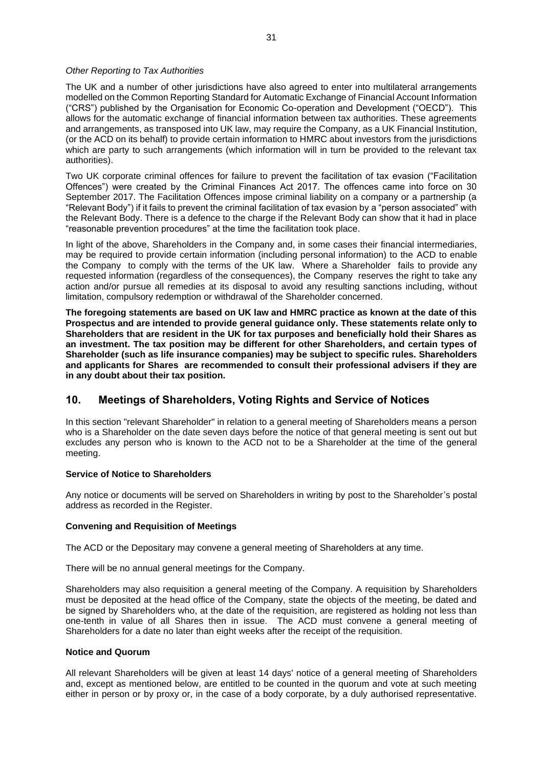*Other Reporting to Tax Authorities*

The UK and a number of other jurisdictions have also agreed to enter into multilateral arrangements modelled on the Common Reporting Standard for Automatic Exchange of Financial Account Information ("CRS") published by the Organisation for Economic Co-operation and Development ("OECD"). This allows for the automatic exchange of financial information between tax authorities. These agreements and arrangements, as transposed into UK law, may require the Company, as a UK Financial Institution, (or the ACD on its behalf) to provide certain information to HMRC about investors from the jurisdictions which are party to such arrangements (which information will in turn be provided to the relevant tax authorities).

Two UK corporate criminal offences for failure to prevent the facilitation of tax evasion ("Facilitation Offences") were created by the Criminal Finances Act 2017. The offences came into force on 30 September 2017. The Facilitation Offences impose criminal liability on a company or a partnership (a "Relevant Body") if it fails to prevent the criminal facilitation of tax evasion by a "person associated" with the Relevant Body. There is a defence to the charge if the Relevant Body can show that it had in place "reasonable prevention procedures" at the time the facilitation took place.

In light of the above, Shareholders in the Company and, in some cases their financial intermediaries, may be required to provide certain information (including personal information) to the ACD to enable the Company to comply with the terms of the UK law. Where a Shareholder fails to provide any requested information (regardless of the consequences), the Company reserves the right to take any action and/or pursue all remedies at its disposal to avoid any resulting sanctions including, without limitation, compulsory redemption or withdrawal of the Shareholder concerned.

**The foregoing statements are based on UK law and HMRC practice as known at the date of this Prospectus and are intended to provide general guidance only. These statements relate only to Shareholders that are resident in the UK for tax purposes and beneficially hold their Shares as an investment. The tax position may be different for other Shareholders, and certain types of Shareholder (such as life insurance companies) may be subject to specific rules. Shareholders and applicants for Shares are recommended to consult their professional advisers if they are in any doubt about their tax position.**

## 10. Meetings of Shareholders, Voting Rights and Service of Notices

In this section "relevant Shareholder" in relation to a general meeting of Shareholders means a person who is a Shareholder on the date seven days before the notice of that general meeting is sent out but excludes any person who is known to the ACD not to be a Shareholder at the time of the general meeting.

**Service of Notice to Shareholders**

Any notice or documents will be served on Shareholders in writing by post to the Shareholder's postal address as recorded in the Register.

**Convening and Requisition of Meetings**

The ACD or the Depositary may convene a general meeting of Shareholders at any time.

There will be no annual general meetings for the Company.

Shareholders may also requisition a general meeting of the Company. A requisition by Shareholders must be deposited at the head office of the Company, state the objects of the meeting, be dated and be signed by Shareholders who, at the date of the requisition, are registered as holding not less than one-tenth in value of all Shares then in issue. The ACD must convene a general meeting of Shareholders for a date no later than eight weeks after the receipt of the requisition.

**Notice and Quorum**

All relevant Shareholders will be given at least 14 days' notice of a general meeting of Shareholders and, except as mentioned below, are entitled to be counted in the quorum and vote at such meeting either in person or by proxy or, in the case of a body corporate, by a duly authorised representative.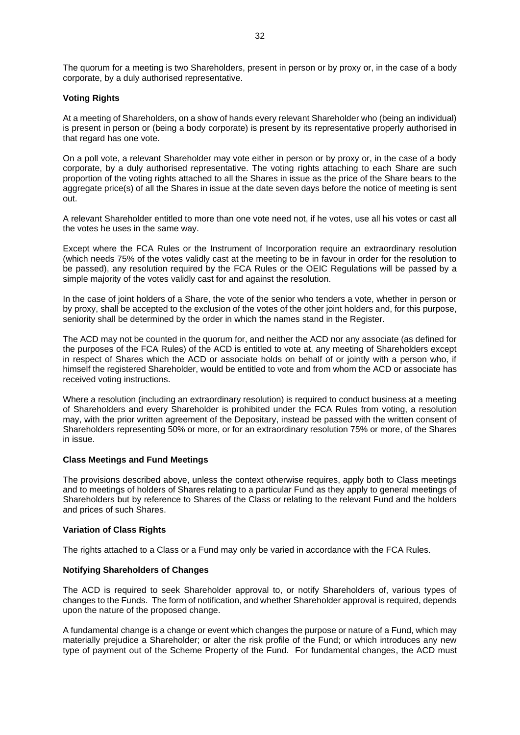The quorum for a meeting is two Shareholders, present in person or by proxy or, in the case of a body corporate, by a duly authorised representative.

**Voting Rights**

At a meeting of Shareholders, on a show of hands every relevant Shareholder who (being an individual) is present in person or (being a body corporate) is present by its representative properly authorised in that regard has one vote.

On a poll vote, a relevant Shareholder may vote either in person or by proxy or, in the case of a body corporate, by a duly authorised representative. The voting rights attaching to each Share are such proportion of the voting rights attached to all the Shares in issue as the price of the Share bears to the aggregate price(s) of all the Shares in issue at the date seven days before the notice of meeting is sent out.

A relevant Shareholder entitled to more than one vote need not, if he votes, use all his votes or cast all the votes he uses in the same way.

Except where the FCA Rules or the Instrument of Incorporation require an extraordinary resolution (which needs 75% of the votes validly cast at the meeting to be in favour in order for the resolution to be passed), any resolution required by the FCA Rules or the OEIC Regulations will be passed by a simple majority of the votes validly cast for and against the resolution.

In the case of joint holders of a Share, the vote of the senior who tenders a vote, whether in person or by proxy, shall be accepted to the exclusion of the votes of the other joint holders and, for this purpose, seniority shall be determined by the order in which the names stand in the Register.

The ACD may not be counted in the quorum for, and neither the ACD nor any associate (as defined for the purposes of the FCA Rules) of the ACD is entitled to vote at, any meeting of Shareholders except in respect of Shares which the ACD or associate holds on behalf of or jointly with a person who, if himself the registered Shareholder, would be entitled to vote and from whom the ACD or associate has received voting instructions.

Where a resolution (including an extraordinary resolution) is required to conduct business at a meeting of Shareholders and every Shareholder is prohibited under the FCA Rules from voting, a resolution may, with the prior written agreement of the Depositary, instead be passed with the written consent of Shareholders representing 50% or more, or for an extraordinary resolution 75% or more, of the Shares in issue.

**Class Meetings and Fund Meetings**

The provisions described above, unless the context otherwise requires, apply both to Class meetings and to meetings of holders of Shares relating to a particular Fund as they apply to general meetings of Shareholders but by reference to Shares of the Class or relating to the relevant Fund and the holders and prices of such Shares.

**Variation of Class Rights**

The rights attached to a Class or a Fund may only be varied in accordance with the FCA Rules.

**Notifying Shareholders of Changes**

The ACD is required to seek Shareholder approval to, or notify Shareholders of, various types of changes to the Funds. The form of notification, and whether Shareholder approval is required, depends upon the nature of the proposed change.

A fundamental change is a change or event which changes the purpose or nature of a Fund, which may materially prejudice a Shareholder; or alter the risk profile of the Fund; or which introduces any new type of payment out of the Scheme Property of the Fund. For fundamental changes, the ACD must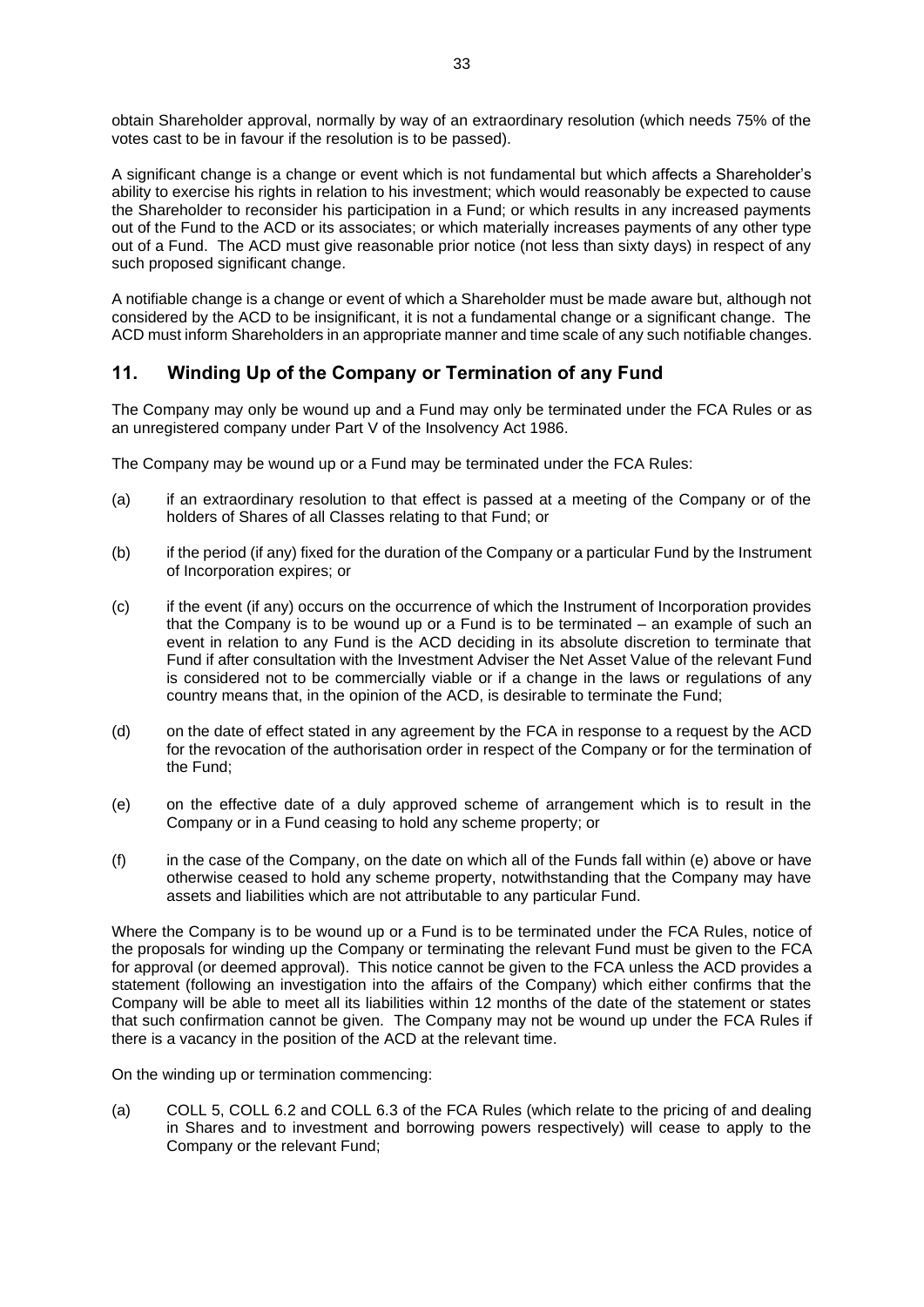obtain Shareholder approval, normally by way of an extraordinary resolution (which needs 75% of the votes cast to be in favour if the resolution is to be passed).

A significant change is a change or event which is not fundamental but which affects a Shareholder's ability to exercise his rights in relation to his investment; which would reasonably be expected to cause the Shareholder to reconsider his participation in a Fund; or which results in any increased payments out of the Fund to the ACD or its associates; or which materially increases payments of any other type out of a Fund. The ACD must give reasonable prior notice (not less than sixty days) in respect of any such proposed significant change.

A notifiable change is a change or event of which a Shareholder must be made aware but, although not considered by the ACD to be insignificant, it is not a fundamental change or a significant change. The ACD must inform Shareholders in an appropriate manner and time scale of any such notifiable changes.

## 11. Winding Up of the Company or Termination of any Fund

The Company may only be wound up and a Fund may only be terminated under the FCA Rules or as an unregistered company under Part V of the Insolvency Act 1986.

The Company may be wound up or a Fund may be terminated under the FCA Rules:

(a) if an extraordinary resolution to that effect is passed at a meeting of the Company or of the holders of Shares of all Classes relating to that Fund; or

(b) if the period (if any) fixed for the duration of the Company or a particular Fund by the Instrument of Incorporation expires; or

(c) if the event (if any) occurs on the occurrence of which the Instrument of Incorporation provides that the Company is to be wound up or a Fund is to be terminated – an example of such an event in relation to any Fund is the ACD deciding in its absolute discretion to terminate that Fund if after consultation with the Investment Adviser the Net Asset Value of the relevant Fund is considered not to be commercially viable or if a change in the laws or regulations of any country means that, in the opinion of the ACD, is desirable to terminate the Fund;

(d) on the date of effect stated in any agreement by the FCA in response to a request by the ACD for the revocation of the authorisation order in respect of the Company or for the termination of the Fund;

(e) on the effective date of a duly approved scheme of arrangement which is to result in the Company or in a Fund ceasing to hold any scheme property; or

(f) in the case of the Company, on the date on which all of the Funds fall within (e) above or have otherwise ceased to hold any scheme property, notwithstanding that the Company may have assets and liabilities which are not attributable to any particular Fund.

Where the Company is to be wound up or a Fund is to be terminated under the FCA Rules, notice of the proposals for winding up the Company or terminating the relevant Fund must be given to the FCA for approval (or deemed approval). This notice cannot be given to the FCA unless the ACD provides a statement (following an investigation into the affairs of the Company) which either confirms that the Company will be able to meet all its liabilities within 12 months of the date of the statement or states that such confirmation cannot be given. The Company may not be wound up under the FCA Rules if there is a vacancy in the position of the ACD at the relevant time.

On the winding up or termination commencing:

(a) COLL 5, COLL 6.2 and COLL 6.3 of the FCA Rules (which relate to the pricing of and dealing in Shares and to investment and borrowing powers respectively) will cease to apply to the Company or the relevant Fund;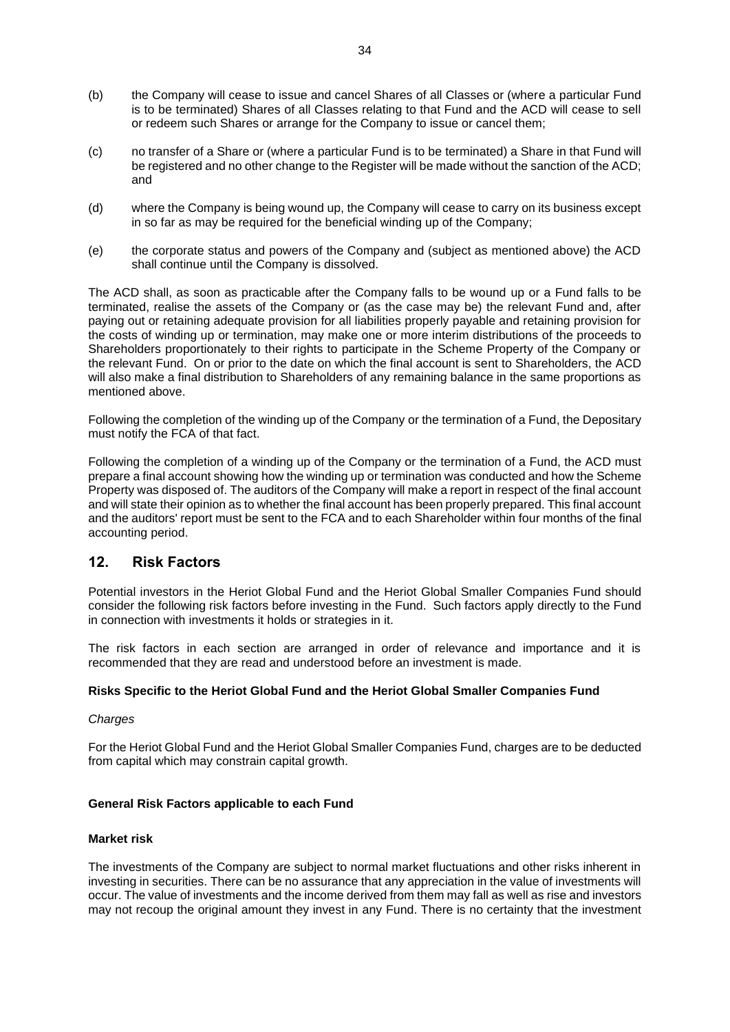(b) the Company will cease to issue and cancel Shares of all Classes or (where a particular Fund is to be terminated) Shares of all Classes relating to that Fund and the ACD will cease to sell or redeem such Shares or arrange for the Company to issue or cancel them;

(c) no transfer of a Share or (where a particular Fund is to be terminated) a Share in that Fund will be registered and no other change to the Register will be made without the sanction of the ACD; and

(d) where the Company is being wound up, the Company will cease to carry on its business except in so far as may be required for the beneficial winding up of the Company;

(e) the corporate status and powers of the Company and (subject as mentioned above) the ACD shall continue until the Company is dissolved.

The ACD shall, as soon as practicable after the Company falls to be wound up or a Fund falls to be terminated, realise the assets of the Company or (as the case may be) the relevant Fund and, after paying out or retaining adequate provision for all liabilities properly payable and retaining provision for the costs of winding up or termination, may make one or more interim distributions of the proceeds to Shareholders proportionately to their rights to participate in the Scheme Property of the Company or the relevant Fund. On or prior to the date on which the final account is sent to Shareholders, the ACD will also make a final distribution to Shareholders of any remaining balance in the same proportions as mentioned above.

Following the completion of the winding up of the Company or the termination of a Fund, the Depositary must notify the FCA of that fact.

Following the completion of a winding up of the Company or the termination of a Fund, the ACD must prepare a final account showing how the winding up or termination was conducted and how the Scheme Property was disposed of. The auditors of the Company will make a report in respect of the final account and will state their opinion as to whether the final account has been properly prepared. This final account and the auditors' report must be sent to the FCA and to each Shareholder within four months of the final accounting period.

## 12. Risk Factors

Potential investors in the Heriot Global Fund and the Heriot Global Smaller Companies Fund should consider the following risk factors before investing in the Fund. Such factors apply directly to the Fund in connection with investments it holds or strategies in it.

The risk factors in each section are arranged in order of relevance and importance and it is recommended that they are read and understood before an investment is made.

**Risks Specific to the Heriot Global Fund and the Heriot Global Smaller Companies Fund**

*Charges*

For the Heriot Global Fund and the Heriot Global Smaller Companies Fund, charges are to be deducted from capital which may constrain capital growth.

**General Risk Factors applicable to each Fund**

**Market risk**

The investments of the Company are subject to normal market fluctuations and other risks inherent in investing in securities. There can be no assurance that any appreciation in the value of investments will occur. The value of investments and the income derived from them may fall as well as rise and investors may not recoup the original amount they invest in any Fund. There is no certainty that the investment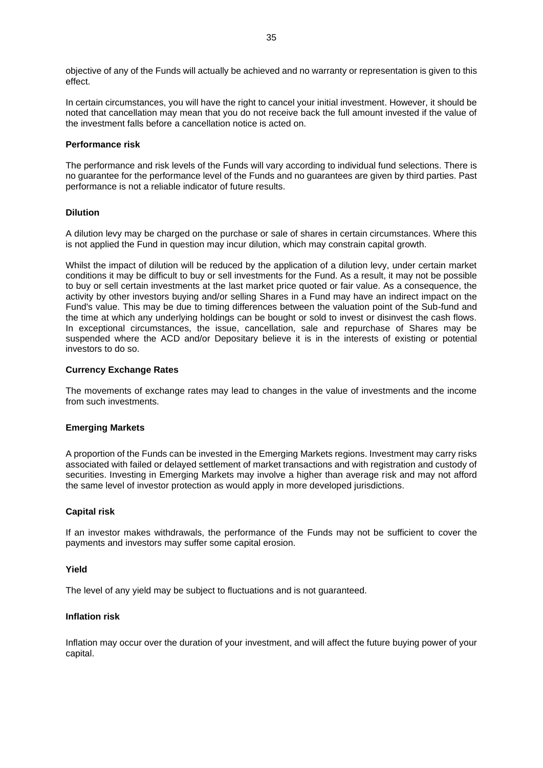objective of any of the Funds will actually be achieved and no warranty or representation is given to this effect.

In certain circumstances, you will have the right to cancel your initial investment. However, it should be noted that cancellation may mean that you do not receive back the full amount invested if the value of the investment falls before a cancellation notice is acted on.

**Performance risk**

The performance and risk levels of the Funds will vary according to individual fund selections. There is no guarantee for the performance level of the Funds and no guarantees are given by third parties. Past performance is not a reliable indicator of future results.

**Dilution**

A dilution levy may be charged on the purchase or sale of shares in certain circumstances. Where this is not applied the Fund in question may incur dilution, which may constrain capital growth.

Whilst the impact of dilution will be reduced by the application of a dilution levy, under certain market conditions it may be difficult to buy or sell investments for the Fund. As a result, it may not be possible to buy or sell certain investments at the last market price quoted or fair value. As a consequence, the activity by other investors buying and/or selling Shares in a Fund may have an indirect impact on the Fund's value. This may be due to timing differences between the valuation point of the Sub-fund and the time at which any underlying holdings can be bought or sold to invest or disinvest the cash flows. In exceptional circumstances, the issue, cancellation, sale and repurchase of Shares may be suspended where the ACD and/or Depositary believe it is in the interests of existing or potential investors to do so.

**Currency Exchange Rates**

The movements of exchange rates may lead to changes in the value of investments and the income from such investments.

**Emerging Markets**

A proportion of the Funds can be invested in the Emerging Markets regions. Investment may carry risks associated with failed or delayed settlement of market transactions and with registration and custody of securities. Investing in Emerging Markets may involve a higher than average risk and may not afford the same level of investor protection as would apply in more developed jurisdictions.

**Capital risk**

If an investor makes withdrawals, the performance of the Funds may not be sufficient to cover the payments and investors may suffer some capital erosion.

**Yield**

The level of any yield may be subject to fluctuations and is not guaranteed.

**Inflation risk**

Inflation may occur over the duration of your investment, and will affect the future buying power of your capital.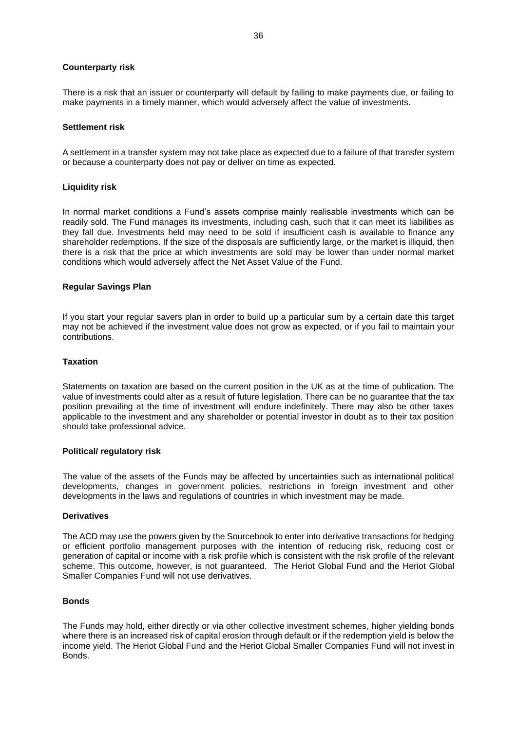**Counterparty risk**

There is a risk that an issuer or counterparty will default by failing to make payments due, or failing to make payments in a timely manner, which would adversely affect the value of investments.

**Settlement risk**

A settlement in a transfer system may not take place as expected due to a failure of that transfer system or because a counterparty does not pay or deliver on time as expected.

**Liquidity risk**

In normal market conditions a Fund's assets comprise mainly realisable investments which can be readily sold. The Fund manages its investments, including cash, such that it can meet its liabilities as they fall due. Investments held may need to be sold if insufficient cash is available to finance any shareholder redemptions. If the size of the disposals are sufficiently large, or the market is illiquid, then there is a risk that the price at which investments are sold may be lower than under normal market conditions which would adversely affect the Net Asset Value of the Fund.

**Regular Savings Plan**

If you start your regular savers plan in order to build up a particular sum by a certain date this target may not be achieved if the investment value does not grow as expected, or if you fail to maintain your contributions.

**Taxation**

Statements on taxation are based on the current position in the UK as at the time of publication. The value of investments could alter as a result of future legislation. There can be no guarantee that the tax position prevailing at the time of investment will endure indefinitely. There may also be other taxes applicable to the investment and any shareholder or potential investor in doubt as to their tax position should take professional advice.

**Political/ regulatory risk**

The value of the assets of the Funds may be affected by uncertainties such as international political developments, changes in government policies, restrictions in foreign investment and other developments in the laws and regulations of countries in which investment may be made.

**Derivatives**

The ACD may use the powers given by the Sourcebook to enter into derivative transactions for hedging or efficient portfolio management purposes with the intention of reducing risk, reducing cost or generation of capital or income with a risk profile which is consistent with the risk profile of the relevant scheme. This outcome, however, is not guaranteed. The Heriot Global Fund and the Heriot Global Smaller Companies Fund will not use derivatives.

**Bonds**

The Funds may hold, either directly or via other collective investment schemes, higher yielding bonds where there is an increased risk of capital erosion through default or if the redemption yield is below the income yield. The Heriot Global Fund and the Heriot Global Smaller Companies Fund will not invest in Bonds.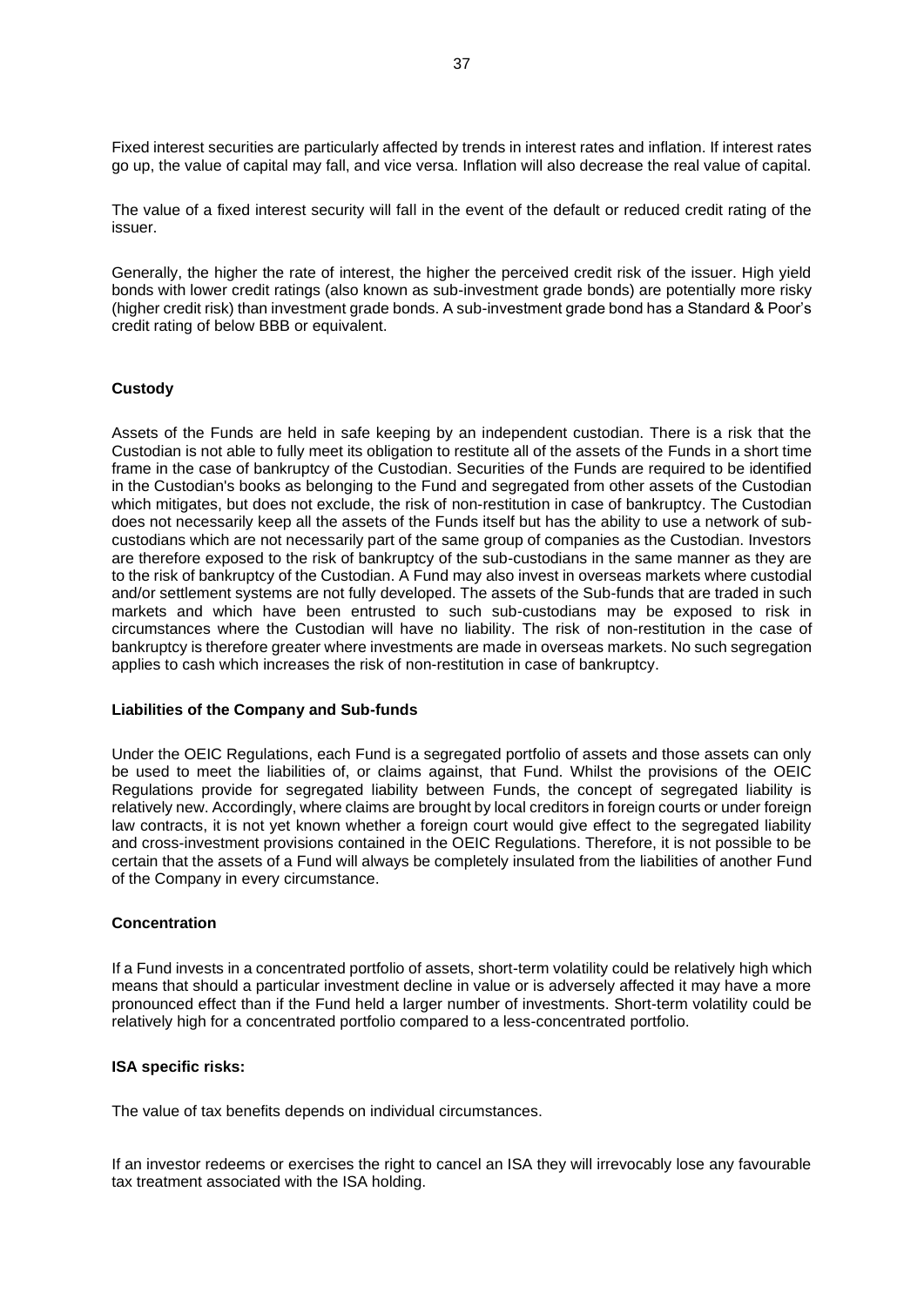Fixed interest securities are particularly affected by trends in interest rates and inflation. If interest rates go up, the value of capital may fall, and vice versa. Inflation will also decrease the real value of capital.

The value of a fixed interest security will fall in the event of the default or reduced credit rating of the issuer.

Generally, the higher the rate of interest, the higher the perceived credit risk of the issuer. High yield bonds with lower credit ratings (also known as sub-investment grade bonds) are potentially more risky (higher credit risk) than investment grade bonds. A sub-investment grade bond has a Standard & Poor's credit rating of below BBB or equivalent.

**Custody**

Assets of the Funds are held in safe keeping by an independent custodian. There is a risk that the Custodian is not able to fully meet its obligation to restitute all of the assets of the Funds in a short time frame in the case of bankruptcy of the Custodian. Securities of the Funds are required to be identified in the Custodian's books as belonging to the Fund and segregated from other assets of the Custodian which mitigates, but does not exclude, the risk of non-restitution in case of bankruptcy. The Custodian does not necessarily keep all the assets of the Funds itself but has the ability to use a network of sub-custodians which are not necessarily part of the same group of companies as the Custodian. Investors are therefore exposed to the risk of bankruptcy of the sub-custodians in the same manner as they are to the risk of bankruptcy of the Custodian. A Fund may also invest in overseas markets where custodial and/or settlement systems are not fully developed. The assets of the Sub-funds that are traded in such markets and which have been entrusted to such sub-custodians may be exposed to risk in circumstances where the Custodian will have no liability. The risk of non-restitution in the case of bankruptcy is therefore greater where investments are made in overseas markets. No such segregation applies to cash which increases the risk of non-restitution in case of bankruptcy.

**Liabilities of the Company and Sub-funds**

Under the OEIC Regulations, each Fund is a segregated portfolio of assets and those assets can only be used to meet the liabilities of, or claims against, that Fund. Whilst the provisions of the OEIC Regulations provide for segregated liability between Funds, the concept of segregated liability is relatively new. Accordingly, where claims are brought by local creditors in foreign courts or under foreign law contracts, it is not yet known whether a foreign court would give effect to the segregated liability and cross-investment provisions contained in the OEIC Regulations. Therefore, it is not possible to be certain that the assets of a Fund will always be completely insulated from the liabilities of another Fund of the Company in every circumstance.

**Concentration**

If a Fund invests in a concentrated portfolio of assets, short-term volatility could be relatively high which means that should a particular investment decline in value or is adversely affected it may have a more pronounced effect than if the Fund held a larger number of investments. Short-term volatility could be relatively high for a concentrated portfolio compared to a less-concentrated portfolio.

**ISA specific risks:**

The value of tax benefits depends on individual circumstances.

If an investor redeems or exercises the right to cancel an ISA they will irrevocably lose any favourable tax treatment associated with the ISA holding.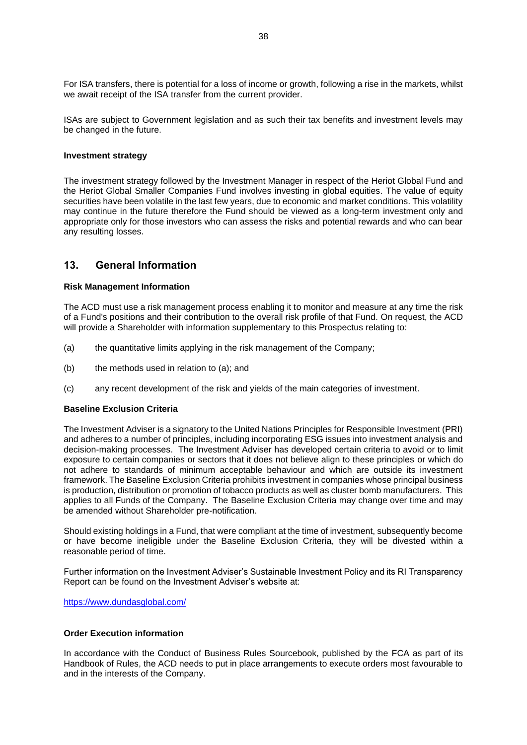For ISA transfers, there is potential for a loss of income or growth, following a rise in the markets, whilst we await receipt of the ISA transfer from the current provider.

ISAs are subject to Government legislation and as such their tax benefits and investment levels may be changed in the future.

**Investment strategy**

The investment strategy followed by the Investment Manager in respect of the Heriot Global Fund and the Heriot Global Smaller Companies Fund involves investing in global equities. The value of equity securities have been volatile in the last few years, due to economic and market conditions. This volatility may continue in the future therefore the Fund should be viewed as a long-term investment only and appropriate only for those investors who can assess the risks and potential rewards and who can bear any resulting losses.

## 13. General Information

**Risk Management Information**

The ACD must use a risk management process enabling it to monitor and measure at any time the risk of a Fund's positions and their contribution to the overall risk profile of that Fund. On request, the ACD will provide a Shareholder with information supplementary to this Prospectus relating to:

(a) the quantitative limits applying in the risk management of the Company;

(b) the methods used in relation to (a); and

(c) any recent development of the risk and yields of the main categories of investment.

**Baseline Exclusion Criteria**

The Investment Adviser is a signatory to the United Nations Principles for Responsible Investment (PRI) and adheres to a number of principles, including incorporating ESG issues into investment analysis and decision-making processes. The Investment Adviser has developed certain criteria to avoid or to limit exposure to certain companies or sectors that it does not believe align to these principles or which do not adhere to standards of minimum acceptable behaviour and which are outside its investment framework. The Baseline Exclusion Criteria prohibits investment in companies whose principal business is production, distribution or promotion of tobacco products as well as cluster bomb manufacturers. This applies to all Funds of the Company. The Baseline Exclusion Criteria may change over time and may be amended without Shareholder pre-notification.

Should existing holdings in a Fund, that were compliant at the time of investment, subsequently become or have become ineligible under the Baseline Exclusion Criteria, they will be divested within a reasonable period of time.

Further information on the Investment Adviser's Sustainable Investment Policy and its RI Transparency Report can be found on the Investment Adviser's website at:

https://www.dundasglobal.com/

**Order Execution information**

In accordance with the Conduct of Business Rules Sourcebook, published by the FCA as part of its Handbook of Rules, the ACD needs to put in place arrangements to execute orders most favourable to and in the interests of the Company.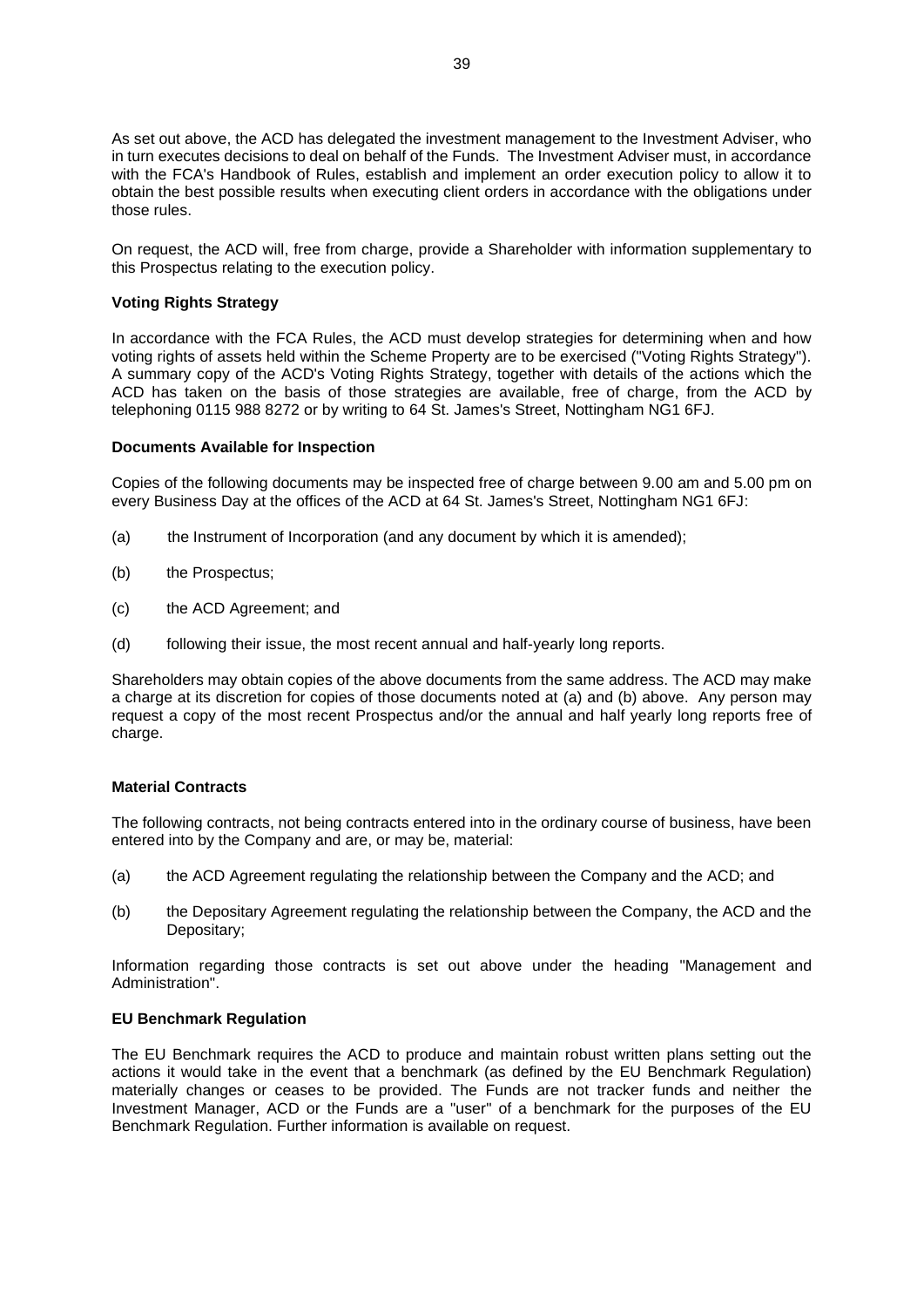As set out above, the ACD has delegated the investment management to the Investment Adviser, who in turn executes decisions to deal on behalf of the Funds. The Investment Adviser must, in accordance with the FCA's Handbook of Rules, establish and implement an order execution policy to allow it to obtain the best possible results when executing client orders in accordance with the obligations under those rules.

On request, the ACD will, free from charge, provide a Shareholder with information supplementary to this Prospectus relating to the execution policy.

**Voting Rights Strategy**

In accordance with the FCA Rules, the ACD must develop strategies for determining when and how voting rights of assets held within the Scheme Property are to be exercised ("Voting Rights Strategy"). A summary copy of the ACD's Voting Rights Strategy, together with details of the actions which the ACD has taken on the basis of those strategies are available, free of charge, from the ACD by telephoning 0115 988 8272 or by writing to 64 St. James's Street, Nottingham NG1 6FJ.

**Documents Available for Inspection**

Copies of the following documents may be inspected free of charge between 9.00 am and 5.00 pm on every Business Day at the offices of the ACD at 64 St. James's Street, Nottingham NG1 6FJ:

(a) the Instrument of Incorporation (and any document by which it is amended);

(b) the Prospectus;

(c) the ACD Agreement; and

(d) following their issue, the most recent annual and half-yearly long reports.

Shareholders may obtain copies of the above documents from the same address. The ACD may make a charge at its discretion for copies of those documents noted at (a) and (b) above. Any person may request a copy of the most recent Prospectus and/or the annual and half yearly long reports free of charge.

**Material Contracts**

The following contracts, not being contracts entered into in the ordinary course of business, have been entered into by the Company and are, or may be, material:

(a) the ACD Agreement regulating the relationship between the Company and the ACD; and

(b) the Depositary Agreement regulating the relationship between the Company, the ACD and the Depositary;

Information regarding those contracts is set out above under the heading "Management and Administration".

**EU Benchmark Regulation**

The EU Benchmark requires the ACD to produce and maintain robust written plans setting out the actions it would take in the event that a benchmark (as defined by the EU Benchmark Regulation) materially changes or ceases to be provided. The Funds are not tracker funds and neither the Investment Manager, ACD or the Funds are a "user" of a benchmark for the purposes of the EU Benchmark Regulation. Further information is available on request.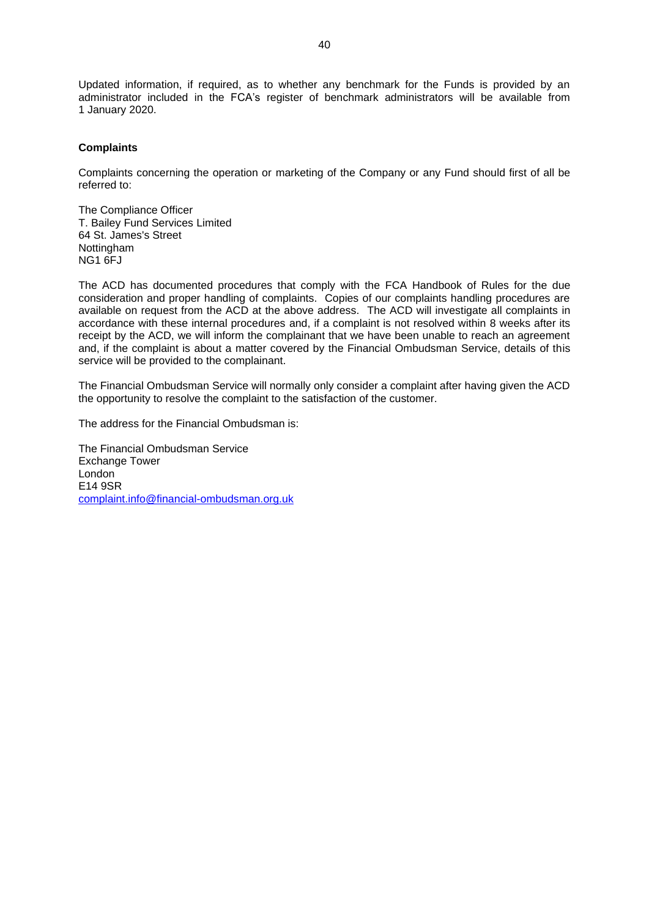Updated information, if required, as to whether any benchmark for the Funds is provided by an administrator included in the FCA's register of benchmark administrators will be available from 1 January 2020.

**Complaints**

Complaints concerning the operation or marketing of the Company or any Fund should first of all be referred to:

The Compliance Officer
T. Bailey Fund Services Limited
64 St. James's Street
Nottingham
NG1 6FJ

The ACD has documented procedures that comply with the FCA Handbook of Rules for the due consideration and proper handling of complaints. Copies of our complaints handling procedures are available on request from the ACD at the above address. The ACD will investigate all complaints in accordance with these internal procedures and, if a complaint is not resolved within 8 weeks after its receipt by the ACD, we will inform the complainant that we have been unable to reach an agreement and, if the complaint is about a matter covered by the Financial Ombudsman Service, details of this service will be provided to the complainant.

The Financial Ombudsman Service will normally only consider a complaint after having given the ACD the opportunity to resolve the complaint to the satisfaction of the customer.

The address for the Financial Ombudsman is:

The Financial Ombudsman Service
Exchange Tower
London
E14 9SR
complaint.info@financial-ombudsman.org.uk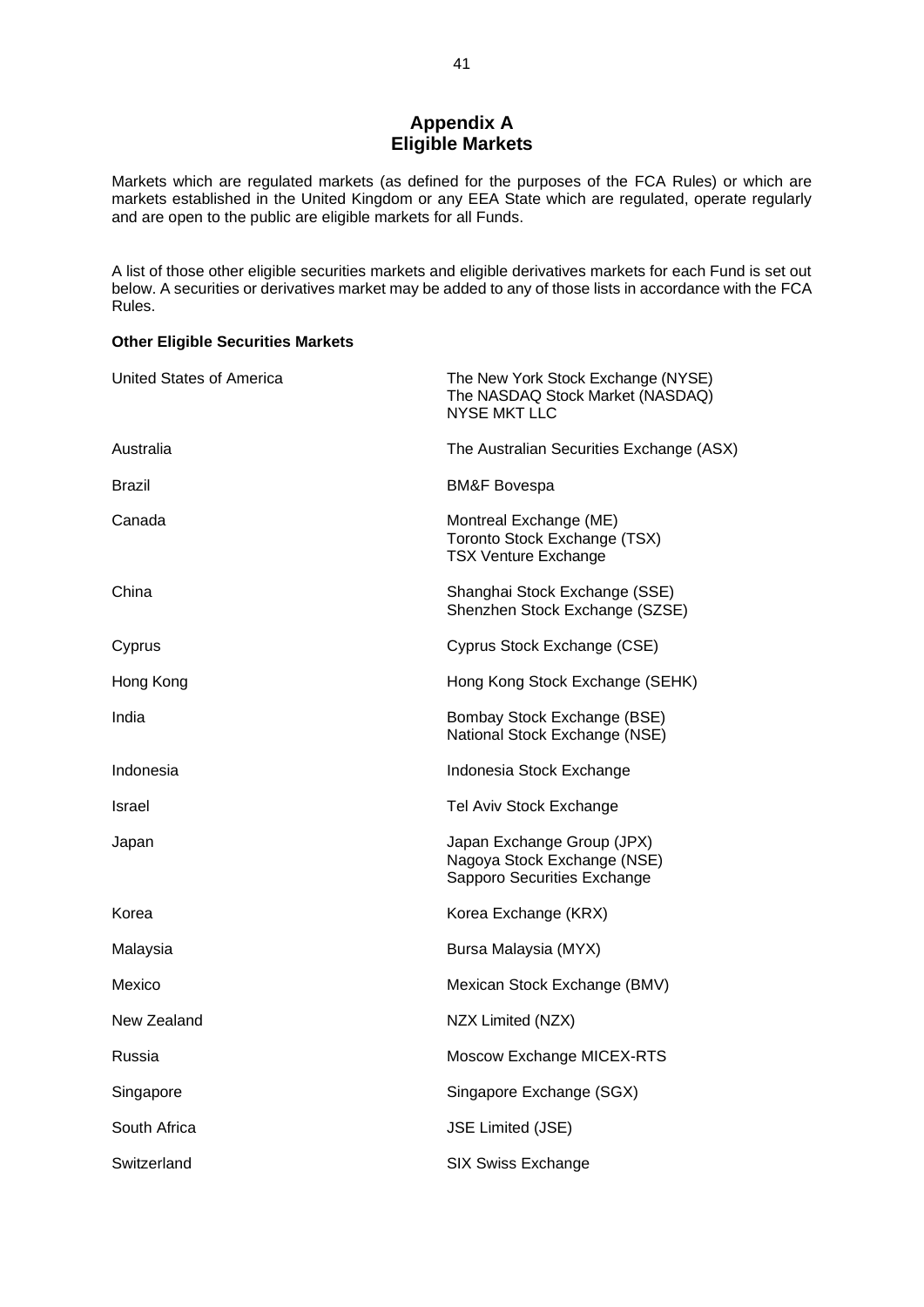# Appendix A
# Eligible Markets

Markets which are regulated markets (as defined for the purposes of the FCA Rules) or which are markets established in the United Kingdom or any EEA State which are regulated, operate regularly and are open to the public are eligible markets for all Funds.

A list of those other eligible securities markets and eligible derivatives markets for each Fund is set out below. A securities or derivatives market may be added to any of those lists in accordance with the FCA Rules.

**Other Eligible Securities Markets**

| | |
|---|---|
| United States of America | The New York Stock Exchange (NYSE)<br>The NASDAQ Stock Market (NASDAQ)<br>NYSE MKT LLC |
| Australia | The Australian Securities Exchange (ASX) |
| Brazil | BM&F Bovespa |
| Canada | Montreal Exchange (ME)<br>Toronto Stock Exchange (TSX)<br>TSX Venture Exchange |
| China | Shanghai Stock Exchange (SSE)<br>Shenzhen Stock Exchange (SZSE) |
| Cyprus | Cyprus Stock Exchange (CSE) |
| Hong Kong | Hong Kong Stock Exchange (SEHK) |
| India | Bombay Stock Exchange (BSE)<br>National Stock Exchange (NSE) |
| Indonesia | Indonesia Stock Exchange |
| Israel | Tel Aviv Stock Exchange |
| Japan | Japan Exchange Group (JPX)<br>Nagoya Stock Exchange (NSE)<br>Sapporo Securities Exchange |
| Korea | Korea Exchange (KRX) |
| Malaysia | Bursa Malaysia (MYX) |
| Mexico | Mexican Stock Exchange (BMV) |
| New Zealand | NZX Limited (NZX) |
| Russia | Moscow Exchange MICEX-RTS |
| Singapore | Singapore Exchange (SGX) |
| South Africa | JSE Limited (JSE) |
| Switzerland | SIX Swiss Exchange |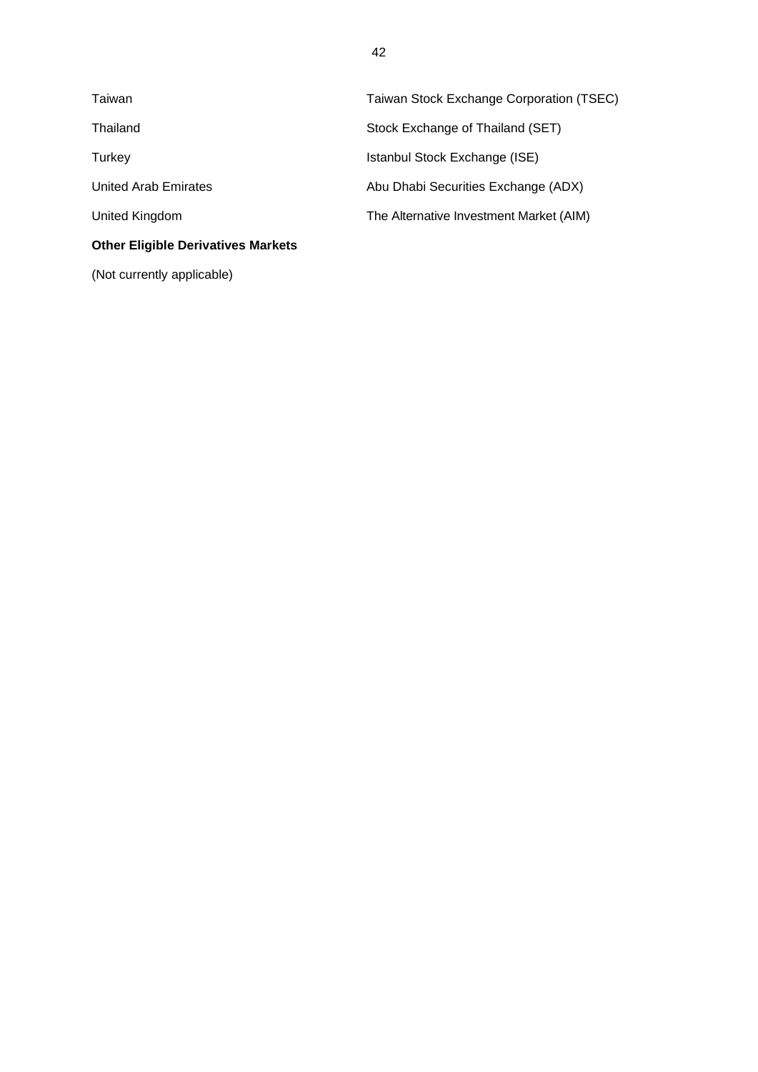| | |
|---|---|
| Taiwan | Taiwan Stock Exchange Corporation (TSEC) |
| Thailand | Stock Exchange of Thailand (SET) |
| Turkey | Istanbul Stock Exchange (ISE) |
| United Arab Emirates | Abu Dhabi Securities Exchange (ADX) |
| United Kingdom | The Alternative Investment Market (AIM) |

**Other Eligible Derivatives Markets**

(Not currently applicable)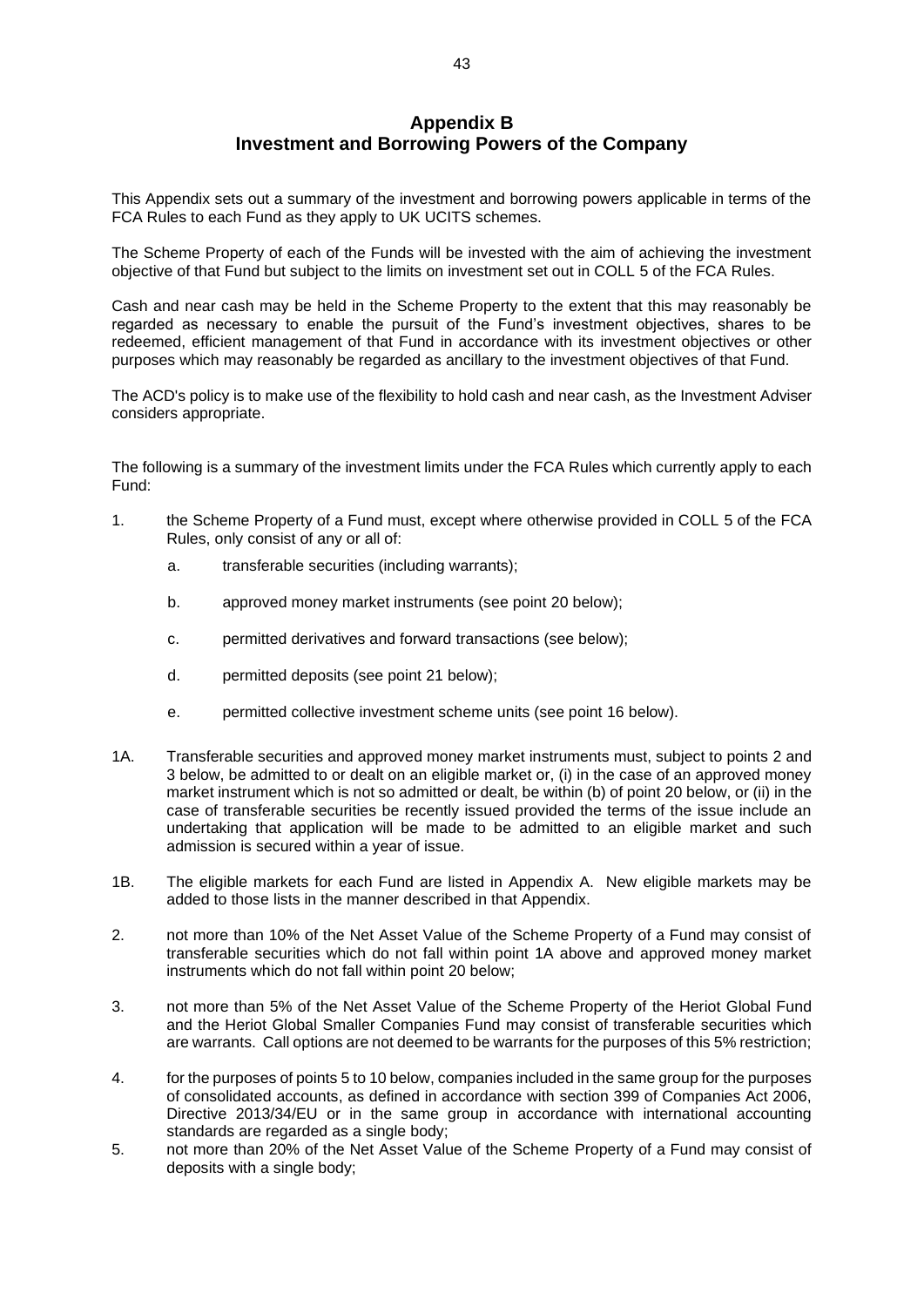## Appendix B
## Investment and Borrowing Powers of the Company

This Appendix sets out a summary of the investment and borrowing powers applicable in terms of the FCA Rules to each Fund as they apply to UK UCITS schemes.

The Scheme Property of each of the Funds will be invested with the aim of achieving the investment objective of that Fund but subject to the limits on investment set out in COLL 5 of the FCA Rules.

Cash and near cash may be held in the Scheme Property to the extent that this may reasonably be regarded as necessary to enable the pursuit of the Fund's investment objectives, shares to be redeemed, efficient management of that Fund in accordance with its investment objectives or other purposes which may reasonably be regarded as ancillary to the investment objectives of that Fund.

The ACD's policy is to make use of the flexibility to hold cash and near cash, as the Investment Adviser considers appropriate.

The following is a summary of the investment limits under the FCA Rules which currently apply to each Fund:

1. the Scheme Property of a Fund must, except where otherwise provided in COLL 5 of the FCA Rules, only consist of any or all of:

   a. transferable securities (including warrants);

   b. approved money market instruments (see point 20 below);

   c. permitted derivatives and forward transactions (see below);

   d. permitted deposits (see point 21 below);

   e. permitted collective investment scheme units (see point 16 below).

1A. Transferable securities and approved money market instruments must, subject to points 2 and 3 below, be admitted to or dealt on an eligible market or, (i) in the case of an approved money market instrument which is not so admitted or dealt, be within (b) of point 20 below, or (ii) in the case of transferable securities be recently issued provided the terms of the issue include an undertaking that application will be made to be admitted to an eligible market and such admission is secured within a year of issue.

1B. The eligible markets for each Fund are listed in Appendix A. New eligible markets may be added to those lists in the manner described in that Appendix.

2. not more than 10% of the Net Asset Value of the Scheme Property of a Fund may consist of transferable securities which do not fall within point 1A above and approved money market instruments which do not fall within point 20 below;

3. not more than 5% of the Net Asset Value of the Scheme Property of the Heriot Global Fund and the Heriot Global Smaller Companies Fund may consist of transferable securities which are warrants. Call options are not deemed to be warrants for the purposes of this 5% restriction;

4. for the purposes of points 5 to 10 below, companies included in the same group for the purposes of consolidated accounts, as defined in accordance with section 399 of Companies Act 2006, Directive 2013/34/EU or in the same group in accordance with international accounting standards are regarded as a single body;

5. not more than 20% of the Net Asset Value of the Scheme Property of a Fund may consist of deposits with a single body;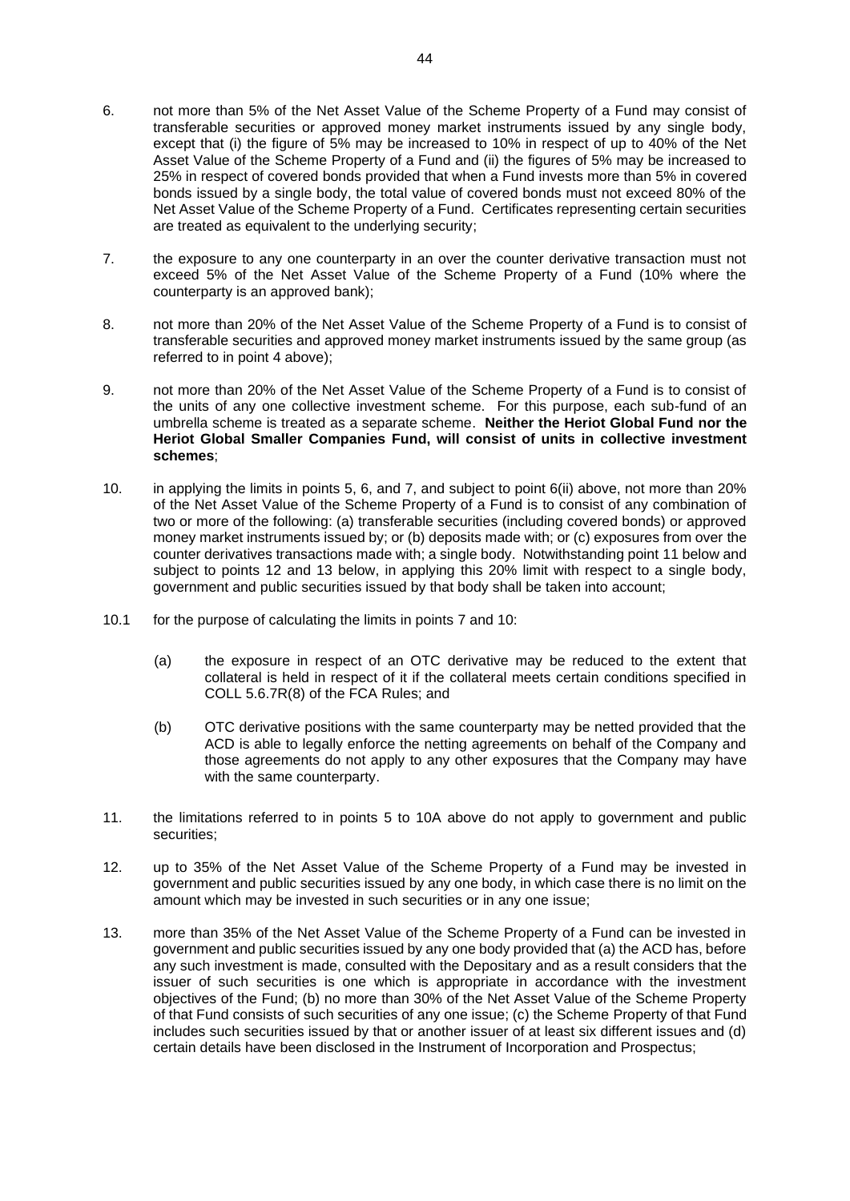6. not more than 5% of the Net Asset Value of the Scheme Property of a Fund may consist of transferable securities or approved money market instruments issued by any single body, except that (i) the figure of 5% may be increased to 10% in respect of up to 40% of the Net Asset Value of the Scheme Property of a Fund and (ii) the figures of 5% may be increased to 25% in respect of covered bonds provided that when a Fund invests more than 5% in covered bonds issued by a single body, the total value of covered bonds must not exceed 80% of the Net Asset Value of the Scheme Property of a Fund. Certificates representing certain securities are treated as equivalent to the underlying security;

7. the exposure to any one counterparty in an over the counter derivative transaction must not exceed 5% of the Net Asset Value of the Scheme Property of a Fund (10% where the counterparty is an approved bank);

8. not more than 20% of the Net Asset Value of the Scheme Property of a Fund is to consist of transferable securities and approved money market instruments issued by the same group (as referred to in point 4 above);

9. not more than 20% of the Net Asset Value of the Scheme Property of a Fund is to consist of the units of any one collective investment scheme. For this purpose, each sub-fund of an umbrella scheme is treated as a separate scheme. **Neither the Heriot Global Fund nor the Heriot Global Smaller Companies Fund, will consist of units in collective investment schemes**;

10. in applying the limits in points 5, 6, and 7, and subject to point 6(ii) above, not more than 20% of the Net Asset Value of the Scheme Property of a Fund is to consist of any combination of two or more of the following: (a) transferable securities (including covered bonds) or approved money market instruments issued by; or (b) deposits made with; or (c) exposures from over the counter derivatives transactions made with; a single body. Notwithstanding point 11 below and subject to points 12 and 13 below, in applying this 20% limit with respect to a single body, government and public securities issued by that body shall be taken into account;

10.1 for the purpose of calculating the limits in points 7 and 10:

   (a) the exposure in respect of an OTC derivative may be reduced to the extent that collateral is held in respect of it if the collateral meets certain conditions specified in COLL 5.6.7R(8) of the FCA Rules; and

   (b) OTC derivative positions with the same counterparty may be netted provided that the ACD is able to legally enforce the netting agreements on behalf of the Company and those agreements do not apply to any other exposures that the Company may have with the same counterparty.

11. the limitations referred to in points 5 to 10A above do not apply to government and public securities;

12. up to 35% of the Net Asset Value of the Scheme Property of a Fund may be invested in government and public securities issued by any one body, in which case there is no limit on the amount which may be invested in such securities or in any one issue;

13. more than 35% of the Net Asset Value of the Scheme Property of a Fund can be invested in government and public securities issued by any one body provided that (a) the ACD has, before any such investment is made, consulted with the Depositary and as a result considers that the issuer of such securities is one which is appropriate in accordance with the investment objectives of the Fund; (b) no more than 30% of the Net Asset Value of the Scheme Property of that Fund consists of such securities of any one issue; (c) the Scheme Property of that Fund includes such securities issued by that or another issuer of at least six different issues and (d) certain details have been disclosed in the Instrument of Incorporation and Prospectus;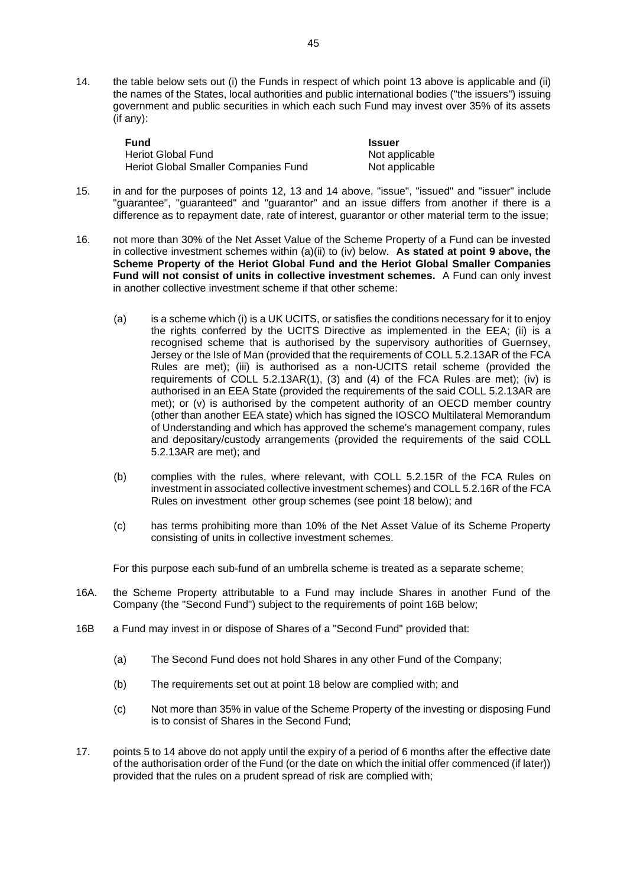14. the table below sets out (i) the Funds in respect of which point 13 above is applicable and (ii) the names of the States, local authorities and public international bodies ("the issuers") issuing government and public securities in which each such Fund may invest over 35% of its assets (if any):

| Fund | Issuer |
|---|---|
| Heriot Global Fund | Not applicable |
| Heriot Global Smaller Companies Fund | Not applicable |

15. in and for the purposes of points 12, 13 and 14 above, "issue", "issued" and "issuer" include "guarantee", "guaranteed" and "guarantor" and an issue differs from another if there is a difference as to repayment date, rate of interest, guarantor or other material term to the issue;

16. not more than 30% of the Net Asset Value of the Scheme Property of a Fund can be invested in collective investment schemes within (a)(ii) to (iv) below. **As stated at point 9 above, the Scheme Property of the Heriot Global Fund and the Heriot Global Smaller Companies Fund will not consist of units in collective investment schemes.** A Fund can only invest in another collective investment scheme if that other scheme:

    (a) is a scheme which (i) is a UK UCITS, or satisfies the conditions necessary for it to enjoy the rights conferred by the UCITS Directive as implemented in the EEA; (ii) is a recognised scheme that is authorised by the supervisory authorities of Guernsey, Jersey or the Isle of Man (provided that the requirements of COLL 5.2.13AR of the FCA Rules are met); (iii) is authorised as a non-UCITS retail scheme (provided the requirements of COLL 5.2.13AR(1), (3) and (4) of the FCA Rules are met); (iv) is authorised in an EEA State (provided the requirements of the said COLL 5.2.13AR are met); or (v) is authorised by the competent authority of an OECD member country (other than another EEA state) which has signed the IOSCO Multilateral Memorandum of Understanding and which has approved the scheme's management company, rules and depositary/custody arrangements (provided the requirements of the said COLL 5.2.13AR are met); and

    (b) complies with the rules, where relevant, with COLL 5.2.15R of the FCA Rules on investment in associated collective investment schemes) and COLL 5.2.16R of the FCA Rules on investment other group schemes (see point 18 below); and

    (c) has terms prohibiting more than 10% of the Net Asset Value of its Scheme Property consisting of units in collective investment schemes.

    For this purpose each sub-fund of an umbrella scheme is treated as a separate scheme;

16A. the Scheme Property attributable to a Fund may include Shares in another Fund of the Company (the "Second Fund") subject to the requirements of point 16B below;

16B a Fund may invest in or dispose of Shares of a "Second Fund" provided that:

    (a) The Second Fund does not hold Shares in any other Fund of the Company;

    (b) The requirements set out at point 18 below are complied with; and

    (c) Not more than 35% in value of the Scheme Property of the investing or disposing Fund is to consist of Shares in the Second Fund;

17. points 5 to 14 above do not apply until the expiry of a period of 6 months after the effective date of the authorisation order of the Fund (or the date on which the initial offer commenced (if later)) provided that the rules on a prudent spread of risk are complied with;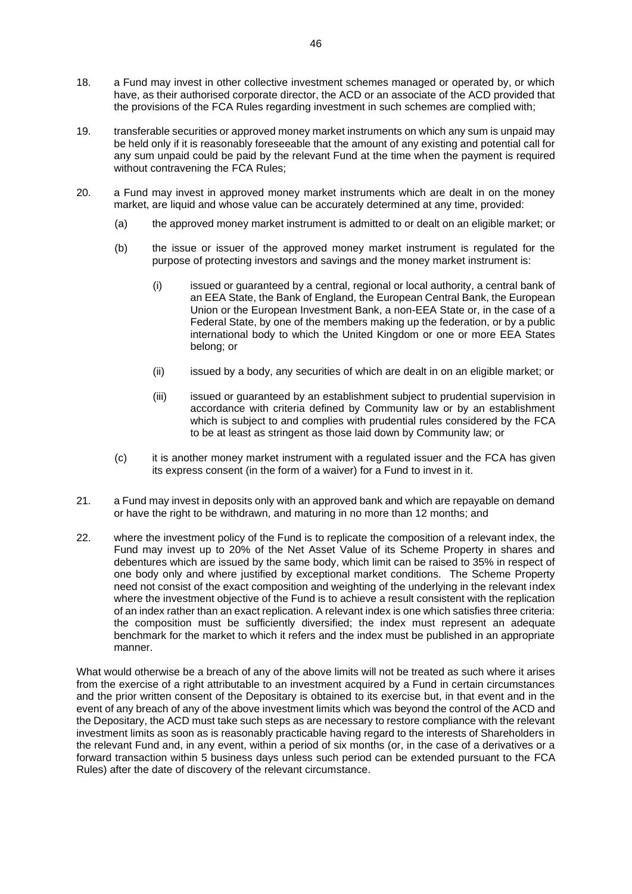18. a Fund may invest in other collective investment schemes managed or operated by, or which have, as their authorised corporate director, the ACD or an associate of the ACD provided that the provisions of the FCA Rules regarding investment in such schemes are complied with;

19. transferable securities or approved money market instruments on which any sum is unpaid may be held only if it is reasonably foreseeable that the amount of any existing and potential call for any sum unpaid could be paid by the relevant Fund at the time when the payment is required without contravening the FCA Rules;

20. a Fund may invest in approved money market instruments which are dealt in on the money market, are liquid and whose value can be accurately determined at any time, provided:

    (a) the approved money market instrument is admitted to or dealt on an eligible market; or

    (b) the issue or issuer of the approved money market instrument is regulated for the purpose of protecting investors and savings and the money market instrument is:

        (i) issued or guaranteed by a central, regional or local authority, a central bank of an EEA State, the Bank of England, the European Central Bank, the European Union or the European Investment Bank, a non-EEA State or, in the case of a Federal State, by one of the members making up the federation, or by a public international body to which the United Kingdom or one or more EEA States belong; or

        (ii) issued by a body, any securities of which are dealt in on an eligible market; or

        (iii) issued or guaranteed by an establishment subject to prudential supervision in accordance with criteria defined by Community law or by an establishment which is subject to and complies with prudential rules considered by the FCA to be at least as stringent as those laid down by Community law; or

    (c) it is another money market instrument with a regulated issuer and the FCA has given its express consent (in the form of a waiver) for a Fund to invest in it.

21. a Fund may invest in deposits only with an approved bank and which are repayable on demand or have the right to be withdrawn, and maturing in no more than 12 months; and

22. where the investment policy of the Fund is to replicate the composition of a relevant index, the Fund may invest up to 20% of the Net Asset Value of its Scheme Property in shares and debentures which are issued by the same body, which limit can be raised to 35% in respect of one body only and where justified by exceptional market conditions. The Scheme Property need not consist of the exact composition and weighting of the underlying in the relevant index where the investment objective of the Fund is to achieve a result consistent with the replication of an index rather than an exact replication. A relevant index is one which satisfies three criteria: the composition must be sufficiently diversified; the index must represent an adequate benchmark for the market to which it refers and the index must be published in an appropriate manner.

What would otherwise be a breach of any of the above limits will not be treated as such where it arises from the exercise of a right attributable to an investment acquired by a Fund in certain circumstances and the prior written consent of the Depositary is obtained to its exercise but, in that event and in the event of any breach of any of the above investment limits which was beyond the control of the ACD and the Depositary, the ACD must take such steps as are necessary to restore compliance with the relevant investment limits as soon as is reasonably practicable having regard to the interests of Shareholders in the relevant Fund and, in any event, within a period of six months (or, in the case of a derivatives or a forward transaction within 5 business days unless such period can be extended pursuant to the FCA Rules) after the date of discovery of the relevant circumstance.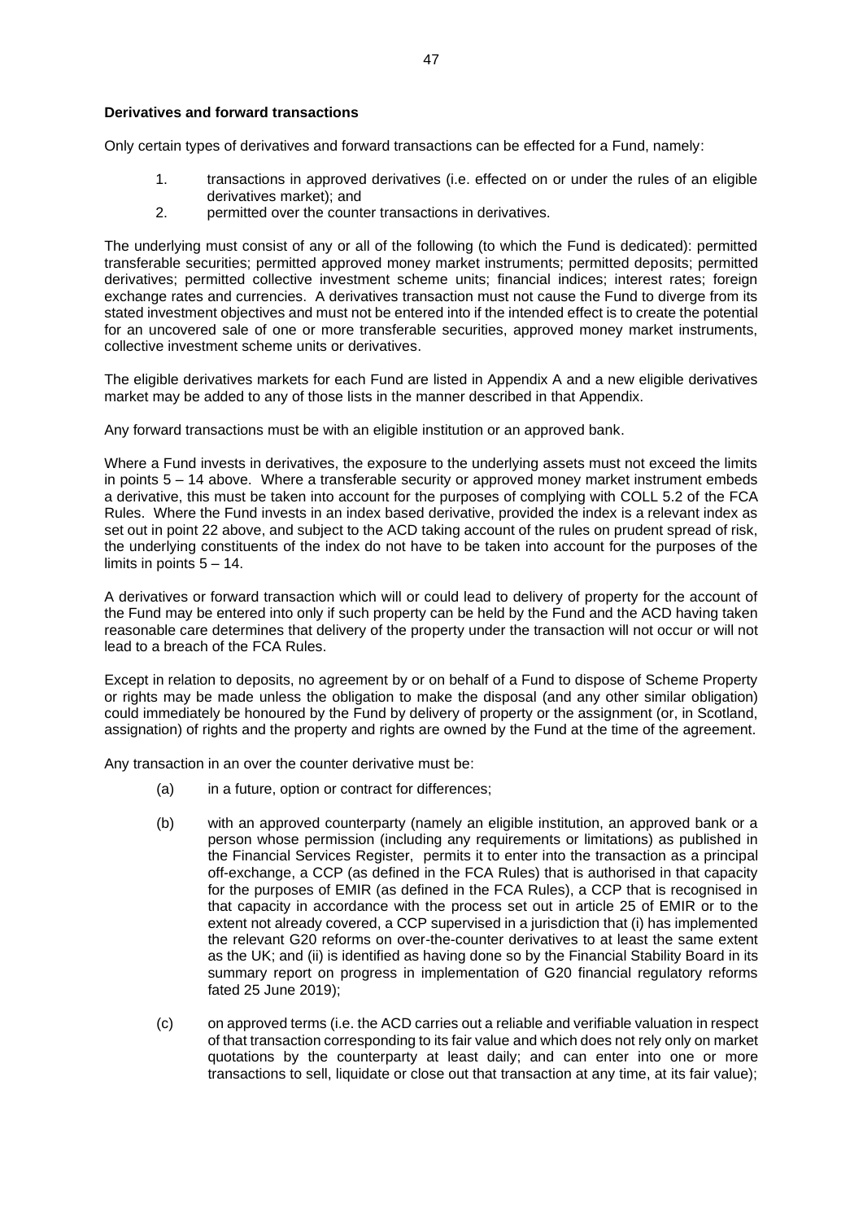**Derivatives and forward transactions**

Only certain types of derivatives and forward transactions can be effected for a Fund, namely:

1. transactions in approved derivatives (i.e. effected on or under the rules of an eligible derivatives market); and
2. permitted over the counter transactions in derivatives.

The underlying must consist of any or all of the following (to which the Fund is dedicated): permitted transferable securities; permitted approved money market instruments; permitted deposits; permitted derivatives; permitted collective investment scheme units; financial indices; interest rates; foreign exchange rates and currencies. A derivatives transaction must not cause the Fund to diverge from its stated investment objectives and must not be entered into if the intended effect is to create the potential for an uncovered sale of one or more transferable securities, approved money market instruments, collective investment scheme units or derivatives.

The eligible derivatives markets for each Fund are listed in Appendix A and a new eligible derivatives market may be added to any of those lists in the manner described in that Appendix.

Any forward transactions must be with an eligible institution or an approved bank.

Where a Fund invests in derivatives, the exposure to the underlying assets must not exceed the limits in points 5 – 14 above. Where a transferable security or approved money market instrument embeds a derivative, this must be taken into account for the purposes of complying with COLL 5.2 of the FCA Rules. Where the Fund invests in an index based derivative, provided the index is a relevant index as set out in point 22 above, and subject to the ACD taking account of the rules on prudent spread of risk, the underlying constituents of the index do not have to be taken into account for the purposes of the limits in points 5 – 14.

A derivatives or forward transaction which will or could lead to delivery of property for the account of the Fund may be entered into only if such property can be held by the Fund and the ACD having taken reasonable care determines that delivery of the property under the transaction will not occur or will not lead to a breach of the FCA Rules.

Except in relation to deposits, no agreement by or on behalf of a Fund to dispose of Scheme Property or rights may be made unless the obligation to make the disposal (and any other similar obligation) could immediately be honoured by the Fund by delivery of property or the assignment (or, in Scotland, assignation) of rights and the property and rights are owned by the Fund at the time of the agreement.

Any transaction in an over the counter derivative must be:

(a) in a future, option or contract for differences;

(b) with an approved counterparty (namely an eligible institution, an approved bank or a person whose permission (including any requirements or limitations) as published in the Financial Services Register, permits it to enter into the transaction as a principal off-exchange, a CCP (as defined in the FCA Rules) that is authorised in that capacity for the purposes of EMIR (as defined in the FCA Rules), a CCP that is recognised in that capacity in accordance with the process set out in article 25 of EMIR or to the extent not already covered, a CCP supervised in a jurisdiction that (i) has implemented the relevant G20 reforms on over-the-counter derivatives to at least the same extent as the UK; and (ii) is identified as having done so by the Financial Stability Board in its summary report on progress in implementation of G20 financial regulatory reforms fated 25 June 2019);

(c) on approved terms (i.e. the ACD carries out a reliable and verifiable valuation in respect of that transaction corresponding to its fair value and which does not rely only on market quotations by the counterparty at least daily; and can enter into one or more transactions to sell, liquidate or close out that transaction at any time, at its fair value);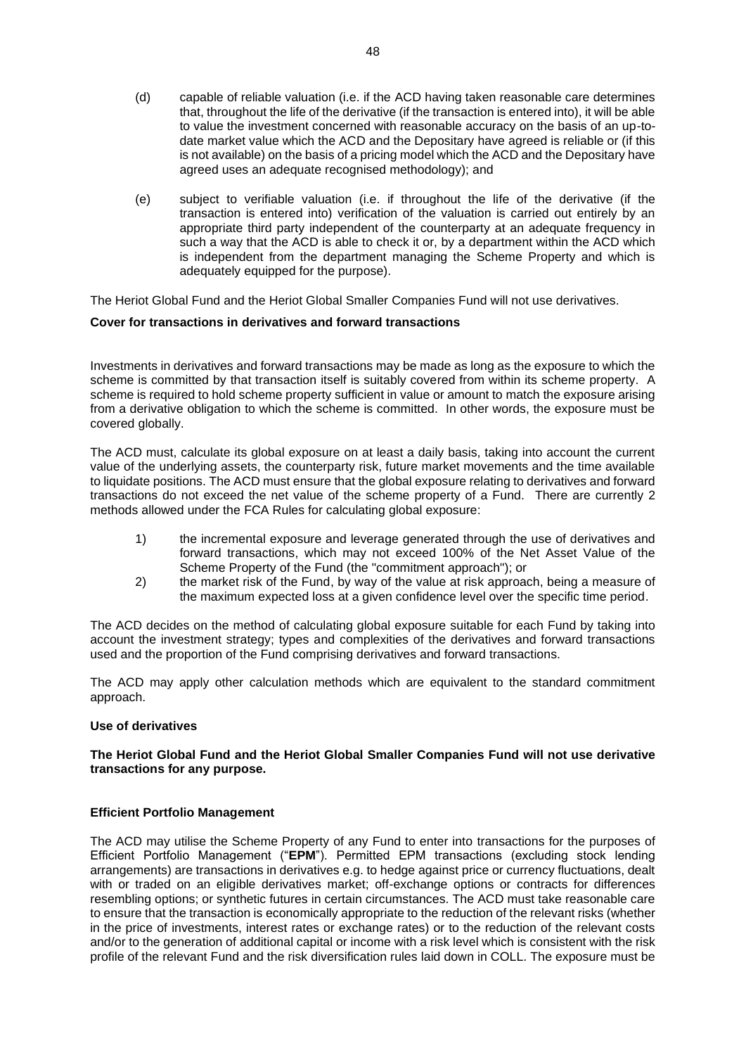(d) capable of reliable valuation (i.e. if the ACD having taken reasonable care determines that, throughout the life of the derivative (if the transaction is entered into), it will be able to value the investment concerned with reasonable accuracy on the basis of an up-to-date market value which the ACD and the Depositary have agreed is reliable or (if this is not available) on the basis of a pricing model which the ACD and the Depositary have agreed uses an adequate recognised methodology); and

(e) subject to verifiable valuation (i.e. if throughout the life of the derivative (if the transaction is entered into) verification of the valuation is carried out entirely by an appropriate third party independent of the counterparty at an adequate frequency in such a way that the ACD is able to check it or, by a department within the ACD which is independent from the department managing the Scheme Property and which is adequately equipped for the purpose).

The Heriot Global Fund and the Heriot Global Smaller Companies Fund will not use derivatives.

**Cover for transactions in derivatives and forward transactions**

Investments in derivatives and forward transactions may be made as long as the exposure to which the scheme is committed by that transaction itself is suitably covered from within its scheme property. A scheme is required to hold scheme property sufficient in value or amount to match the exposure arising from a derivative obligation to which the scheme is committed. In other words, the exposure must be covered globally.

The ACD must, calculate its global exposure on at least a daily basis, taking into account the current value of the underlying assets, the counterparty risk, future market movements and the time available to liquidate positions. The ACD must ensure that the global exposure relating to derivatives and forward transactions do not exceed the net value of the scheme property of a Fund. There are currently 2 methods allowed under the FCA Rules for calculating global exposure:

1) the incremental exposure and leverage generated through the use of derivatives and forward transactions, which may not exceed 100% of the Net Asset Value of the Scheme Property of the Fund (the "commitment approach"); or
2) the market risk of the Fund, by way of the value at risk approach, being a measure of the maximum expected loss at a given confidence level over the specific time period.

The ACD decides on the method of calculating global exposure suitable for each Fund by taking into account the investment strategy; types and complexities of the derivatives and forward transactions used and the proportion of the Fund comprising derivatives and forward transactions.

The ACD may apply other calculation methods which are equivalent to the standard commitment approach.

**Use of derivatives**

**The Heriot Global Fund and the Heriot Global Smaller Companies Fund will not use derivative transactions for any purpose.**

**Efficient Portfolio Management**

The ACD may utilise the Scheme Property of any Fund to enter into transactions for the purposes of Efficient Portfolio Management ("**EPM**"). Permitted EPM transactions (excluding stock lending arrangements) are transactions in derivatives e.g. to hedge against price or currency fluctuations, dealt with or traded on an eligible derivatives market; off-exchange options or contracts for differences resembling options; or synthetic futures in certain circumstances. The ACD must take reasonable care to ensure that the transaction is economically appropriate to the reduction of the relevant risks (whether in the price of investments, interest rates or exchange rates) or to the reduction of the relevant costs and/or to the generation of additional capital or income with a risk level which is consistent with the risk profile of the relevant Fund and the risk diversification rules laid down in COLL. The exposure must be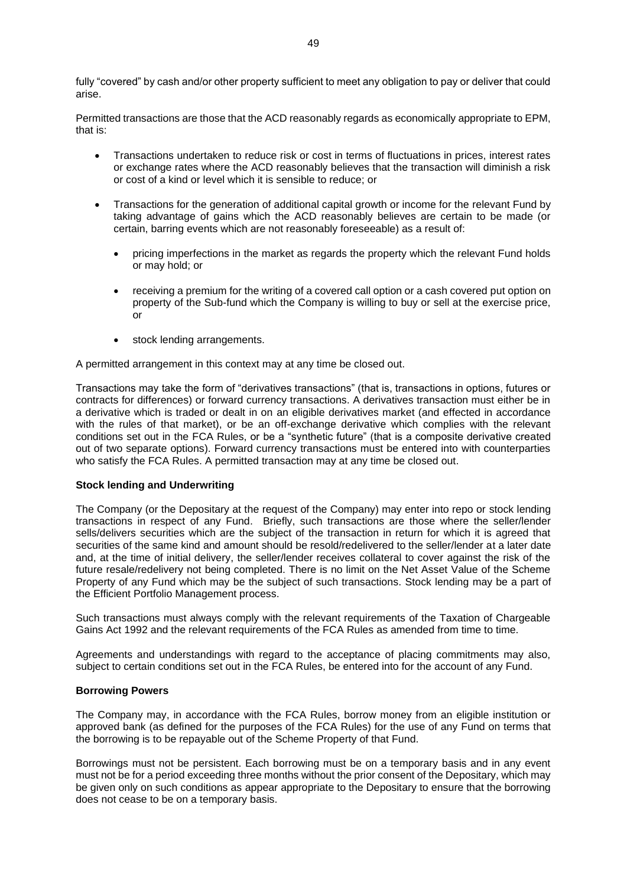fully "covered" by cash and/or other property sufficient to meet any obligation to pay or deliver that could arise.

Permitted transactions are those that the ACD reasonably regards as economically appropriate to EPM, that is:

- Transactions undertaken to reduce risk or cost in terms of fluctuations in prices, interest rates or exchange rates where the ACD reasonably believes that the transaction will diminish a risk or cost of a kind or level which it is sensible to reduce; or
- Transactions for the generation of additional capital growth or income for the relevant Fund by taking advantage of gains which the ACD reasonably believes are certain to be made (or certain, barring events which are not reasonably foreseeable) as a result of:
  - pricing imperfections in the market as regards the property which the relevant Fund holds or may hold; or
  - receiving a premium for the writing of a covered call option or a cash covered put option on property of the Sub-fund which the Company is willing to buy or sell at the exercise price, or
  - stock lending arrangements.

A permitted arrangement in this context may at any time be closed out.

Transactions may take the form of "derivatives transactions" (that is, transactions in options, futures or contracts for differences) or forward currency transactions. A derivatives transaction must either be in a derivative which is traded or dealt in on an eligible derivatives market (and effected in accordance with the rules of that market), or be an off-exchange derivative which complies with the relevant conditions set out in the FCA Rules, or be a "synthetic future" (that is a composite derivative created out of two separate options). Forward currency transactions must be entered into with counterparties who satisfy the FCA Rules. A permitted transaction may at any time be closed out.

**Stock lending and Underwriting**

The Company (or the Depositary at the request of the Company) may enter into repo or stock lending transactions in respect of any Fund. Briefly, such transactions are those where the seller/lender sells/delivers securities which are the subject of the transaction in return for which it is agreed that securities of the same kind and amount should be resold/redelivered to the seller/lender at a later date and, at the time of initial delivery, the seller/lender receives collateral to cover against the risk of the future resale/redelivery not being completed. There is no limit on the Net Asset Value of the Scheme Property of any Fund which may be the subject of such transactions. Stock lending may be a part of the Efficient Portfolio Management process.

Such transactions must always comply with the relevant requirements of the Taxation of Chargeable Gains Act 1992 and the relevant requirements of the FCA Rules as amended from time to time.

Agreements and understandings with regard to the acceptance of placing commitments may also, subject to certain conditions set out in the FCA Rules, be entered into for the account of any Fund.

**Borrowing Powers**

The Company may, in accordance with the FCA Rules, borrow money from an eligible institution or approved bank (as defined for the purposes of the FCA Rules) for the use of any Fund on terms that the borrowing is to be repayable out of the Scheme Property of that Fund.

Borrowings must not be persistent. Each borrowing must be on a temporary basis and in any event must not be for a period exceeding three months without the prior consent of the Depositary, which may be given only on such conditions as appear appropriate to the Depositary to ensure that the borrowing does not cease to be on a temporary basis.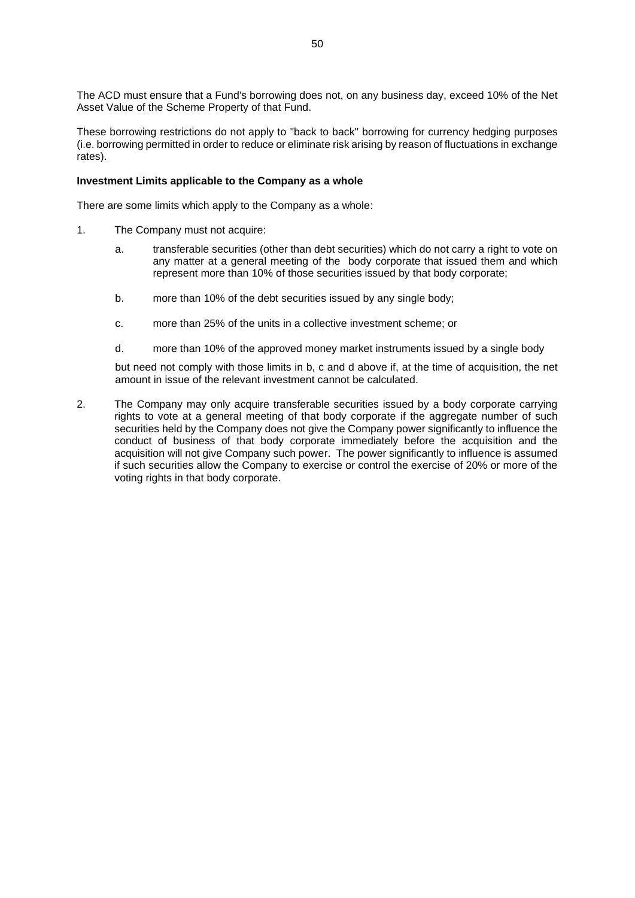The ACD must ensure that a Fund's borrowing does not, on any business day, exceed 10% of the Net Asset Value of the Scheme Property of that Fund.

These borrowing restrictions do not apply to "back to back" borrowing for currency hedging purposes (i.e. borrowing permitted in order to reduce or eliminate risk arising by reason of fluctuations in exchange rates).

**Investment Limits applicable to the Company as a whole**

There are some limits which apply to the Company as a whole:

1. The Company must not acquire:

   a. transferable securities (other than debt securities) which do not carry a right to vote on any matter at a general meeting of the body corporate that issued them and which represent more than 10% of those securities issued by that body corporate;

   b. more than 10% of the debt securities issued by any single body;

   c. more than 25% of the units in a collective investment scheme; or

   d. more than 10% of the approved money market instruments issued by a single body

   but need not comply with those limits in b, c and d above if, at the time of acquisition, the net amount in issue of the relevant investment cannot be calculated.

2. The Company may only acquire transferable securities issued by a body corporate carrying rights to vote at a general meeting of that body corporate if the aggregate number of such securities held by the Company does not give the Company power significantly to influence the conduct of business of that body corporate immediately before the acquisition and the acquisition will not give Company such power. The power significantly to influence is assumed if such securities allow the Company to exercise or control the exercise of 20% or more of the voting rights in that body corporate.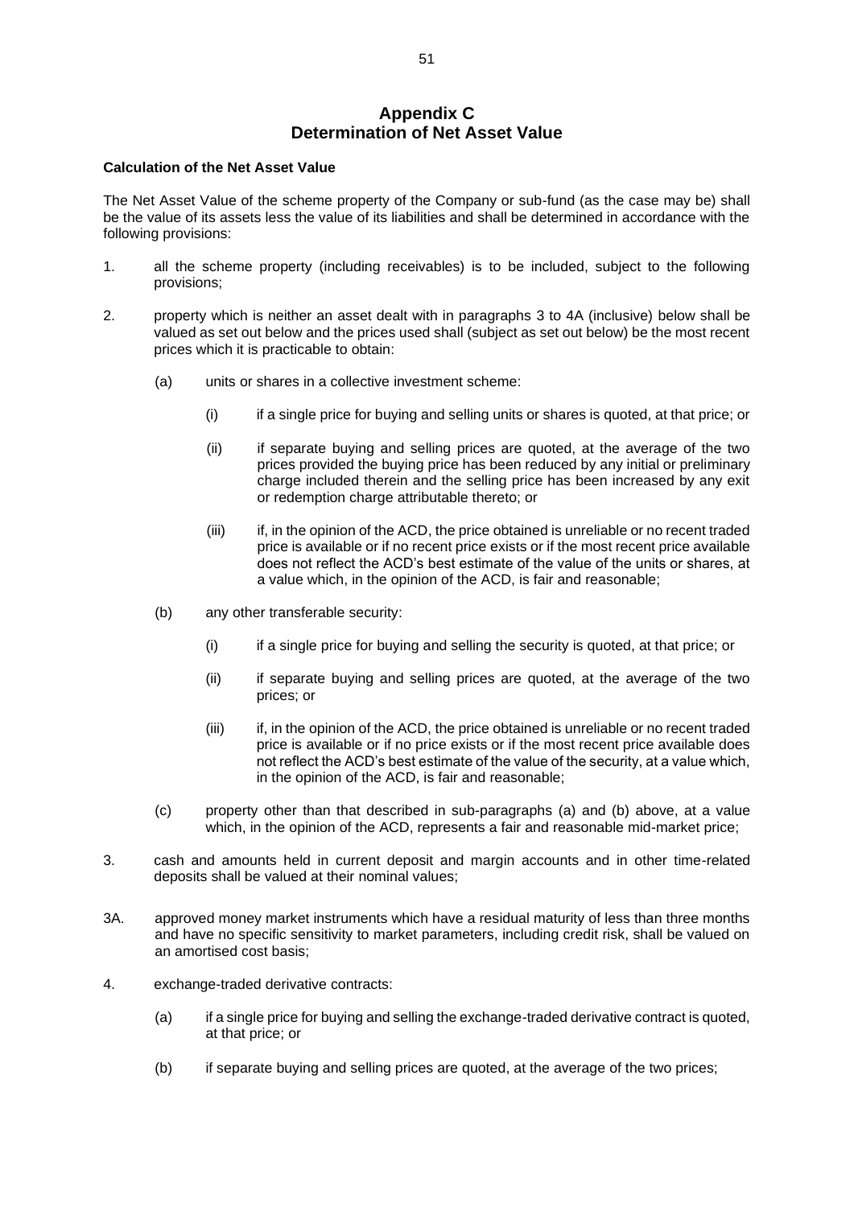# Appendix C
# Determination of Net Asset Value

**Calculation of the Net Asset Value**

The Net Asset Value of the scheme property of the Company or sub-fund (as the case may be) shall be the value of its assets less the value of its liabilities and shall be determined in accordance with the following provisions:

1. all the scheme property (including receivables) is to be included, subject to the following provisions;

2. property which is neither an asset dealt with in paragraphs 3 to 4A (inclusive) below shall be valued as set out below and the prices used shall (subject as set out below) be the most recent prices which it is practicable to obtain:

   (a) units or shares in a collective investment scheme:

      (i) if a single price for buying and selling units or shares is quoted, at that price; or

      (ii) if separate buying and selling prices are quoted, at the average of the two prices provided the buying price has been reduced by any initial or preliminary charge included therein and the selling price has been increased by any exit or redemption charge attributable thereto; or

      (iii) if, in the opinion of the ACD, the price obtained is unreliable or no recent traded price is available or if no recent price exists or if the most recent price available does not reflect the ACD's best estimate of the value of the units or shares, at a value which, in the opinion of the ACD, is fair and reasonable;

   (b) any other transferable security:

      (i) if a single price for buying and selling the security is quoted, at that price; or

      (ii) if separate buying and selling prices are quoted, at the average of the two prices; or

      (iii) if, in the opinion of the ACD, the price obtained is unreliable or no recent traded price is available or if no price exists or if the most recent price available does not reflect the ACD's best estimate of the value of the security, at a value which, in the opinion of the ACD, is fair and reasonable;

   (c) property other than that described in sub-paragraphs (a) and (b) above, at a value which, in the opinion of the ACD, represents a fair and reasonable mid-market price;

3. cash and amounts held in current deposit and margin accounts and in other time-related deposits shall be valued at their nominal values;

3A. approved money market instruments which have a residual maturity of less than three months and have no specific sensitivity to market parameters, including credit risk, shall be valued on an amortised cost basis;

4. exchange-traded derivative contracts:

   (a) if a single price for buying and selling the exchange-traded derivative contract is quoted, at that price; or

   (b) if separate buying and selling prices are quoted, at the average of the two prices;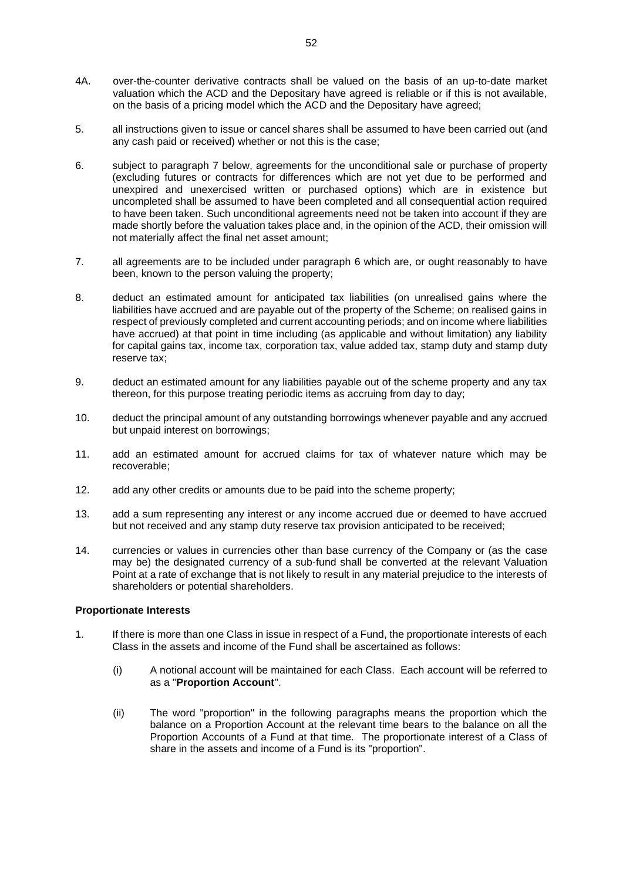4A. over-the-counter derivative contracts shall be valued on the basis of an up-to-date market valuation which the ACD and the Depositary have agreed is reliable or if this is not available, on the basis of a pricing model which the ACD and the Depositary have agreed;

5. all instructions given to issue or cancel shares shall be assumed to have been carried out (and any cash paid or received) whether or not this is the case;

6. subject to paragraph 7 below, agreements for the unconditional sale or purchase of property (excluding futures or contracts for differences which are not yet due to be performed and unexpired and unexercised written or purchased options) which are in existence but uncompleted shall be assumed to have been completed and all consequential action required to have been taken. Such unconditional agreements need not be taken into account if they are made shortly before the valuation takes place and, in the opinion of the ACD, their omission will not materially affect the final net asset amount;

7. all agreements are to be included under paragraph 6 which are, or ought reasonably to have been, known to the person valuing the property;

8. deduct an estimated amount for anticipated tax liabilities (on unrealised gains where the liabilities have accrued and are payable out of the property of the Scheme; on realised gains in respect of previously completed and current accounting periods; and on income where liabilities have accrued) at that point in time including (as applicable and without limitation) any liability for capital gains tax, income tax, corporation tax, value added tax, stamp duty and stamp duty reserve tax;

9. deduct an estimated amount for any liabilities payable out of the scheme property and any tax thereon, for this purpose treating periodic items as accruing from day to day;

10. deduct the principal amount of any outstanding borrowings whenever payable and any accrued but unpaid interest on borrowings;

11. add an estimated amount for accrued claims for tax of whatever nature which may be recoverable;

12. add any other credits or amounts due to be paid into the scheme property;

13. add a sum representing any interest or any income accrued due or deemed to have accrued but not received and any stamp duty reserve tax provision anticipated to be received;

14. currencies or values in currencies other than base currency of the Company or (as the case may be) the designated currency of a sub-fund shall be converted at the relevant Valuation Point at a rate of exchange that is not likely to result in any material prejudice to the interests of shareholders or potential shareholders.

**Proportionate Interests**

1. If there is more than one Class in issue in respect of a Fund, the proportionate interests of each Class in the assets and income of the Fund shall be ascertained as follows:

   (i) A notional account will be maintained for each Class. Each account will be referred to as a "**Proportion Account**".

   (ii) The word "proportion" in the following paragraphs means the proportion which the balance on a Proportion Account at the relevant time bears to the balance on all the Proportion Accounts of a Fund at that time. The proportionate interest of a Class of share in the assets and income of a Fund is its "proportion".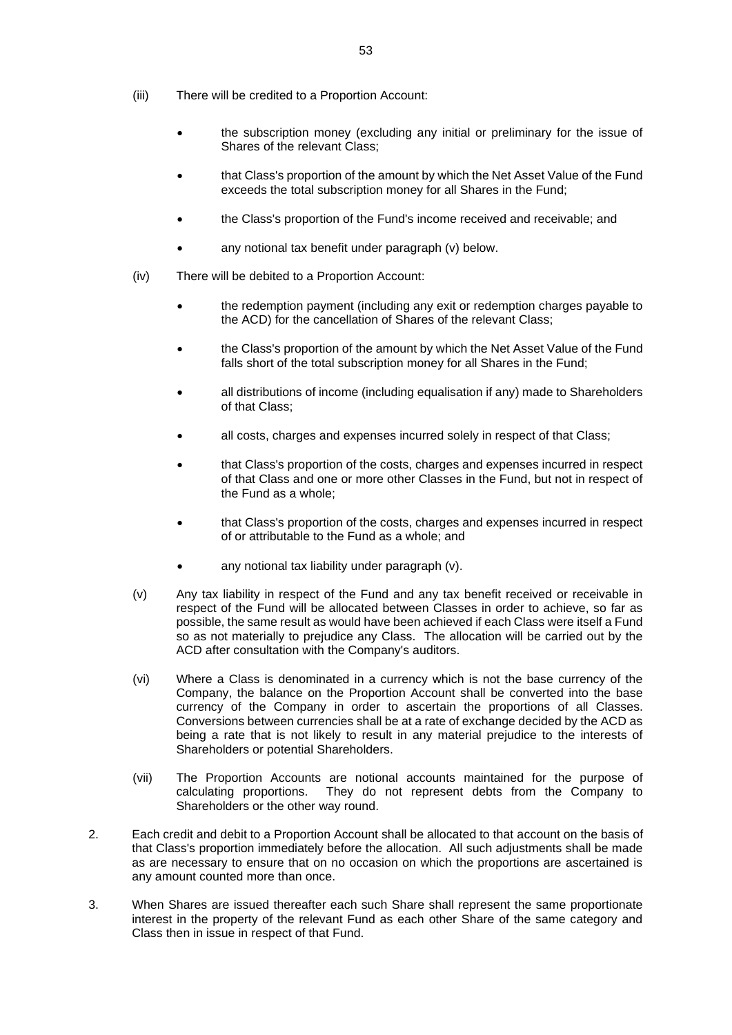(iii) There will be credited to a Proportion Account:

- the subscription money (excluding any initial or preliminary for the issue of Shares of the relevant Class;
- that Class's proportion of the amount by which the Net Asset Value of the Fund exceeds the total subscription money for all Shares in the Fund;
- the Class's proportion of the Fund's income received and receivable; and
- any notional tax benefit under paragraph (v) below.

(iv) There will be debited to a Proportion Account:

- the redemption payment (including any exit or redemption charges payable to the ACD) for the cancellation of Shares of the relevant Class;
- the Class's proportion of the amount by which the Net Asset Value of the Fund falls short of the total subscription money for all Shares in the Fund;
- all distributions of income (including equalisation if any) made to Shareholders of that Class;
- all costs, charges and expenses incurred solely in respect of that Class;
- that Class's proportion of the costs, charges and expenses incurred in respect of that Class and one or more other Classes in the Fund, but not in respect of the Fund as a whole;
- that Class's proportion of the costs, charges and expenses incurred in respect of or attributable to the Fund as a whole; and
- any notional tax liability under paragraph (v).

(v) Any tax liability in respect of the Fund and any tax benefit received or receivable in respect of the Fund will be allocated between Classes in order to achieve, so far as possible, the same result as would have been achieved if each Class were itself a Fund so as not materially to prejudice any Class. The allocation will be carried out by the ACD after consultation with the Company's auditors.

(vi) Where a Class is denominated in a currency which is not the base currency of the Company, the balance on the Proportion Account shall be converted into the base currency of the Company in order to ascertain the proportions of all Classes. Conversions between currencies shall be at a rate of exchange decided by the ACD as being a rate that is not likely to result in any material prejudice to the interests of Shareholders or potential Shareholders.

(vii) The Proportion Accounts are notional accounts maintained for the purpose of calculating proportions. They do not represent debts from the Company to Shareholders or the other way round.

2. Each credit and debit to a Proportion Account shall be allocated to that account on the basis of that Class's proportion immediately before the allocation. All such adjustments shall be made as are necessary to ensure that on no occasion on which the proportions are ascertained is any amount counted more than once.

3. When Shares are issued thereafter each such Share shall represent the same proportionate interest in the property of the relevant Fund as each other Share of the same category and Class then in issue in respect of that Fund.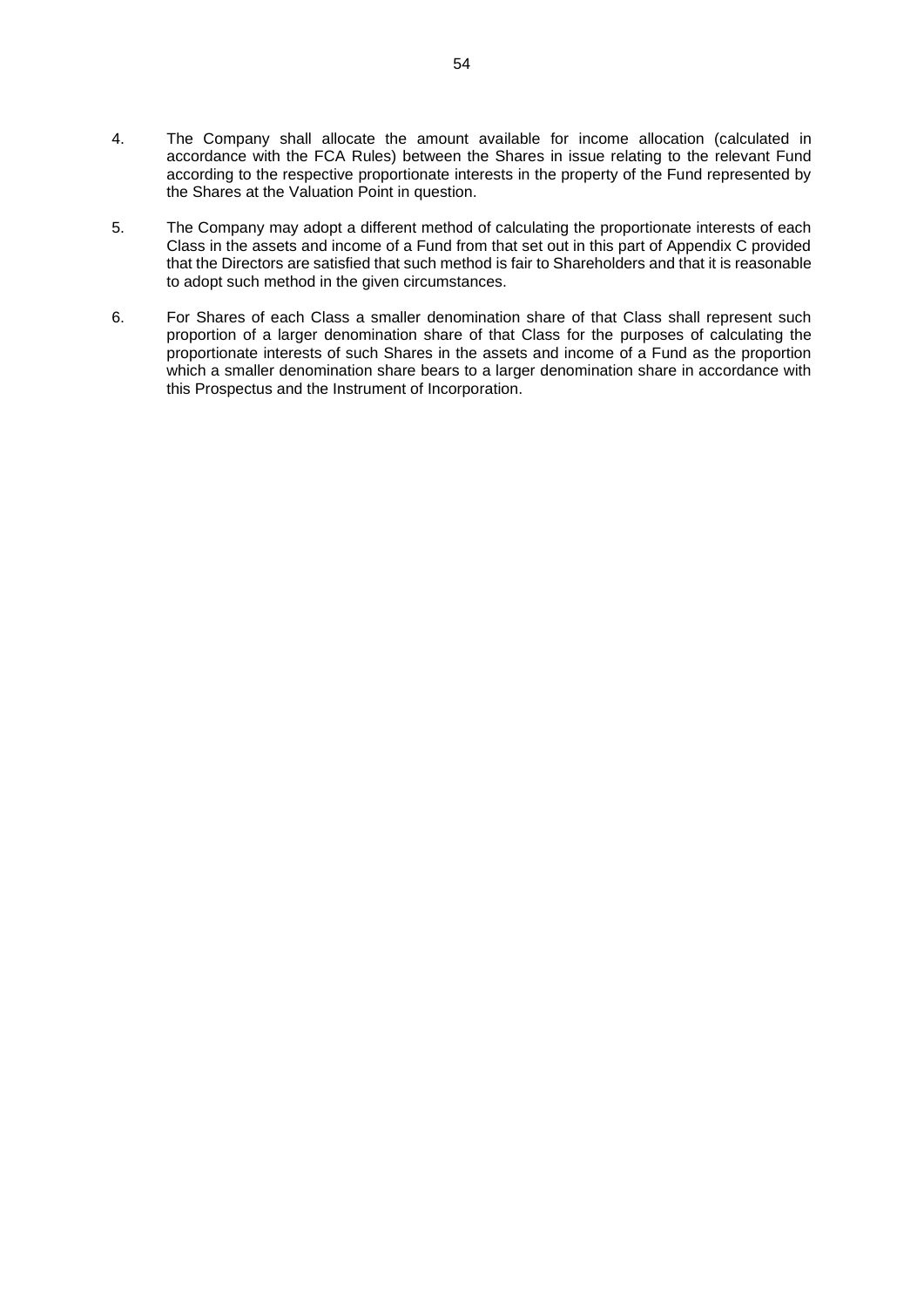4. The Company shall allocate the amount available for income allocation (calculated in accordance with the FCA Rules) between the Shares in issue relating to the relevant Fund according to the respective proportionate interests in the property of the Fund represented by the Shares at the Valuation Point in question.

5. The Company may adopt a different method of calculating the proportionate interests of each Class in the assets and income of a Fund from that set out in this part of Appendix C provided that the Directors are satisfied that such method is fair to Shareholders and that it is reasonable to adopt such method in the given circumstances.

6. For Shares of each Class a smaller denomination share of that Class shall represent such proportion of a larger denomination share of that Class for the purposes of calculating the proportionate interests of such Shares in the assets and income of a Fund as the proportion which a smaller denomination share bears to a larger denomination share in accordance with this Prospectus and the Instrument of Incorporation.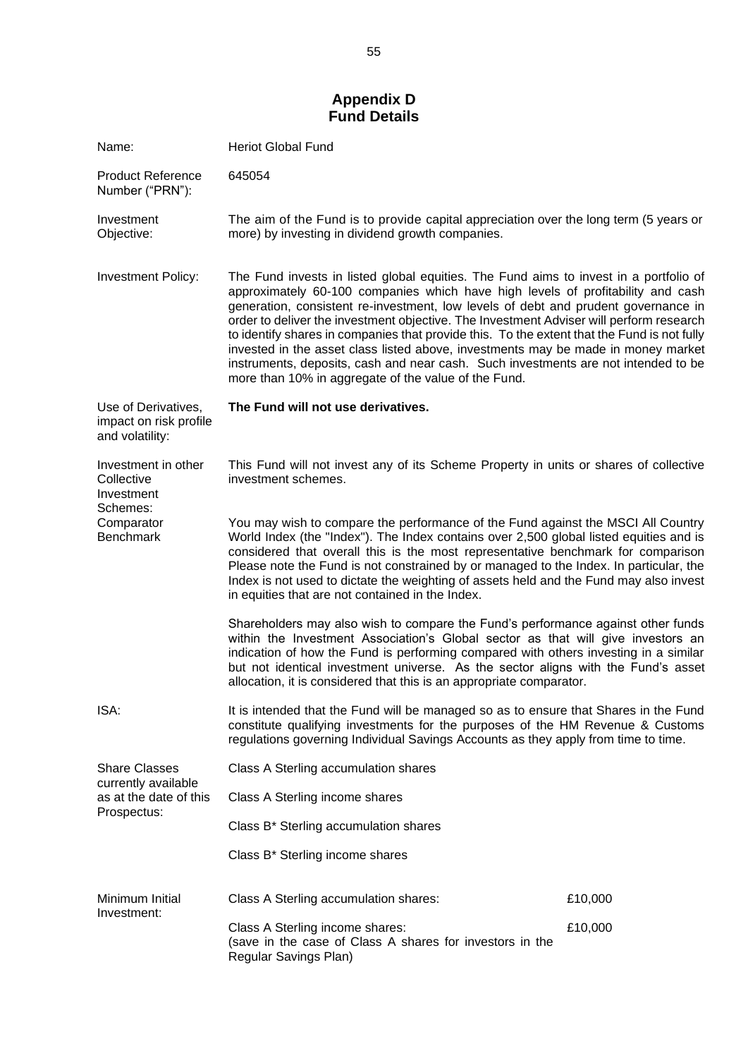# Appendix D
# Fund Details

| | |
|---|---|
| Name: | Heriot Global Fund |
| Product Reference Number ("PRN"): | 645054 |
| Investment Objective: | The aim of the Fund is to provide capital appreciation over the long term (5 years or more) by investing in dividend growth companies. |
| Investment Policy: | The Fund invests in listed global equities. The Fund aims to invest in a portfolio of approximately 60-100 companies which have high levels of profitability and cash generation, consistent re-investment, low levels of debt and prudent governance in order to deliver the investment objective. The Investment Adviser will perform research to identify shares in companies that provide this. To the extent that the Fund is not fully invested in the asset class listed above, investments may be made in money market instruments, deposits, cash and near cash. Such investments are not intended to be more than 10% in aggregate of the value of the Fund. |
| Use of Derivatives, impact on risk profile and volatility: | **The Fund will not use derivatives.** |
| Investment in other Collective Investment Schemes: | This Fund will not invest any of its Scheme Property in units or shares of collective investment schemes. |
| Comparator Benchmark | You may wish to compare the performance of the Fund against the MSCI All Country World Index (the "Index"). The Index contains over 2,500 global listed equities and is considered that overall this is the most representative benchmark for comparison Please note the Fund is not constrained by or managed to the Index. In particular, the Index is not used to dictate the weighting of assets held and the Fund may also invest in equities that are not contained in the Index.<br><br>Shareholders may also wish to compare the Fund's performance against other funds within the Investment Association's Global sector as that will give investors an indication of how the Fund is performing compared with others investing in a similar but not identical investment universe. As the sector aligns with the Fund's asset allocation, it is considered that this is an appropriate comparator. |
| ISA: | It is intended that the Fund will be managed so as to ensure that Shares in the Fund constitute qualifying investments for the purposes of the HM Revenue & Customs regulations governing Individual Savings Accounts as they apply from time to time. |
| Share Classes currently available as at the date of this Prospectus: | Class A Sterling accumulation shares<br><br>Class A Sterling income shares<br><br>Class B* Sterling accumulation shares<br><br>Class B* Sterling income shares |

| | | |
|---|---|---|
| Minimum Initial Investment: | Class A Sterling accumulation shares: | £10,000 |
| | Class A Sterling income shares:<br>(save in the case of Class A shares for investors in the Regular Savings Plan) | £10,000 |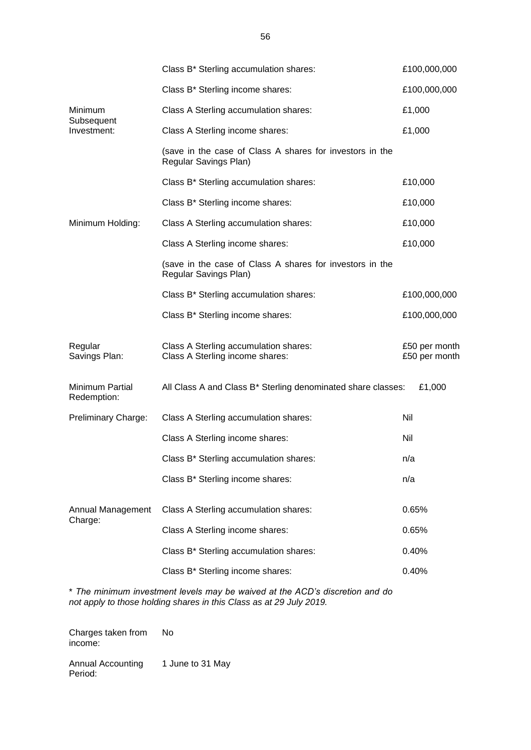| | | |
|---|---|---|
| | Class B* Sterling accumulation shares: | £100,000,000 |
| | Class B* Sterling income shares: | £100,000,000 |
| Minimum Subsequent Investment: | Class A Sterling accumulation shares: | £1,000 |
| | Class A Sterling income shares: | £1,000 |
| | (save in the case of Class A shares for investors in the Regular Savings Plan) | |
| | Class B* Sterling accumulation shares: | £10,000 |
| | Class B* Sterling income shares: | £10,000 |
| Minimum Holding: | Class A Sterling accumulation shares: | £10,000 |
| | Class A Sterling income shares: | £10,000 |
| | (save in the case of Class A shares for investors in the Regular Savings Plan) | |
| | Class B* Sterling accumulation shares: | £100,000,000 |
| | Class B* Sterling income shares: | £100,000,000 |
| Regular Savings Plan: | Class A Sterling accumulation shares:<br>Class A Sterling income shares: | £50 per month<br>£50 per month |
| Minimum Partial Redemption: | All Class A and Class B* Sterling denominated share classes: | £1,000 |
| Preliminary Charge: | Class A Sterling accumulation shares: | Nil |
| | Class A Sterling income shares: | Nil |
| | Class B* Sterling accumulation shares: | n/a |
| | Class B* Sterling income shares: | n/a |
| Annual Management Charge: | Class A Sterling accumulation shares: | 0.65% |
| | Class A Sterling income shares: | 0.65% |
| | Class B* Sterling accumulation shares: | 0.40% |
| | Class B* Sterling income shares: | 0.40% |

*\* The minimum investment levels may be waived at the ACD's discretion and do not apply to those holding shares in this Class as at 29 July 2019.*

| | |
|---|---|
| Charges taken from income: | No |
| Annual Accounting Period: | 1 June to 31 May |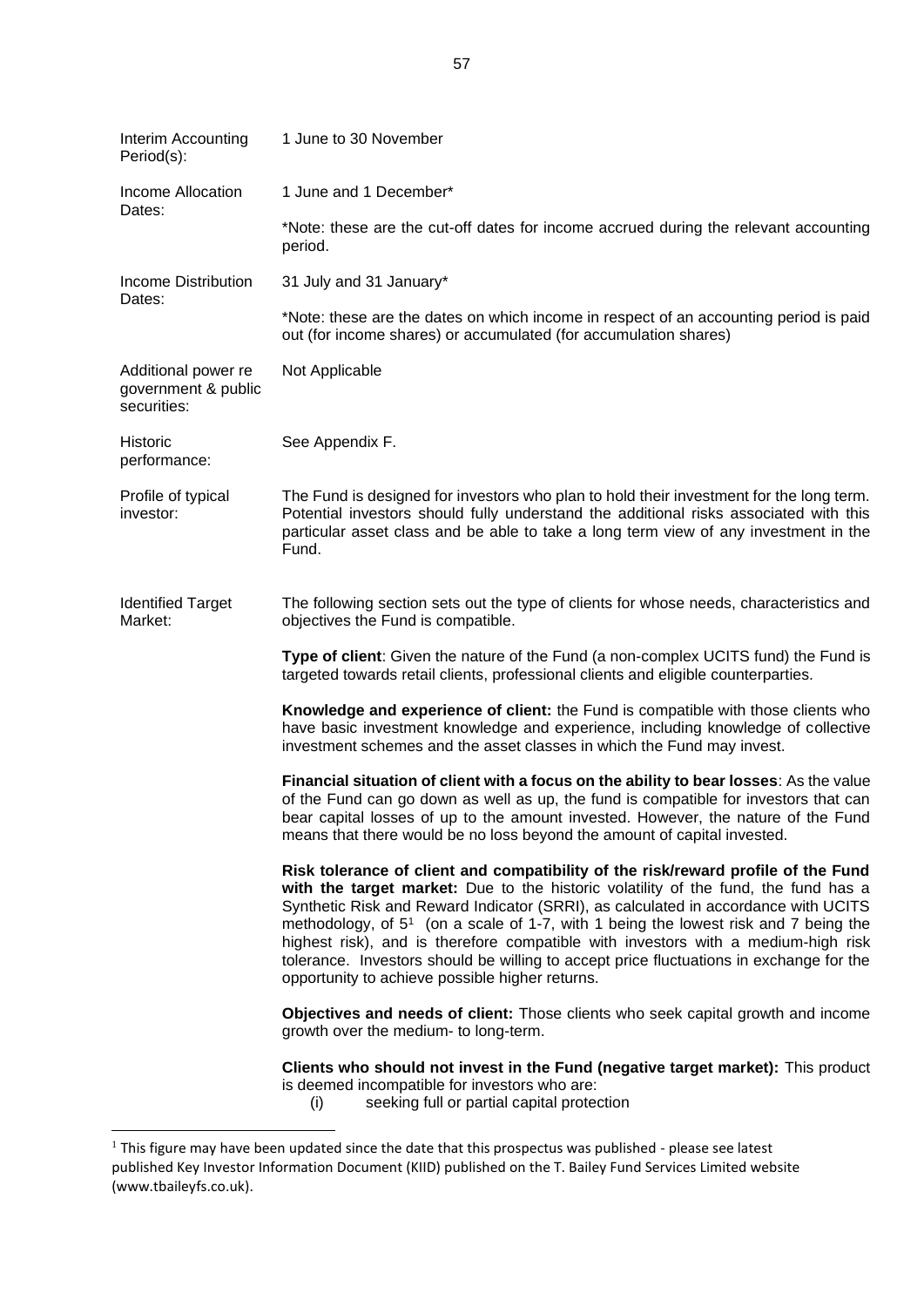| | |
|---|---|
| Interim Accounting Period(s): | 1 June to 30 November |
| Income Allocation Dates: | 1 June and 1 December*<br><br>*Note: these are the cut-off dates for income accrued during the relevant accounting period. |
| Income Distribution Dates: | 31 July and 31 January*<br><br>*Note: these are the dates on which income in respect of an accounting period is paid out (for income shares) or accumulated (for accumulation shares) |
| Additional power re government & public securities: | Not Applicable |
| Historic performance: | See Appendix F. |
| Profile of typical investor: | The Fund is designed for investors who plan to hold their investment for the long term. Potential investors should fully understand the additional risks associated with this particular asset class and be able to take a long term view of any investment in the Fund. |
| Identified Target Market: | The following section sets out the type of clients for whose needs, characteristics and objectives the Fund is compatible.<br><br>**Type of client**: Given the nature of the Fund (a non-complex UCITS fund) the Fund is targeted towards retail clients, professional clients and eligible counterparties.<br><br>**Knowledge and experience of client:** the Fund is compatible with those clients who have basic investment knowledge and experience, including knowledge of collective investment schemes and the asset classes in which the Fund may invest.<br><br>**Financial situation of client with a focus on the ability to bear losses**: As the value of the Fund can go down as well as up, the fund is compatible for investors that can bear capital losses of up to the amount invested. However, the nature of the Fund means that there would be no loss beyond the amount of capital invested.<br><br>**Risk tolerance of client and compatibility of the risk/reward profile of the Fund with the target market:** Due to the historic volatility of the fund, the fund has a Synthetic Risk and Reward Indicator (SRRI), as calculated in accordance with UCITS methodology, of 5[1] (on a scale of 1-7, with 1 being the lowest risk and 7 being the highest risk), and is therefore compatible with investors with a medium-high risk tolerance. Investors should be willing to accept price fluctuations in exchange for the opportunity to achieve possible higher returns.<br><br>**Objectives and needs of client:** Those clients who seek capital growth and income growth over the medium- to long-term.<br><br>**Clients who should not invest in the Fund (negative target market):** This product is deemed incompatible for investors who are:<br>(i) seeking full or partial capital protection |

[1] This figure may have been updated since the date that this prospectus was published - please see latest published Key Investor Information Document (KIID) published on the T. Bailey Fund Services Limited website (www.tbaileyfs.co.uk).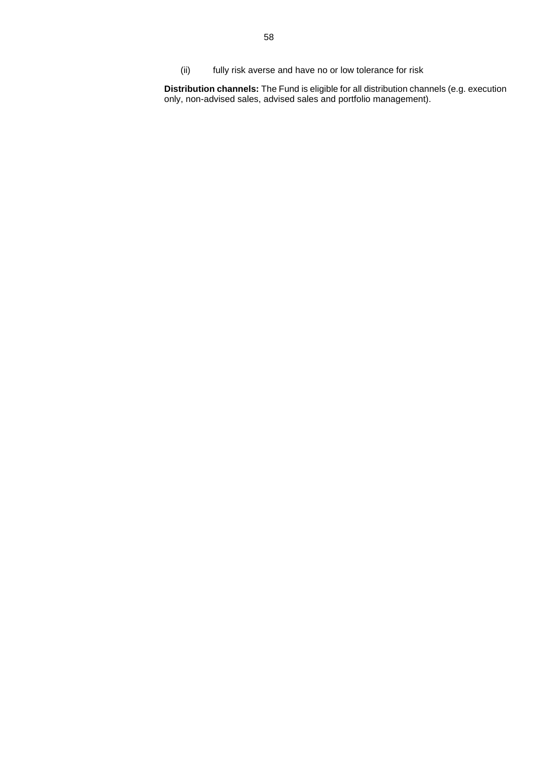(ii) fully risk averse and have no or low tolerance for risk

**Distribution channels:** The Fund is eligible for all distribution channels (e.g. execution only, non-advised sales, advised sales and portfolio management).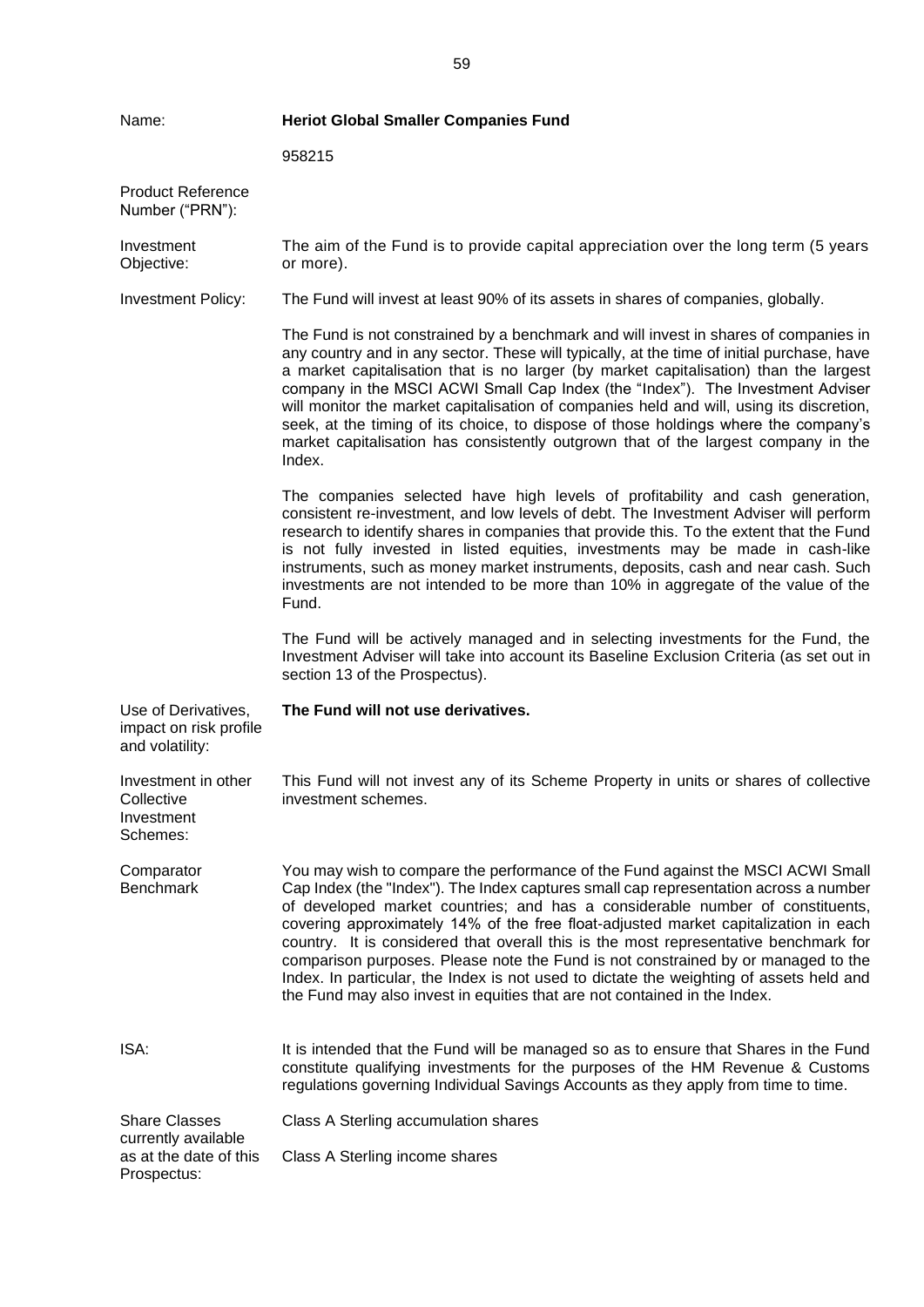| | |
|---|---|
| Name: | **Heriot Global Smaller Companies Fund** |
| Product Reference Number ("PRN"): | 958215 |
| Investment Objective: | The aim of the Fund is to provide capital appreciation over the long term (5 years or more). |
| Investment Policy: | The Fund will invest at least 90% of its assets in shares of companies, globally.<br><br>The Fund is not constrained by a benchmark and will invest in shares of companies in any country and in any sector. These will typically, at the time of initial purchase, have a market capitalisation that is no larger (by market capitalisation) than the largest company in the MSCI ACWI Small Cap Index (the "Index"). The Investment Adviser will monitor the market capitalisation of companies held and will, using its discretion, seek, at the timing of its choice, to dispose of those holdings where the company's market capitalisation has consistently outgrown that of the largest company in the Index.<br><br>The companies selected have high levels of profitability and cash generation, consistent re-investment, and low levels of debt. The Investment Adviser will perform research to identify shares in companies that provide this. To the extent that the Fund is not fully invested in listed equities, investments may be made in cash-like instruments, such as money market instruments, deposits, cash and near cash. Such investments are not intended to be more than 10% in aggregate of the value of the Fund.<br><br>The Fund will be actively managed and in selecting investments for the Fund, the Investment Adviser will take into account its Baseline Exclusion Criteria (as set out in section 13 of the Prospectus). |
| Use of Derivatives, impact on risk profile and volatility: | **The Fund will not use derivatives.** |
| Investment in other Collective Investment Schemes: | This Fund will not invest any of its Scheme Property in units or shares of collective investment schemes. |
| Comparator Benchmark | You may wish to compare the performance of the Fund against the MSCI ACWI Small Cap Index (the "Index"). The Index captures small cap representation across a number of developed market countries; and has a considerable number of constituents, covering approximately 14% of the free float-adjusted market capitalization in each country. It is considered that overall this is the most representative benchmark for comparison purposes. Please note the Fund is not constrained by or managed to the Index. In particular, the Index is not used to dictate the weighting of assets held and the Fund may also invest in equities that are not contained in the Index. |
| ISA: | It is intended that the Fund will be managed so as to ensure that Shares in the Fund constitute qualifying investments for the purposes of the HM Revenue & Customs regulations governing Individual Savings Accounts as they apply from time to time. |
| Share Classes currently available as at the date of this Prospectus: | Class A Sterling accumulation shares<br><br>Class A Sterling income shares |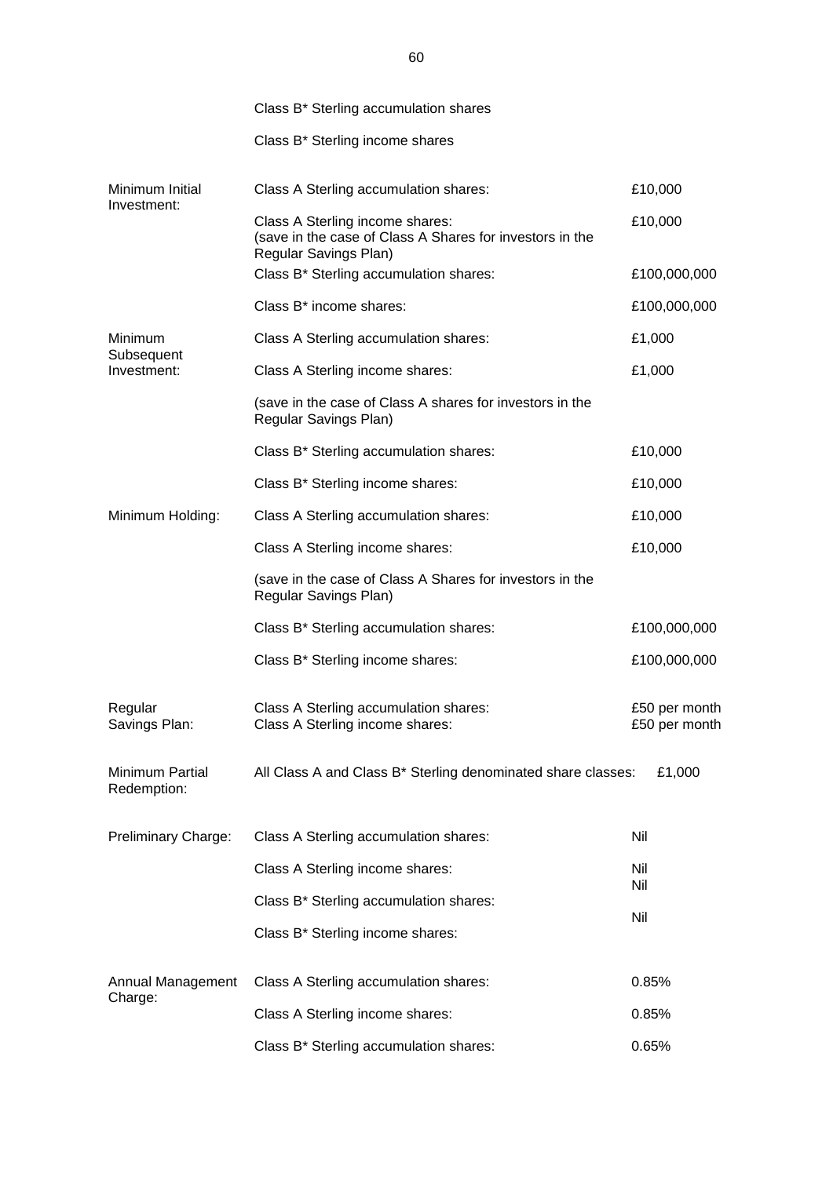| | | |
|---|---|---|
| | Class B* Sterling accumulation shares | |
| | Class B* Sterling income shares | |
| Minimum Initial Investment: | Class A Sterling accumulation shares: | £10,000 |
| | Class A Sterling income shares: (save in the case of Class A Shares for investors in the Regular Savings Plan) | £10,000 |
| | Class B* Sterling accumulation shares: | £100,000,000 |
| | Class B* income shares: | £100,000,000 |
| Minimum Subsequent Investment: | Class A Sterling accumulation shares: | £1,000 |
| | Class A Sterling income shares: | £1,000 |
| | (save in the case of Class A shares for investors in the Regular Savings Plan) | |
| | Class B* Sterling accumulation shares: | £10,000 |
| | Class B* Sterling income shares: | £10,000 |
| Minimum Holding: | Class A Sterling accumulation shares: | £10,000 |
| | Class A Sterling income shares: | £10,000 |
| | (save in the case of Class A Shares for investors in the Regular Savings Plan) | |
| | Class B* Sterling accumulation shares: | £100,000,000 |
| | Class B* Sterling income shares: | £100,000,000 |
| Regular Savings Plan: | Class A Sterling accumulation shares: | £50 per month |
| | Class A Sterling income shares: | £50 per month |
| Minimum Partial Redemption: | All Class A and Class B* Sterling denominated share classes: | £1,000 |
| Preliminary Charge: | Class A Sterling accumulation shares: | Nil |
| | Class A Sterling income shares: | Nil |
| | Class B* Sterling accumulation shares: | Nil |
| | Class B* Sterling income shares: | Nil |
| Annual Management Charge: | Class A Sterling accumulation shares: | 0.85% |
| | Class A Sterling income shares: | 0.85% |
| | Class B* Sterling accumulation shares: | 0.65% |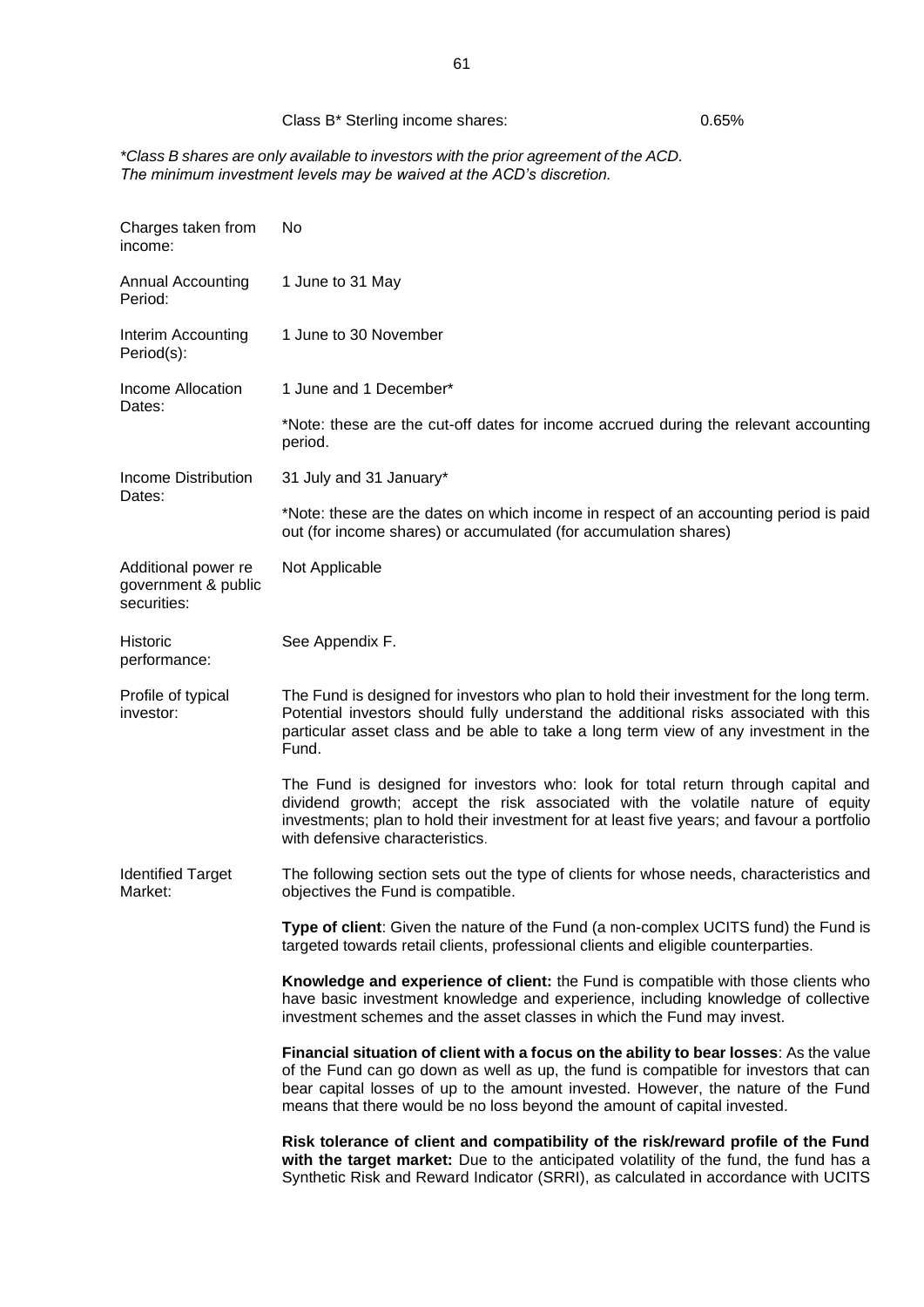| | |
|---|---|
| Class B* Sterling income shares: | 0.65% |

*\*Class B shares are only available to investors with the prior agreement of the ACD.*
*The minimum investment levels may be waived at the ACD's discretion.*

| | |
|---|---|
| Charges taken from income: | No |
| Annual Accounting Period: | 1 June to 31 May |
| Interim Accounting Period(s): | 1 June to 30 November |
| Income Allocation Dates: | 1 June and 1 December*<br><br>*Note: these are the cut-off dates for income accrued during the relevant accounting period. |
| Income Distribution Dates: | 31 July and 31 January*<br><br>*Note: these are the dates on which income in respect of an accounting period is paid out (for income shares) or accumulated (for accumulation shares) |
| Additional power re government & public securities: | Not Applicable |
| Historic performance: | See Appendix F. |
| Profile of typical investor: | The Fund is designed for investors who plan to hold their investment for the long term. Potential investors should fully understand the additional risks associated with this particular asset class and be able to take a long term view of any investment in the Fund.<br><br>The Fund is designed for investors who: look for total return through capital and dividend growth; accept the risk associated with the volatile nature of equity investments; plan to hold their investment for at least five years; and favour a portfolio with defensive characteristics. |
| Identified Target Market: | The following section sets out the type of clients for whose needs, characteristics and objectives the Fund is compatible.<br><br>**Type of client**: Given the nature of the Fund (a non-complex UCITS fund) the Fund is targeted towards retail clients, professional clients and eligible counterparties.<br><br>**Knowledge and experience of client:** the Fund is compatible with those clients who have basic investment knowledge and experience, including knowledge of collective investment schemes and the asset classes in which the Fund may invest.<br><br>**Financial situation of client with a focus on the ability to bear losses**: As the value of the Fund can go down as well as up, the fund is compatible for investors that can bear capital losses of up to the amount invested. However, the nature of the Fund means that there would be no loss beyond the amount of capital invested.<br><br>**Risk tolerance of client and compatibility of the risk/reward profile of the Fund with the target market:** Due to the anticipated volatility of the fund, the fund has a Synthetic Risk and Reward Indicator (SRRI), as calculated in accordance with UCITS |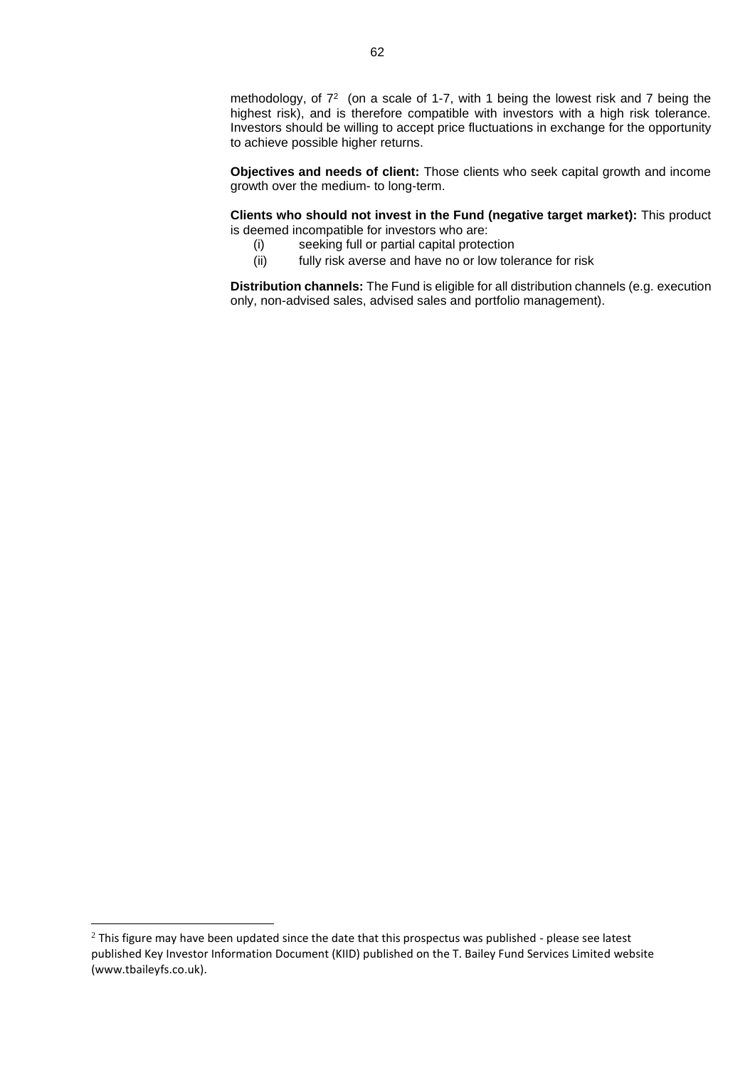methodology, of 7[2] (on a scale of 1-7, with 1 being the lowest risk and 7 being the highest risk), and is therefore compatible with investors with a high risk tolerance. Investors should be willing to accept price fluctuations in exchange for the opportunity to achieve possible higher returns.

**Objectives and needs of client:** Those clients who seek capital growth and income growth over the medium- to long-term.

**Clients who should not invest in the Fund (negative target market):** This product is deemed incompatible for investors who are:

(i) seeking full or partial capital protection

(ii) fully risk averse and have no or low tolerance for risk

**Distribution channels:** The Fund is eligible for all distribution channels (e.g. execution only, non-advised sales, advised sales and portfolio management).

---

[2] This figure may have been updated since the date that this prospectus was published - please see latest published Key Investor Information Document (KIID) published on the T. Bailey Fund Services Limited website (www.tbaileyfs.co.uk).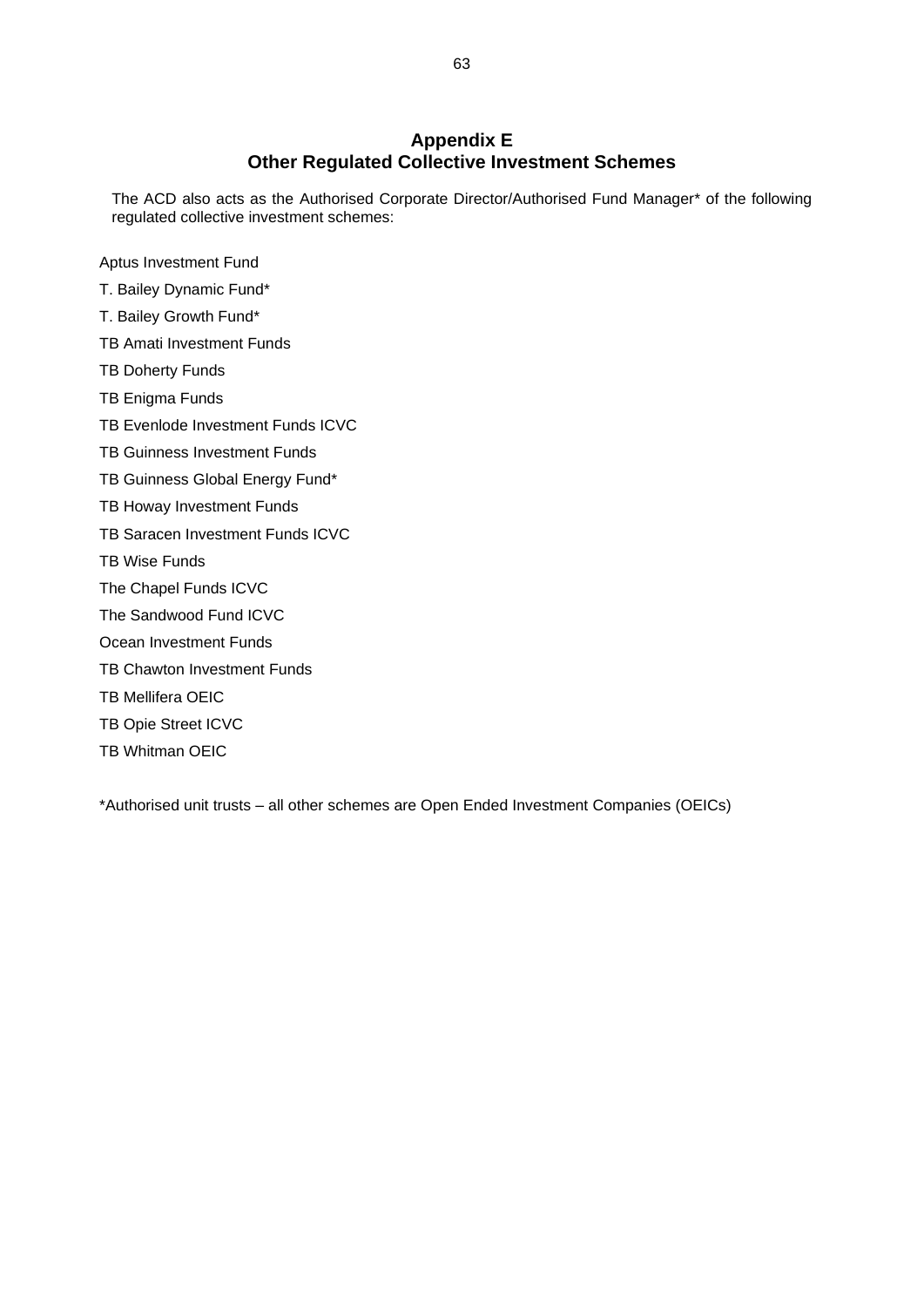# Appendix E
## Other Regulated Collective Investment Schemes

The ACD also acts as the Authorised Corporate Director/Authorised Fund Manager* of the following regulated collective investment schemes:

Aptus Investment Fund

T. Bailey Dynamic Fund*

T. Bailey Growth Fund*

TB Amati Investment Funds

TB Doherty Funds

TB Enigma Funds

TB Evenlode Investment Funds ICVC

TB Guinness Investment Funds

TB Guinness Global Energy Fund*

TB Howay Investment Funds

TB Saracen Investment Funds ICVC

TB Wise Funds

The Chapel Funds ICVC

The Sandwood Fund ICVC

Ocean Investment Funds

TB Chawton Investment Funds

TB Mellifera OEIC

TB Opie Street ICVC

TB Whitman OEIC

*Authorised unit trusts – all other schemes are Open Ended Investment Companies (OEICs)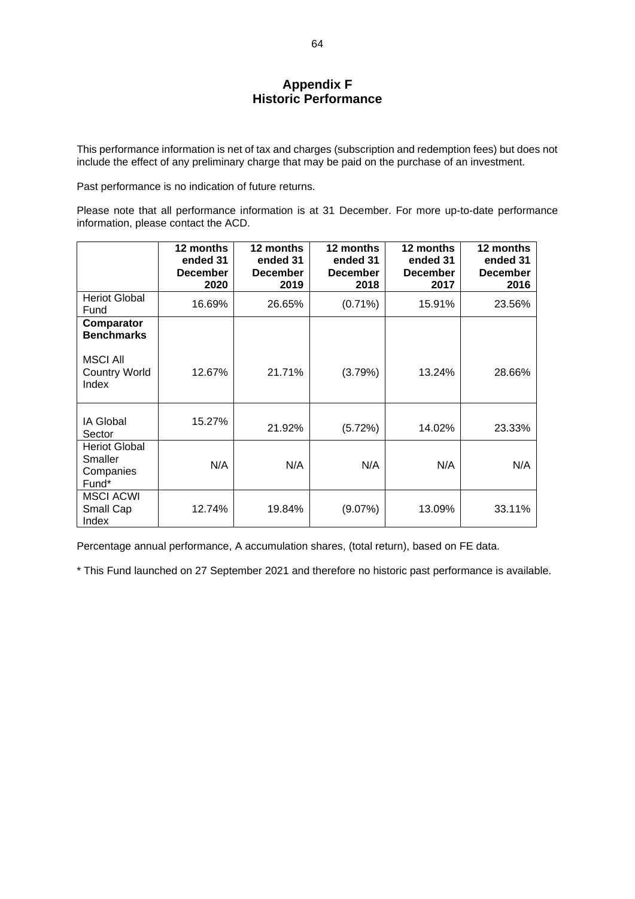# Appendix F
## Historic Performance

This performance information is net of tax and charges (subscription and redemption fees) but does not include the effect of any preliminary charge that may be paid on the purchase of an investment.

Past performance is no indication of future returns.

Please note that all performance information is at 31 December. For more up-to-date performance information, please contact the ACD.

| | **12 months ended 31 December 2020** | **12 months ended 31 December 2019** | **12 months ended 31 December 2018** | **12 months ended 31 December 2017** | **12 months ended 31 December 2016** |
|---|---|---|---|---|---|
| Heriot Global Fund | 16.69% | 26.65% | (0.71%) | 15.91% | 23.56% |
| **Comparator Benchmarks** | | | | | |
| MSCI All Country World Index | 12.67% | 21.71% | (3.79%) | 13.24% | 28.66% |
| IA Global Sector | 15.27% | 21.92% | (5.72%) | 14.02% | 23.33% |
| Heriot Global Smaller Companies Fund* | N/A | N/A | N/A | N/A | N/A |
| MSCI ACWI Small Cap Index | 12.74% | 19.84% | (9.07%) | 13.09% | 33.11% |

Percentage annual performance, A accumulation shares, (total return), based on FE data.

* This Fund launched on 27 September 2021 and therefore no historic past performance is available.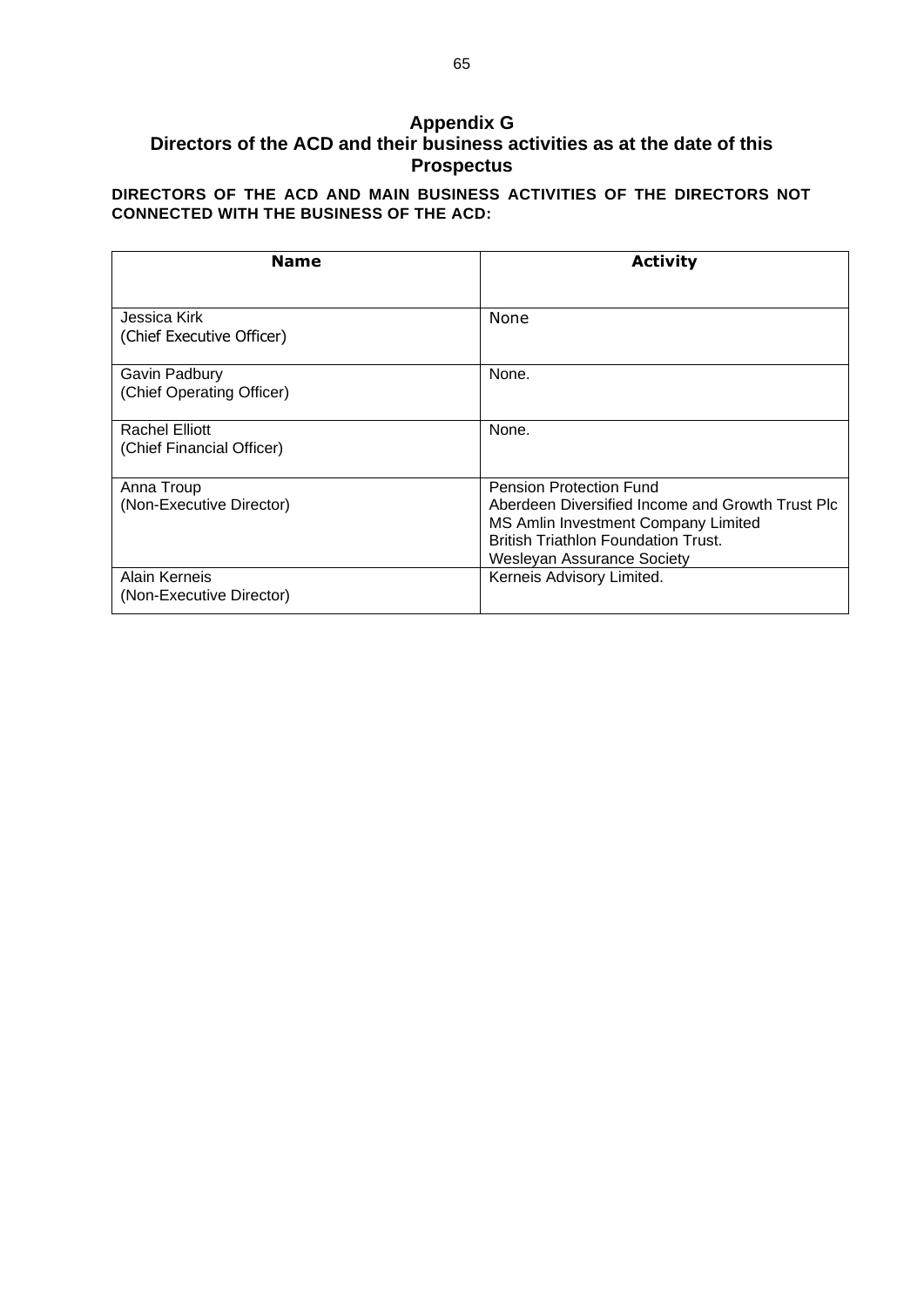# Appendix G
## Directors of the ACD and their business activities as at the date of this Prospectus

**DIRECTORS OF THE ACD AND MAIN BUSINESS ACTIVITIES OF THE DIRECTORS NOT CONNECTED WITH THE BUSINESS OF THE ACD:**

| Name | Activity |
|---|---|
| Jessica Kirk<br>(Chief Executive Officer) | None |
| Gavin Padbury<br>(Chief Operating Officer) | None. |
| Rachel Elliott<br>(Chief Financial Officer) | None. |
| Anna Troup<br>(Non-Executive Director) | Pension Protection Fund<br>Aberdeen Diversified Income and Growth Trust Plc<br>MS Amlin Investment Company Limited<br>British Triathlon Foundation Trust.<br>Wesleyan Assurance Society |
| Alain Kerneis<br>(Non-Executive Director) | Kerneis Advisory Limited. |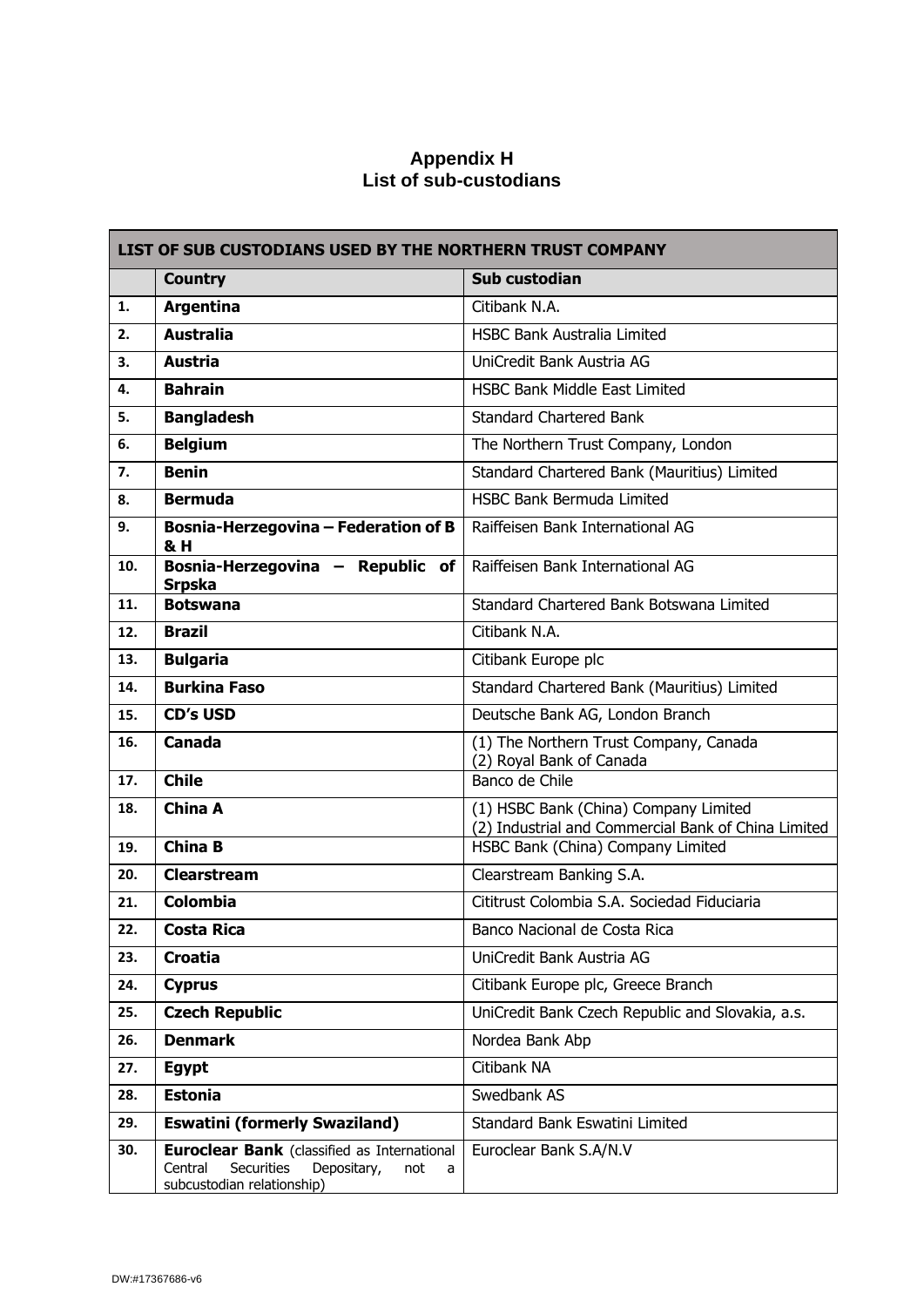# Appendix H
## List of sub-custodians

| LIST OF SUB CUSTODIANS USED BY THE NORTHERN TRUST COMPANY | | |
|---|---|---|
| | **Country** | **Sub custodian** |
| 1. | **Argentina** | Citibank N.A. |
| 2. | **Australia** | HSBC Bank Australia Limited |
| 3. | **Austria** | UniCredit Bank Austria AG |
| 4. | **Bahrain** | HSBC Bank Middle East Limited |
| 5. | **Bangladesh** | Standard Chartered Bank |
| 6. | **Belgium** | The Northern Trust Company, London |
| 7. | **Benin** | Standard Chartered Bank (Mauritius) Limited |
| 8. | **Bermuda** | HSBC Bank Bermuda Limited |
| 9. | **Bosnia-Herzegovina – Federation of B & H** | Raiffeisen Bank International AG |
| 10. | **Bosnia-Herzegovina – Republic of Srpska** | Raiffeisen Bank International AG |
| 11. | **Botswana** | Standard Chartered Bank Botswana Limited |
| 12. | **Brazil** | Citibank N.A. |
| 13. | **Bulgaria** | Citibank Europe plc |
| 14. | **Burkina Faso** | Standard Chartered Bank (Mauritius) Limited |
| 15. | **CD's USD** | Deutsche Bank AG, London Branch |
| 16. | **Canada** | (1) The Northern Trust Company, Canada<br>(2) Royal Bank of Canada |
| 17. | **Chile** | Banco de Chile |
| 18. | **China A** | (1) HSBC Bank (China) Company Limited<br>(2) Industrial and Commercial Bank of China Limited |
| 19. | **China B** | HSBC Bank (China) Company Limited |
| 20. | **Clearstream** | Clearstream Banking S.A. |
| 21. | **Colombia** | Cititrust Colombia S.A. Sociedad Fiduciaria |
| 22. | **Costa Rica** | Banco Nacional de Costa Rica |
| 23. | **Croatia** | UniCredit Bank Austria AG |
| 24. | **Cyprus** | Citibank Europe plc, Greece Branch |
| 25. | **Czech Republic** | UniCredit Bank Czech Republic and Slovakia, a.s. |
| 26. | **Denmark** | Nordea Bank Abp |
| 27. | **Egypt** | Citibank NA |
| 28. | **Estonia** | Swedbank AS |
| 29. | **Eswatini (formerly Swaziland)** | Standard Bank Eswatini Limited |
| 30. | **Euroclear Bank** (classified as International Central Securities Depositary, not a subcustodian relationship) | Euroclear Bank S.A/N.V |

DW:#17367686-v6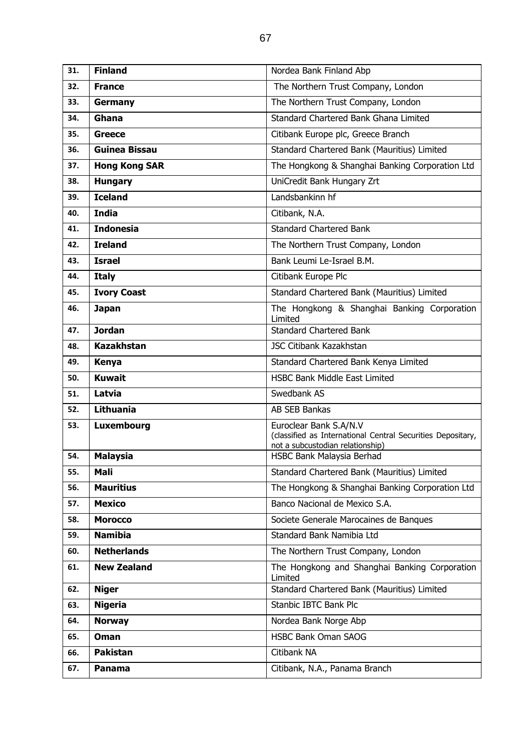| | | |
|---|---|---|
| 31. | **Finland** | Nordea Bank Finland Abp |
| 32. | **France** | The Northern Trust Company, London |
| 33. | **Germany** | The Northern Trust Company, London |
| 34. | **Ghana** | Standard Chartered Bank Ghana Limited |
| 35. | **Greece** | Citibank Europe plc, Greece Branch |
| 36. | **Guinea Bissau** | Standard Chartered Bank (Mauritius) Limited |
| 37. | **Hong Kong SAR** | The Hongkong & Shanghai Banking Corporation Ltd |
| 38. | **Hungary** | UniCredit Bank Hungary Zrt |
| 39. | **Iceland** | Landsbankinn hf |
| 40. | **India** | Citibank, N.A. |
| 41. | **Indonesia** | Standard Chartered Bank |
| 42. | **Ireland** | The Northern Trust Company, London |
| 43. | **Israel** | Bank Leumi Le-Israel B.M. |
| 44. | **Italy** | Citibank Europe Plc |
| 45. | **Ivory Coast** | Standard Chartered Bank (Mauritius) Limited |
| 46. | **Japan** | The Hongkong & Shanghai Banking Corporation Limited |
| 47. | **Jordan** | Standard Chartered Bank |
| 48. | **Kazakhstan** | JSC Citibank Kazakhstan |
| 49. | **Kenya** | Standard Chartered Bank Kenya Limited |
| 50. | **Kuwait** | HSBC Bank Middle East Limited |
| 51. | **Latvia** | Swedbank AS |
| 52. | **Lithuania** | AB SEB Bankas |
| 53. | **Luxembourg** | Euroclear Bank S.A/N.V (classified as International Central Securities Depositary, not a subcustodian relationship) |
| 54. | **Malaysia** | HSBC Bank Malaysia Berhad |
| 55. | **Mali** | Standard Chartered Bank (Mauritius) Limited |
| 56. | **Mauritius** | The Hongkong & Shanghai Banking Corporation Ltd |
| 57. | **Mexico** | Banco Nacional de Mexico S.A. |
| 58. | **Morocco** | Societe Generale Marocaines de Banques |
| 59. | **Namibia** | Standard Bank Namibia Ltd |
| 60. | **Netherlands** | The Northern Trust Company, London |
| 61. | **New Zealand** | The Hongkong and Shanghai Banking Corporation Limited |
| 62. | **Niger** | Standard Chartered Bank (Mauritius) Limited |
| 63. | **Nigeria** | Stanbic IBTC Bank Plc |
| 64. | **Norway** | Nordea Bank Norge Abp |
| 65. | **Oman** | HSBC Bank Oman SAOG |
| 66. | **Pakistan** | Citibank NA |
| 67. | **Panama** | Citibank, N.A., Panama Branch |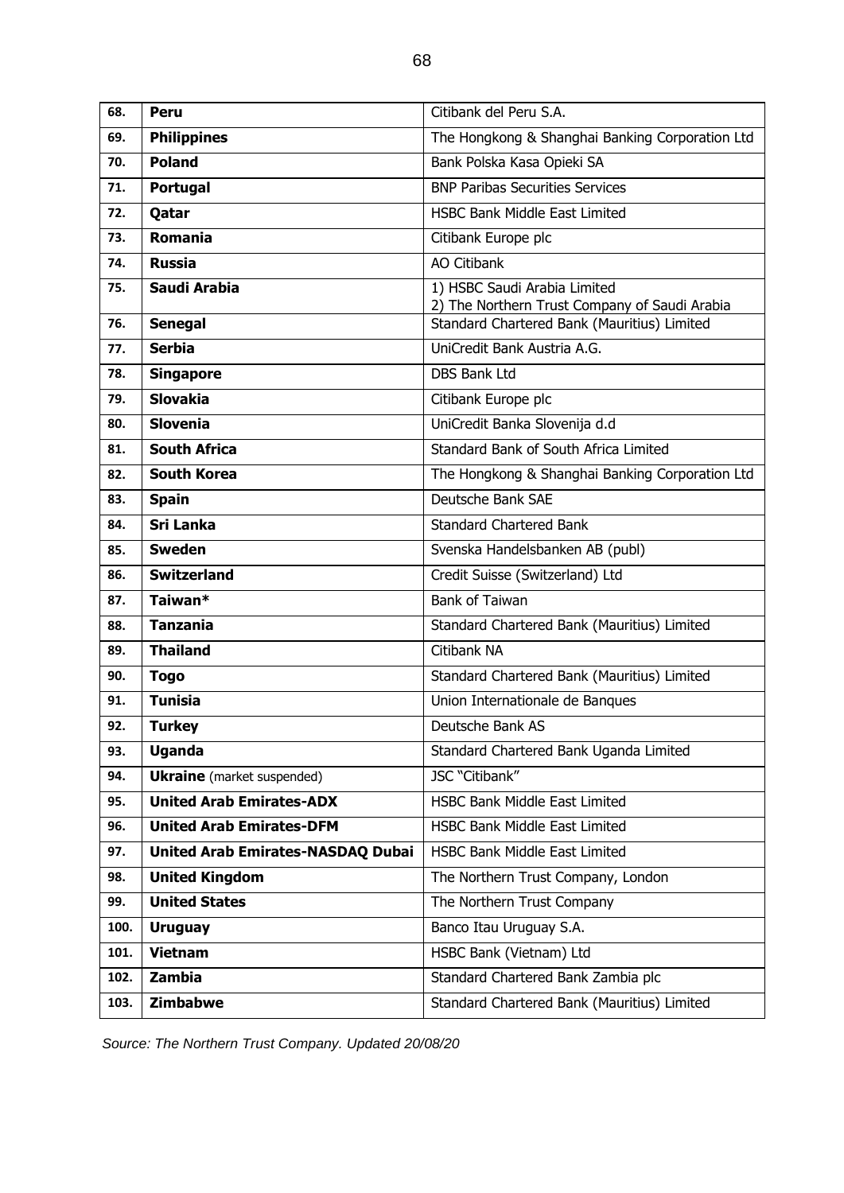| | | |
|---|---|---|
| 68. | **Peru** | Citibank del Peru S.A. |
| 69. | **Philippines** | The Hongkong & Shanghai Banking Corporation Ltd |
| 70. | **Poland** | Bank Polska Kasa Opieki SA |
| 71. | **Portugal** | BNP Paribas Securities Services |
| 72. | **Qatar** | HSBC Bank Middle East Limited |
| 73. | **Romania** | Citibank Europe plc |
| 74. | **Russia** | AO Citibank |
| 75. | **Saudi Arabia** | 1) HSBC Saudi Arabia Limited<br>2) The Northern Trust Company of Saudi Arabia |
| 76. | **Senegal** | Standard Chartered Bank (Mauritius) Limited |
| 77. | **Serbia** | UniCredit Bank Austria A.G. |
| 78. | **Singapore** | DBS Bank Ltd |
| 79. | **Slovakia** | Citibank Europe plc |
| 80. | **Slovenia** | UniCredit Banka Slovenija d.d |
| 81. | **South Africa** | Standard Bank of South Africa Limited |
| 82. | **South Korea** | The Hongkong & Shanghai Banking Corporation Ltd |
| 83. | **Spain** | Deutsche Bank SAE |
| 84. | **Sri Lanka** | Standard Chartered Bank |
| 85. | **Sweden** | Svenska Handelsbanken AB (publ) |
| 86. | **Switzerland** | Credit Suisse (Switzerland) Ltd |
| 87. | **Taiwan*** | Bank of Taiwan |
| 88. | **Tanzania** | Standard Chartered Bank (Mauritius) Limited |
| 89. | **Thailand** | Citibank NA |
| 90. | **Togo** | Standard Chartered Bank (Mauritius) Limited |
| 91. | **Tunisia** | Union Internationale de Banques |
| 92. | **Turkey** | Deutsche Bank AS |
| 93. | **Uganda** | Standard Chartered Bank Uganda Limited |
| 94. | **Ukraine** (market suspended) | JSC "Citibank" |
| 95. | **United Arab Emirates-ADX** | HSBC Bank Middle East Limited |
| 96. | **United Arab Emirates-DFM** | HSBC Bank Middle East Limited |
| 97. | **United Arab Emirates-NASDAQ Dubai** | HSBC Bank Middle East Limited |
| 98. | **United Kingdom** | The Northern Trust Company, London |
| 99. | **United States** | The Northern Trust Company |
| 100. | **Uruguay** | Banco Itau Uruguay S.A. |
| 101. | **Vietnam** | HSBC Bank (Vietnam) Ltd |
| 102. | **Zambia** | Standard Chartered Bank Zambia plc |
| 103. | **Zimbabwe** | Standard Chartered Bank (Mauritius) Limited |

*Source: The Northern Trust Company. Updated 20/08/20*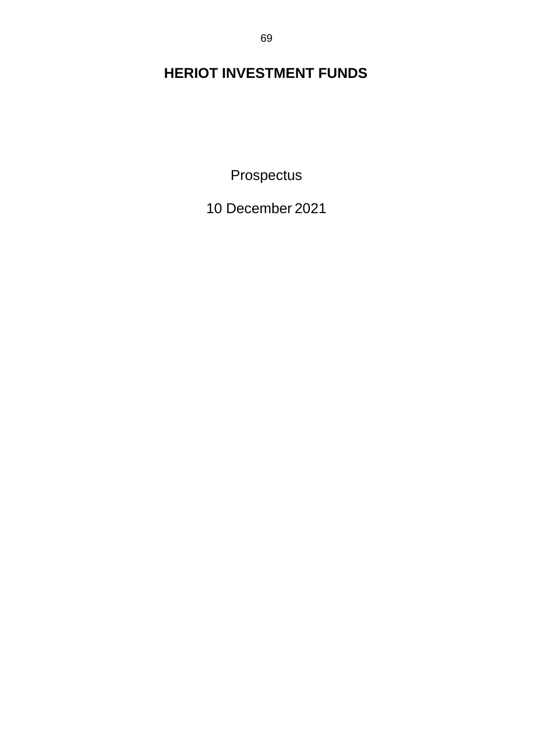# HERIOT INVESTMENT FUNDS

Prospectus

10 December 2021